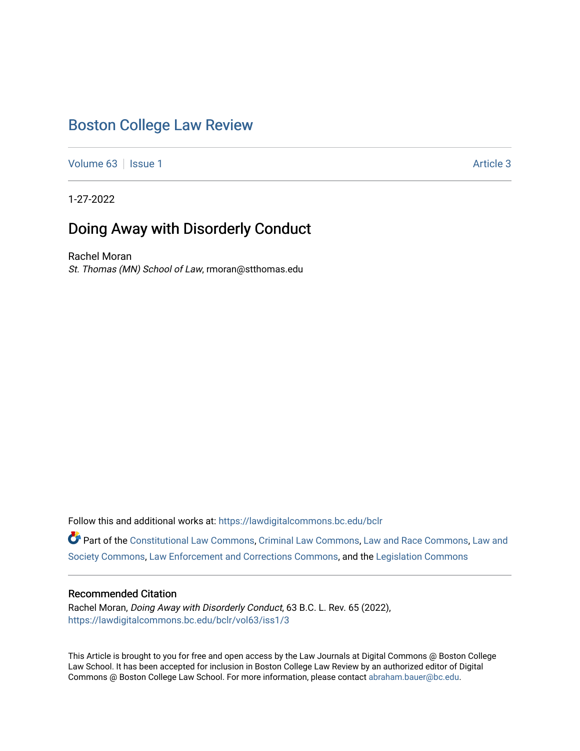# Boston College Law Review

Volume 63 | Issue 1 | Article 3

1-27-2022

## Doing Away with Disorderly Conduct

Rachel Moran
*St. Thomas (MN) School of Law*, rmoran@stthomas.edu

Follow this and additional works at: https://lawdigitalcommons.bc.edu/bclr

Part of the Constitutional Law Commons, Criminal Law Commons, Law and Race Commons, Law and Society Commons, Law Enforcement and Corrections Commons, and the Legislation Commons

### Recommended Citation

Rachel Moran, *Doing Away with Disorderly Conduct*, 63 B.C. L. Rev. 65 (2022), https://lawdigitalcommons.bc.edu/bclr/vol63/iss1/3

This Article is brought to you for free and open access by the Law Journals at Digital Commons @ Boston College Law School. It has been accepted for inclusion in Boston College Law Review by an authorized editor of Digital Commons @ Boston College Law School. For more information, please contact abraham.bauer@bc.edu.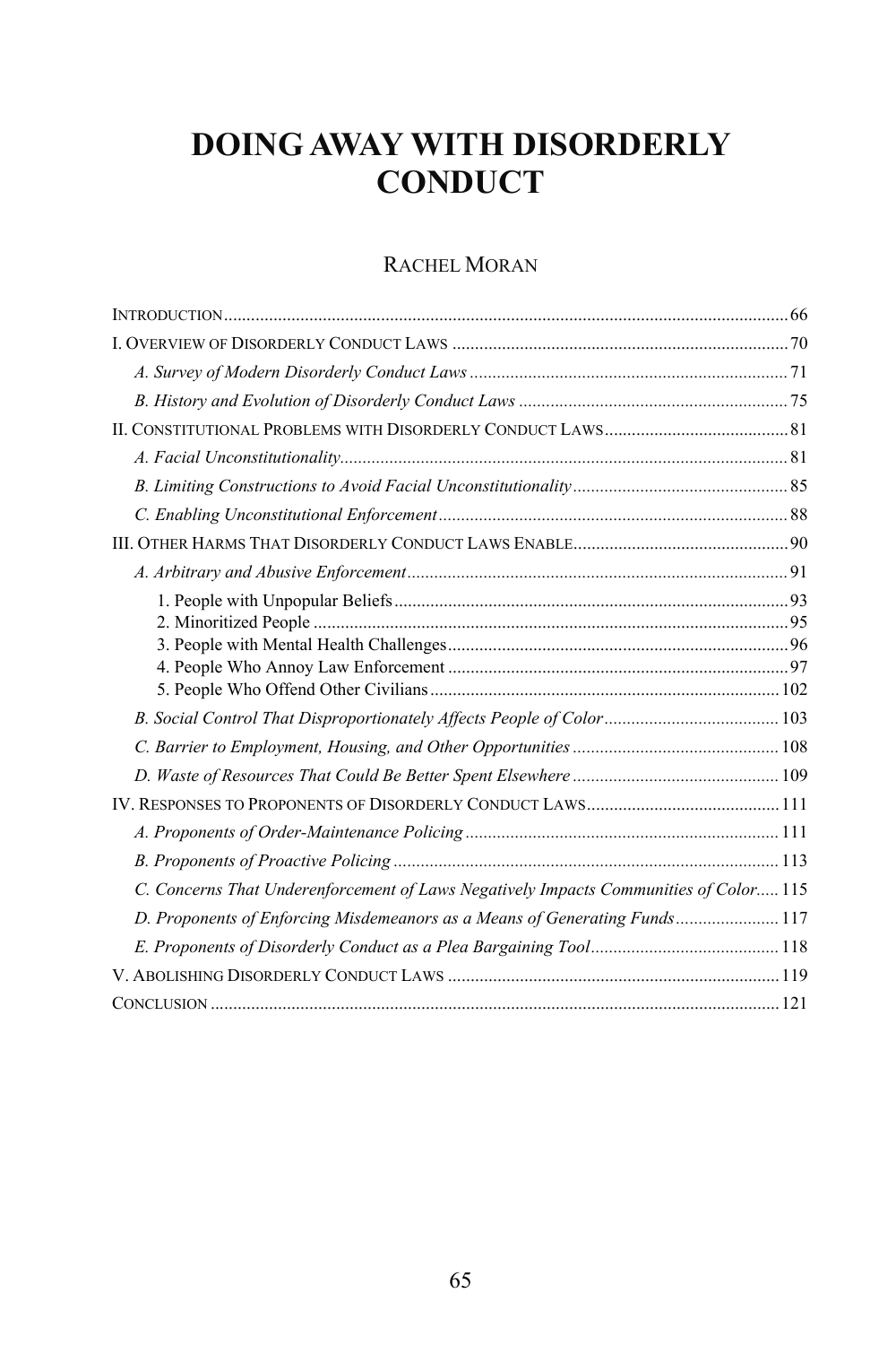# DOING AWAY WITH DISORDERLY CONDUCT

RACHEL MORAN

INTRODUCTION ... 66

I. OVERVIEW OF DISORDERLY CONDUCT LAWS ... 70

- *A. Survey of Modern Disorderly Conduct Laws* ... 71
- *B. History and Evolution of Disorderly Conduct Laws* ... 75

II. CONSTITUTIONAL PROBLEMS WITH DISORDERLY CONDUCT LAWS ... 81

- *A. Facial Unconstitutionality* ... 81
- *B. Limiting Constructions to Avoid Facial Unconstitutionality* ... 85
- *C. Enabling Unconstitutional Enforcement* ... 88

III. OTHER HARMS THAT DISORDERLY CONDUCT LAWS ENABLE ... 90

- *A. Arbitrary and Abusive Enforcement* ... 91
  - 1. People with Unpopular Beliefs ... 93
  - 2. Minoritized People ... 95
  - 3. People with Mental Health Challenges ... 96
  - 4. People Who Annoy Law Enforcement ... 97
  - 5. People Who Offend Other Civilians ... 102
- *B. Social Control That Disproportionately Affects People of Color* ... 103
- *C. Barrier to Employment, Housing, and Other Opportunities* ... 108
- *D. Waste of Resources That Could Be Better Spent Elsewhere* ... 109

IV. RESPONSES TO PROPONENTS OF DISORDERLY CONDUCT LAWS ... 111

- *A. Proponents of Order-Maintenance Policing* ... 111
- *B. Proponents of Proactive Policing* ... 113
- *C. Concerns That Underenforcement of Laws Negatively Impacts Communities of Color* ... 115
- *D. Proponents of Enforcing Misdemeanors as a Means of Generating Funds* ... 117
- *E. Proponents of Disorderly Conduct as a Plea Bargaining Tool* ... 118

V. ABOLISHING DISORDERLY CONDUCT LAWS ... 119

CONCLUSION ... 121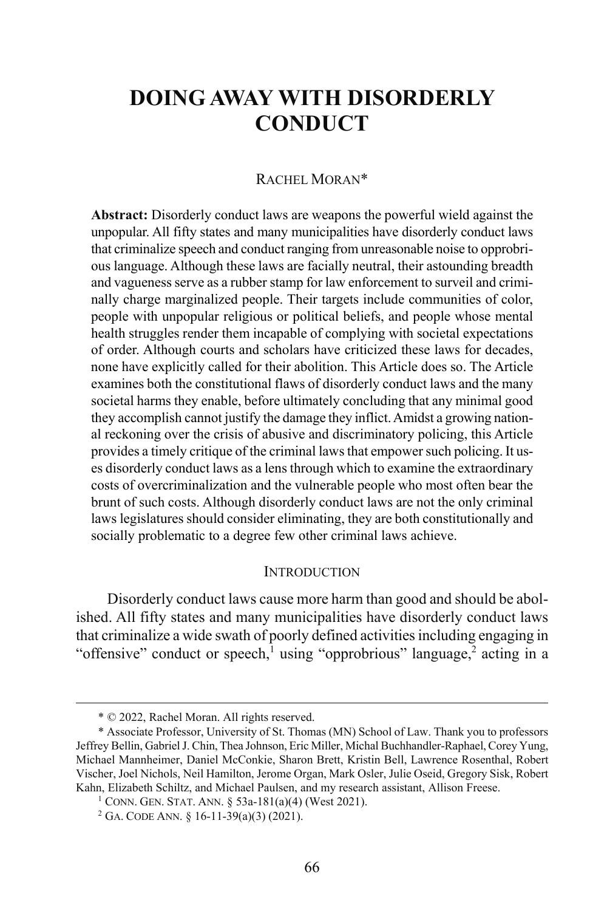# DOING AWAY WITH DISORDERLY CONDUCT

RACHEL MORAN*

**Abstract:** Disorderly conduct laws are weapons the powerful wield against the unpopular. All fifty states and many municipalities have disorderly conduct laws that criminalize speech and conduct ranging from unreasonable noise to opprobrious language. Although these laws are facially neutral, their astounding breadth and vagueness serve as a rubber stamp for law enforcement to surveil and criminally charge marginalized people. Their targets include communities of color, people with unpopular religious or political beliefs, and people whose mental health struggles render them incapable of complying with societal expectations of order. Although courts and scholars have criticized these laws for decades, none have explicitly called for their abolition. This Article does so. The Article examines both the constitutional flaws of disorderly conduct laws and the many societal harms they enable, before ultimately concluding that any minimal good they accomplish cannot justify the damage they inflict. Amidst a growing national reckoning over the crisis of abusive and discriminatory policing, this Article provides a timely critique of the criminal laws that empower such policing. It uses disorderly conduct laws as a lens through which to examine the extraordinary costs of overcriminalization and the vulnerable people who most often bear the brunt of such costs. Although disorderly conduct laws are not the only criminal laws legislatures should consider eliminating, they are both constitutionally and socially problematic to a degree few other criminal laws achieve.

## INTRODUCTION

Disorderly conduct laws cause more harm than good and should be abolished. All fifty states and many municipalities have disorderly conduct laws that criminalize a wide swath of poorly defined activities including engaging in "offensive" conduct or speech,[1] using "opprobrious" language,[2] acting in a

---

* © 2022, Rachel Moran. All rights reserved.

* Associate Professor, University of St. Thomas (MN) School of Law. Thank you to professors Jeffrey Bellin, Gabriel J. Chin, Thea Johnson, Eric Miller, Michal Buchhandler-Raphael, Corey Yung, Michael Mannheimer, Daniel McConkie, Sharon Brett, Kristin Bell, Lawrence Rosenthal, Robert Vischer, Joel Nichols, Neil Hamilton, Jerome Organ, Mark Osler, Julie Oseid, Gregory Sisk, Robert Kahn, Elizabeth Schiltz, and Michael Paulsen, and my research assistant, Allison Freese.

[1] CONN. GEN. STAT. ANN. § 53a-181(a)(4) (West 2021).

[2] GA. CODE ANN. § 16-11-39(a)(3) (2021).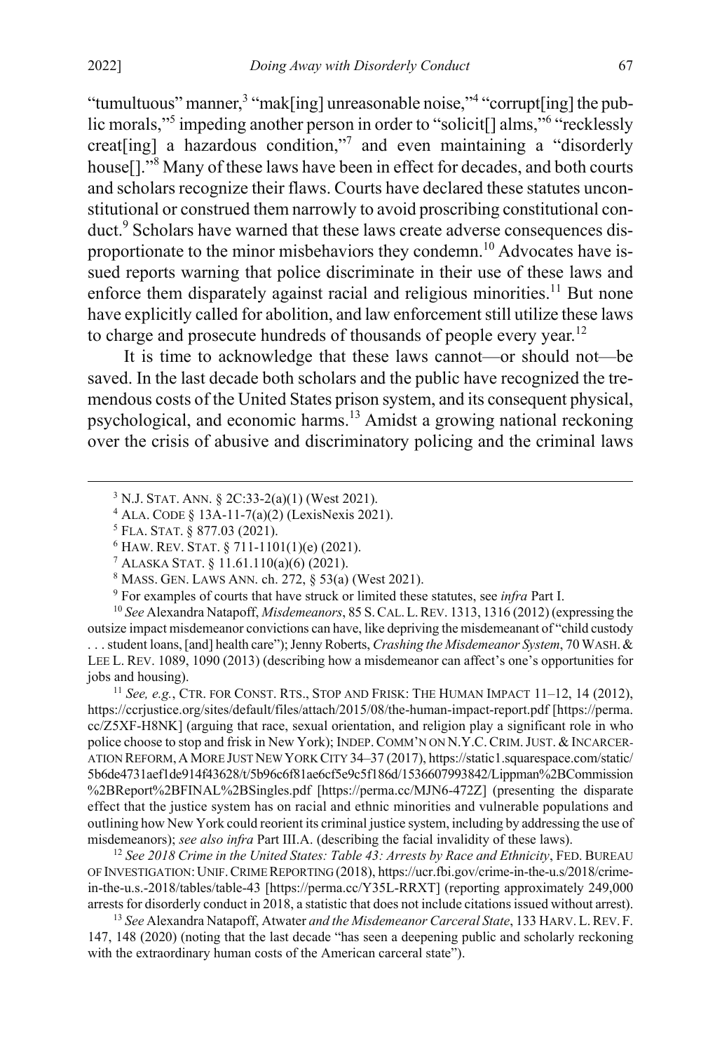"tumultuous" manner,[3] "mak[ing] unreasonable noise,"[4] "corrupt[ing] the public morals,"[5] impeding another person in order to "solicit[] alms,"[6] "recklessly creat[ing] a hazardous condition,"[7] and even maintaining a "disorderly house[]."[8] Many of these laws have been in effect for decades, and both courts and scholars recognize their flaws. Courts have declared these statutes unconstitutional or construed them narrowly to avoid proscribing constitutional conduct.[9] Scholars have warned that these laws create adverse consequences disproportionate to the minor misbehaviors they condemn.[10] Advocates have issued reports warning that police discriminate in their use of these laws and enforce them disparately against racial and religious minorities.[11] But none have explicitly called for abolition, and law enforcement still utilize these laws to charge and prosecute hundreds of thousands of people every year.[12]

It is time to acknowledge that these laws cannot—or should not—be saved. In the last decade both scholars and the public have recognized the tremendous costs of the United States prison system, and its consequent physical, psychological, and economic harms.[13] Amidst a growing national reckoning over the crisis of abusive and discriminatory policing and the criminal laws

---

[3] N.J. STAT. ANN. § 2C:33-2(a)(1) (West 2021).

[4] ALA. CODE § 13A-11-7(a)(2) (LexisNexis 2021).

[5] FLA. STAT. § 877.03 (2021).

[6] HAW. REV. STAT. § 711-1101(1)(e) (2021).

[7] ALASKA STAT. § 11.61.110(a)(6) (2021).

[8] MASS. GEN. LAWS ANN. ch. 272, § 53(a) (West 2021).

[9] For examples of courts that have struck or limited these statutes, see *infra* Part I.

[10] *See* Alexandra Natapoff, *Misdemeanors*, 85 S. CAL. L. REV. 1313, 1316 (2012) (expressing the outsize impact misdemeanor convictions can have, like depriving the misdemeanant of "child custody . . . student loans, [and] health care"); Jenny Roberts, *Crashing the Misdemeanor System*, 70 WASH. & LEE L. REV. 1089, 1090 (2013) (describing how a misdemeanor can affect's one's opportunities for jobs and housing).

[11] *See, e.g.*, CTR. FOR CONST. RTS., STOP AND FRISK: THE HUMAN IMPACT 11–12, 14 (2012), https://ccrjustice.org/sites/default/files/attach/2015/08/the-human-impact-report.pdf [https://perma.cc/Z5XF-H8NK] (arguing that race, sexual orientation, and religion play a significant role in who police choose to stop and frisk in New York); INDEP. COMM'N ON N.Y.C. CRIM. JUST. & INCARCERATION REFORM, A MORE JUST NEW YORK CITY 34–37 (2017), https://static1.squarespace.com/static/5b6de4731aef1de914f43628/t/5b96c6f81ae6cf5e9c5f186d/1536607993842/Lippman%2BCommission%2BReport%2BFINAL%2BSingles.pdf [https://perma.cc/MJN6-472Z] (presenting the disparate effect that the justice system has on racial and ethnic minorities and vulnerable populations and outlining how New York could reorient its criminal justice system, including by addressing the use of misdemeanors); *see also infra* Part III.A. (describing the facial invalidity of these laws).

[12] *See 2018 Crime in the United States: Table 43: Arrests by Race and Ethnicity*, FED. BUREAU OF INVESTIGATION: UNIF. CRIME REPORTING (2018), https://ucr.fbi.gov/crime-in-the-u.s/2018/crime-in-the-u.s.-2018/tables/table-43 [https://perma.cc/Y35L-RRXT] (reporting approximately 249,000 arrests for disorderly conduct in 2018, a statistic that does not include citations issued without arrest).

[13] *See* Alexandra Natapoff, Atwater *and the Misdemeanor Carceral State*, 133 HARV. L. REV. F. 147, 148 (2020) (noting that the last decade "has seen a deepening public and scholarly reckoning with the extraordinary human costs of the American carceral state").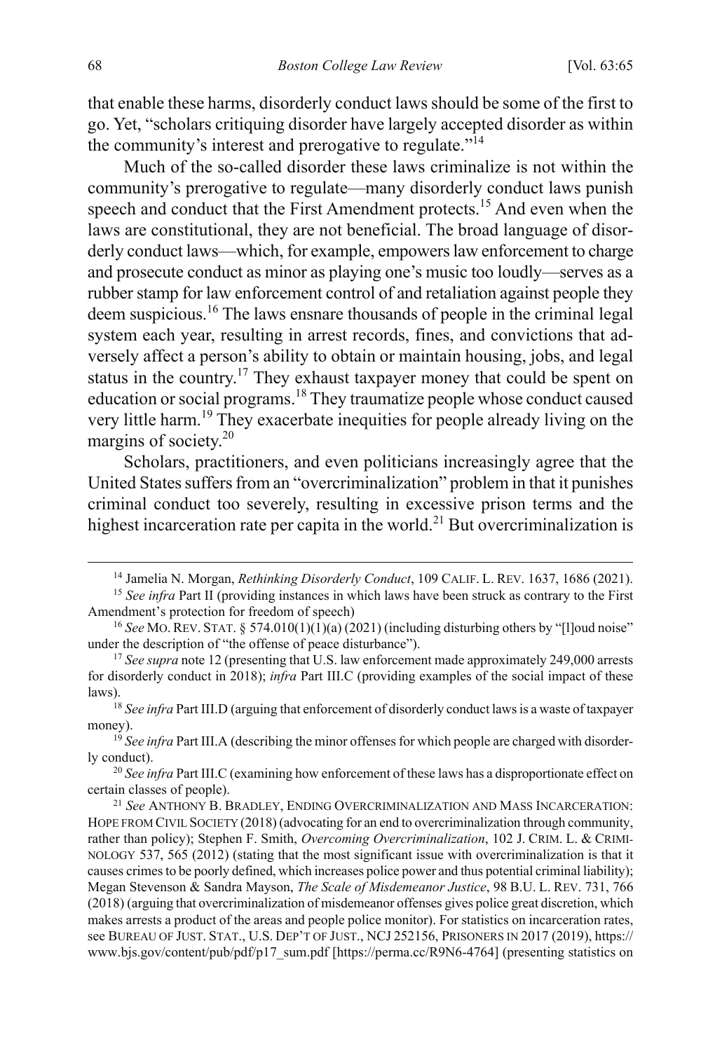that enable these harms, disorderly conduct laws should be some of the first to go. Yet, "scholars critiquing disorder have largely accepted disorder as within the community's interest and prerogative to regulate."[14]

Much of the so-called disorder these laws criminalize is not within the community's prerogative to regulate—many disorderly conduct laws punish speech and conduct that the First Amendment protects.[15] And even when the laws are constitutional, they are not beneficial. The broad language of disorderly conduct laws—which, for example, empowers law enforcement to charge and prosecute conduct as minor as playing one's music too loudly—serves as a rubber stamp for law enforcement control of and retaliation against people they deem suspicious.[16] The laws ensnare thousands of people in the criminal legal system each year, resulting in arrest records, fines, and convictions that adversely affect a person's ability to obtain or maintain housing, jobs, and legal status in the country.[17] They exhaust taxpayer money that could be spent on education or social programs.[18] They traumatize people whose conduct caused very little harm.[19] They exacerbate inequities for people already living on the margins of society.[20]

Scholars, practitioners, and even politicians increasingly agree that the United States suffers from an "overcriminalization" problem in that it punishes criminal conduct too severely, resulting in excessive prison terms and the highest incarceration rate per capita in the world.[21] But overcriminalization is

---

[14] Jamelia N. Morgan, *Rethinking Disorderly Conduct*, 109 CALIF. L. REV. 1637, 1686 (2021).

[15] *See infra* Part II (providing instances in which laws have been struck as contrary to the First Amendment's protection for freedom of speech)

[16] *See* MO. REV. STAT. § 574.010(1)(1)(a) (2021) (including disturbing others by "[l]oud noise" under the description of "the offense of peace disturbance").

[17] *See supra* note 12 (presenting that U.S. law enforcement made approximately 249,000 arrests for disorderly conduct in 2018); *infra* Part III.C (providing examples of the social impact of these laws).

[18] *See infra* Part III.D (arguing that enforcement of disorderly conduct laws is a waste of taxpayer money).

[19] *See infra* Part III.A (describing the minor offenses for which people are charged with disorderly conduct).

[20] *See infra* Part III.C (examining how enforcement of these laws has a disproportionate effect on certain classes of people).

[21] *See* ANTHONY B. BRADLEY, ENDING OVERCRIMINALIZATION AND MASS INCARCERATION: HOPE FROM CIVIL SOCIETY (2018) (advocating for an end to overcriminalization through community, rather than policy); Stephen F. Smith, *Overcoming Overcriminalization*, 102 J. CRIM. L. & CRIMINOLOGY 537, 565 (2012) (stating that the most significant issue with overcriminalization is that it causes crimes to be poorly defined, which increases police power and thus potential criminal liability); Megan Stevenson & Sandra Mayson, *The Scale of Misdemeanor Justice*, 98 B.U. L. REV. 731, 766 (2018) (arguing that overcriminalization of misdemeanor offenses gives police great discretion, which makes arrests a product of the areas and people police monitor). For statistics on incarceration rates, see BUREAU OF JUST. STAT., U.S. DEP'T OF JUST., NCJ 252156, PRISONERS IN 2017 (2019), https://www.bjs.gov/content/pub/pdf/p17_sum.pdf [https://perma.cc/R9N6-4764] (presenting statistics on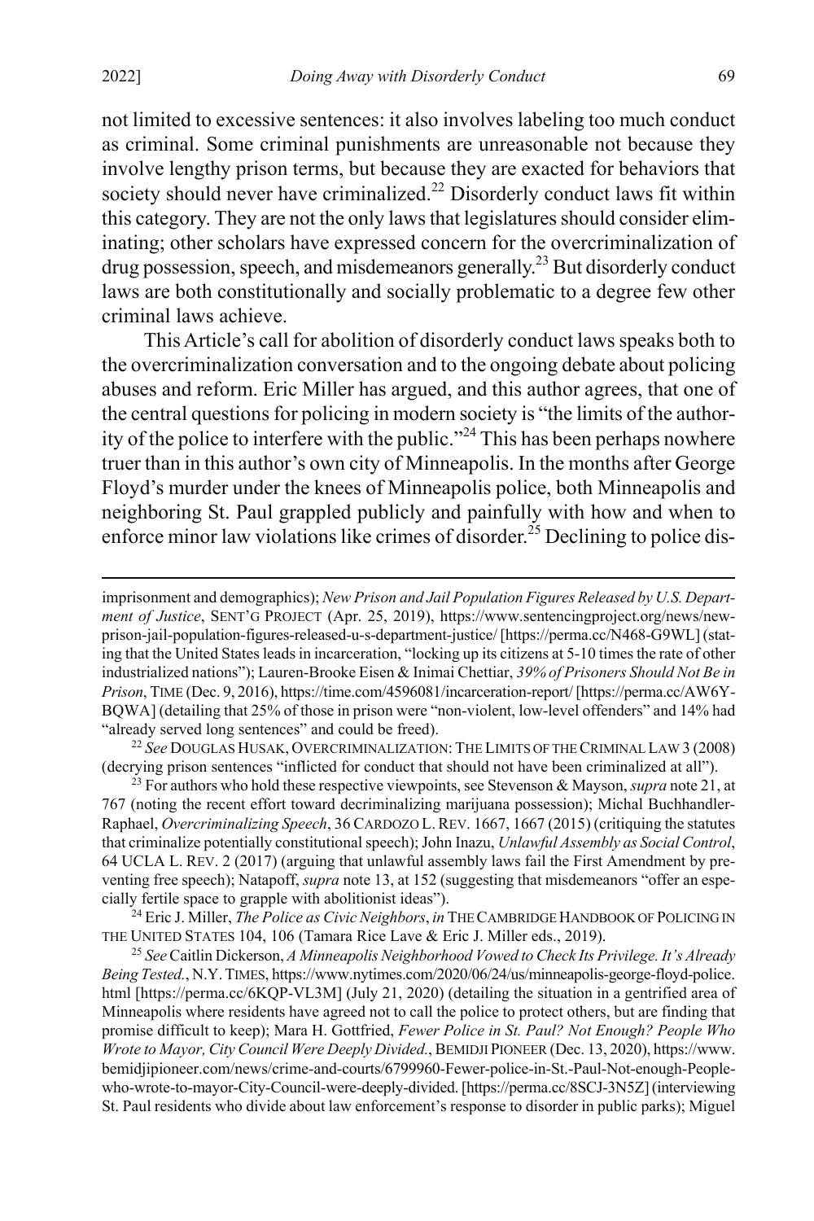not limited to excessive sentences: it also involves labeling too much conduct as criminal. Some criminal punishments are unreasonable not because they involve lengthy prison terms, but because they are exacted for behaviors that society should never have criminalized.[22] Disorderly conduct laws fit within this category. They are not the only laws that legislatures should consider eliminating; other scholars have expressed concern for the overcriminalization of drug possession, speech, and misdemeanors generally.[23] But disorderly conduct laws are both constitutionally and socially problematic to a degree few other criminal laws achieve.

This Article's call for abolition of disorderly conduct laws speaks both to the overcriminalization conversation and to the ongoing debate about policing abuses and reform. Eric Miller has argued, and this author agrees, that one of the central questions for policing in modern society is "the limits of the authority of the police to interfere with the public."[24] This has been perhaps nowhere truer than in this author's own city of Minneapolis. In the months after George Floyd's murder under the knees of Minneapolis police, both Minneapolis and neighboring St. Paul grappled publicly and painfully with how and when to enforce minor law violations like crimes of disorder.[25] Declining to police dis-

---

imprisonment and demographics); *New Prison and Jail Population Figures Released by U.S. Department of Justice*, SENT'G PROJECT (Apr. 25, 2019), https://www.sentencingproject.org/news/new-prison-jail-population-figures-released-u-s-department-justice/ [https://perma.cc/N468-G9WL] (stating that the United States leads in incarceration, "locking up its citizens at 5-10 times the rate of other industrialized nations"); Lauren-Brooke Eisen & Inimai Chettiar, *39% of Prisoners Should Not Be in Prison*, TIME (Dec. 9, 2016), https://time.com/4596081/incarceration-report/ [https://perma.cc/AW6Y-BQWA] (detailing that 25% of those in prison were "non-violent, low-level offenders" and 14% had "already served long sentences" and could be freed).

[22] *See* DOUGLAS HUSAK, OVERCRIMINALIZATION: THE LIMITS OF THE CRIMINAL LAW 3 (2008) (decrying prison sentences "inflicted for conduct that should not have been criminalized at all").

[23] For authors who hold these respective viewpoints, see Stevenson & Mayson, *supra* note 21, at 767 (noting the recent effort toward decriminalizing marijuana possession); Michal Buchhandler-Raphael, *Overcriminalizing Speech*, 36 CARDOZO L. REV. 1667, 1667 (2015) (critiquing the statutes that criminalize potentially constitutional speech); John Inazu, *Unlawful Assembly as Social Control*, 64 UCLA L. REV. 2 (2017) (arguing that unlawful assembly laws fail the First Amendment by preventing free speech); Natapoff, *supra* note 13, at 152 (suggesting that misdemeanors "offer an especially fertile space to grapple with abolitionist ideas").

[24] Eric J. Miller, *The Police as Civic Neighbors*, *in* THE CAMBRIDGE HANDBOOK OF POLICING IN THE UNITED STATES 104, 106 (Tamara Rice Lave & Eric J. Miller eds., 2019).

[25] *See* Caitlin Dickerson, *A Minneapolis Neighborhood Vowed to Check Its Privilege. It's Already Being Tested.*, N.Y. TIMES, https://www.nytimes.com/2020/06/24/us/minneapolis-george-floyd-police.html [https://perma.cc/6KQP-VL3M] (July 21, 2020) (detailing the situation in a gentrified area of Minneapolis where residents have agreed not to call the police to protect others, but are finding that promise difficult to keep); Mara H. Gottfried, *Fewer Police in St. Paul? Not Enough? People Who Wrote to Mayor, City Council Were Deeply Divided.*, BEMIDJI PIONEER (Dec. 13, 2020), https://www.bemidjipioneer.com/news/crime-and-courts/6799960-Fewer-police-in-St.-Paul-Not-enough-People-who-wrote-to-mayor-City-Council-were-deeply-divided. [https://perma.cc/8SCJ-3N5Z] (interviewing St. Paul residents who divide about law enforcement's response to disorder in public parks); Miguel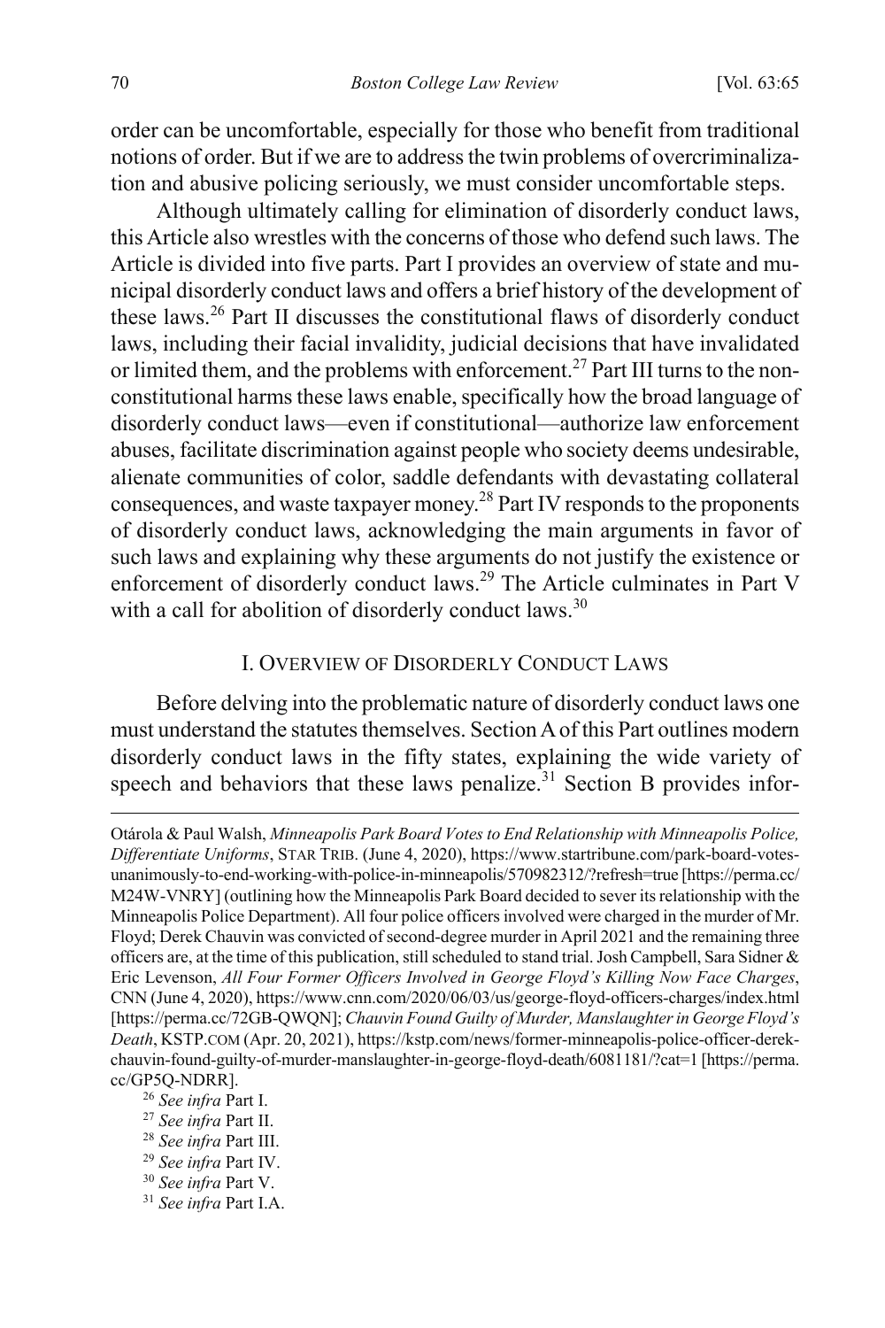order can be uncomfortable, especially for those who benefit from traditional notions of order. But if we are to address the twin problems of overcriminalization and abusive policing seriously, we must consider uncomfortable steps.

Although ultimately calling for elimination of disorderly conduct laws, this Article also wrestles with the concerns of those who defend such laws. The Article is divided into five parts. Part I provides an overview of state and municipal disorderly conduct laws and offers a brief history of the development of these laws.[26] Part II discusses the constitutional flaws of disorderly conduct laws, including their facial invalidity, judicial decisions that have invalidated or limited them, and the problems with enforcement.[27] Part III turns to the non-constitutional harms these laws enable, specifically how the broad language of disorderly conduct laws—even if constitutional—authorize law enforcement abuses, facilitate discrimination against people who society deems undesirable, alienate communities of color, saddle defendants with devastating collateral consequences, and waste taxpayer money.[28] Part IV responds to the proponents of disorderly conduct laws, acknowledging the main arguments in favor of such laws and explaining why these arguments do not justify the existence or enforcement of disorderly conduct laws.[29] The Article culminates in Part V with a call for abolition of disorderly conduct laws.[30]

## I. OVERVIEW OF DISORDERLY CONDUCT LAWS

Before delving into the problematic nature of disorderly conduct laws one must understand the statutes themselves. Section A of this Part outlines modern disorderly conduct laws in the fifty states, explaining the wide variety of speech and behaviors that these laws penalize.[31] Section B provides infor-

---

Otárola & Paul Walsh, *Minneapolis Park Board Votes to End Relationship with Minneapolis Police, Differentiate Uniforms*, STAR TRIB. (June 4, 2020), https://www.startribune.com/park-board-votes-unanimously-to-end-working-with-police-in-minneapolis/570982312/?refresh=true [https://perma.cc/M24W-VNRY] (outlining how the Minneapolis Park Board decided to sever its relationship with the Minneapolis Police Department). All four police officers involved were charged in the murder of Mr. Floyd; Derek Chauvin was convicted of second-degree murder in April 2021 and the remaining three officers are, at the time of this publication, still scheduled to stand trial. Josh Campbell, Sara Sidner & Eric Levenson, *All Four Former Officers Involved in George Floyd's Killing Now Face Charges*, CNN (June 4, 2020), https://www.cnn.com/2020/06/03/us/george-floyd-officers-charges/index.html [https://perma.cc/72GB-QWQN]; *Chauvin Found Guilty of Murder, Manslaughter in George Floyd's Death*, KSTP.COM (Apr. 20, 2021), https://kstp.com/news/former-minneapolis-police-officer-derek-chauvin-found-guilty-of-murder-manslaughter-in-george-floyd-death/6081181/?cat=1 [https://perma.cc/GP5Q-NDRR].

[26] *See infra* Part I.

[27] *See infra* Part II.

[28] *See infra* Part III.

[29] *See infra* Part IV.

[30] *See infra* Part V.

[31] *See infra* Part I.A.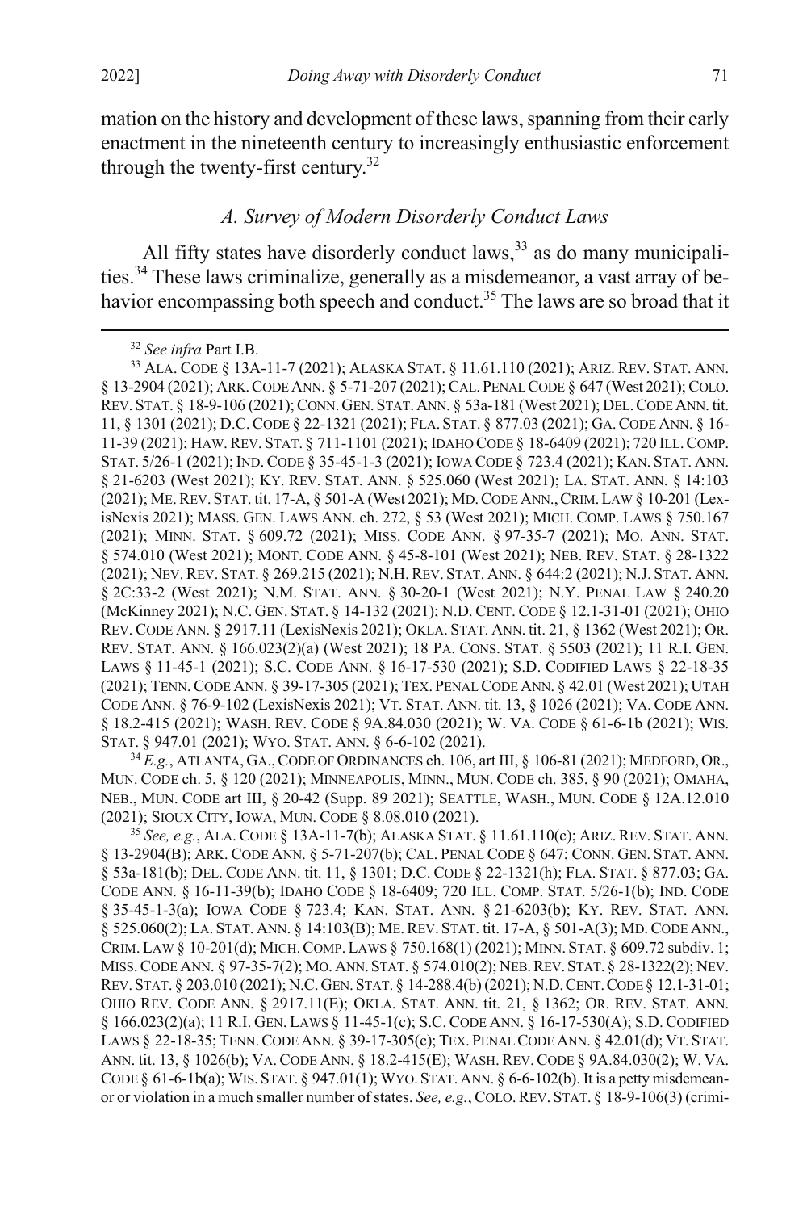mation on the history and development of these laws, spanning from their early enactment in the nineteenth century to increasingly enthusiastic enforcement through the twenty-first century.[32]

### *A. Survey of Modern Disorderly Conduct Laws*

All fifty states have disorderly conduct laws,[33] as do many municipalities.[34] These laws criminalize, generally as a misdemeanor, a vast array of behavior encompassing both speech and conduct.[35] The laws are so broad that it

---

[32] *See infra* Part I.B.

[33] ALA. CODE § 13A-11-7 (2021); ALASKA STAT. § 11.61.110 (2021); ARIZ. REV. STAT. ANN. § 13-2904 (2021); ARK. CODE ANN. § 5-71-207 (2021); CAL. PENAL CODE § 647 (West 2021); COLO. REV. STAT. § 18-9-106 (2021); CONN. GEN. STAT. ANN. § 53a-181 (West 2021); DEL. CODE ANN. tit. 11, § 1301 (2021); D.C. CODE § 22-1321 (2021); FLA. STAT. § 877.03 (2021); GA. CODE ANN. § 16-11-39 (2021); HAW. REV. STAT. § 711-1101 (2021); IDAHO CODE § 18-6409 (2021); 720 ILL. COMP. STAT. 5/26-1 (2021); IND. CODE § 35-45-1-3 (2021); IOWA CODE § 723.4 (2021); KAN. STAT. ANN. § 21-6203 (West 2021); KY. REV. STAT. ANN. § 525.060 (West 2021); LA. STAT. ANN. § 14:103 (2021); ME. REV. STAT. tit. 17-A, § 501-A (West 2021); MD. CODE ANN., CRIM. LAW § 10-201 (LexisNexis 2021); MASS. GEN. LAWS ANN. ch. 272, § 53 (West 2021); MICH. COMP. LAWS § 750.167 (2021); MINN. STAT. § 609.72 (2021); MISS. CODE ANN. § 97-35-7 (2021); MO. ANN. STAT. § 574.010 (West 2021); MONT. CODE ANN. § 45-8-101 (West 2021); NEB. REV. STAT. § 28-1322 (2021); NEV. REV. STAT. § 269.215 (2021); N.H. REV. STAT. ANN. § 644:2 (2021); N.J. STAT. ANN. § 2C:33-2 (West 2021); N.M. STAT. ANN. § 30-20-1 (West 2021); N.Y. PENAL LAW § 240.20 (McKinney 2021); N.C. GEN. STAT. § 14-132 (2021); N.D. CENT. CODE § 12.1-31-01 (2021); OHIO REV. CODE ANN. § 2917.11 (LexisNexis 2021); OKLA. STAT. ANN. tit. 21, § 1362 (West 2021); OR. REV. STAT. ANN. § 166.023(2)(a) (West 2021); 18 PA. CONS. STAT. § 5503 (2021); 11 R.I. GEN. LAWS § 11-45-1 (2021); S.C. CODE ANN. § 16-17-530 (2021); S.D. CODIFIED LAWS § 22-18-35 (2021); TENN. CODE ANN. § 39-17-305 (2021); TEX. PENAL CODE ANN. § 42.01 (West 2021); UTAH CODE ANN. § 76-9-102 (LexisNexis 2021); VT. STAT. ANN. tit. 13, § 1026 (2021); VA. CODE ANN. § 18.2-415 (2021); WASH. REV. CODE § 9A.84.030 (2021); W. VA. CODE § 61-6-1b (2021); WIS. STAT. § 947.01 (2021); WYO. STAT. ANN. § 6-6-102 (2021).

[34] *E.g.*, ATLANTA, GA., CODE OF ORDINANCES ch. 106, art III, § 106-81 (2021); MEDFORD, OR., MUN. CODE ch. 5, § 120 (2021); MINNEAPOLIS, MINN., MUN. CODE ch. 385, § 90 (2021); OMAHA, NEB., MUN. CODE art III, § 20-42 (Supp. 89 2021); SEATTLE, WASH., MUN. CODE § 12A.12.010 (2021); SIOUX CITY, IOWA, MUN. CODE § 8.08.010 (2021).

[35] *See, e.g.*, ALA. CODE § 13A-11-7(b); ALASKA STAT. § 11.61.110(c); ARIZ. REV. STAT. ANN. § 13-2904(B); ARK. CODE ANN. § 5-71-207(b); CAL. PENAL CODE § 647; CONN. GEN. STAT. ANN. § 53a-181(b); DEL. CODE ANN. tit. 11, § 1301; D.C. CODE § 22-1321(h); FLA. STAT. § 877.03; GA. CODE ANN. § 16-11-39(b); IDAHO CODE § 18-6409; 720 ILL. COMP. STAT. 5/26-1(b); IND. CODE § 35-45-1-3(a); IOWA CODE § 723.4; KAN. STAT. ANN. § 21-6203(b); KY. REV. STAT. ANN. § 525.060(2); LA. STAT. ANN. § 14:103(B); ME. REV. STAT. tit. 17-A, § 501-A(3); MD. CODE ANN., CRIM. LAW § 10-201(d); MICH. COMP. LAWS § 750.168(1) (2021); MINN. STAT. § 609.72 subdiv. 1; MISS. CODE ANN. § 97-35-7(2); MO. ANN. STAT. § 574.010(2); NEB. REV. STAT. § 28-1322(2); NEV. REV. STAT. § 203.010 (2021); N.C. GEN. STAT. § 14-288.4(b) (2021); N.D. CENT. CODE § 12.1-31-01; OHIO REV. CODE ANN. § 2917.11(E); OKLA. STAT. ANN. tit. 21, § 1362; OR. REV. STAT. ANN. § 166.023(2)(a); 11 R.I. GEN. LAWS § 11-45-1(c); S.C. CODE ANN. § 16-17-530(A); S.D. CODIFIED LAWS § 22-18-35; TENN. CODE ANN. § 39-17-305(c); TEX. PENAL CODE ANN. § 42.01(d); VT. STAT. ANN. tit. 13, § 1026(b); VA. CODE ANN. § 18.2-415(E); WASH. REV. CODE § 9A.84.030(2); W. VA. CODE § 61-6-1b(a); WIS. STAT. § 947.01(1); WYO. STAT. ANN. § 6-6-102(b). It is a petty misdemeanor or violation in a much smaller number of states. *See, e.g.*, COLO. REV. STAT. § 18-9-106(3) (crimi-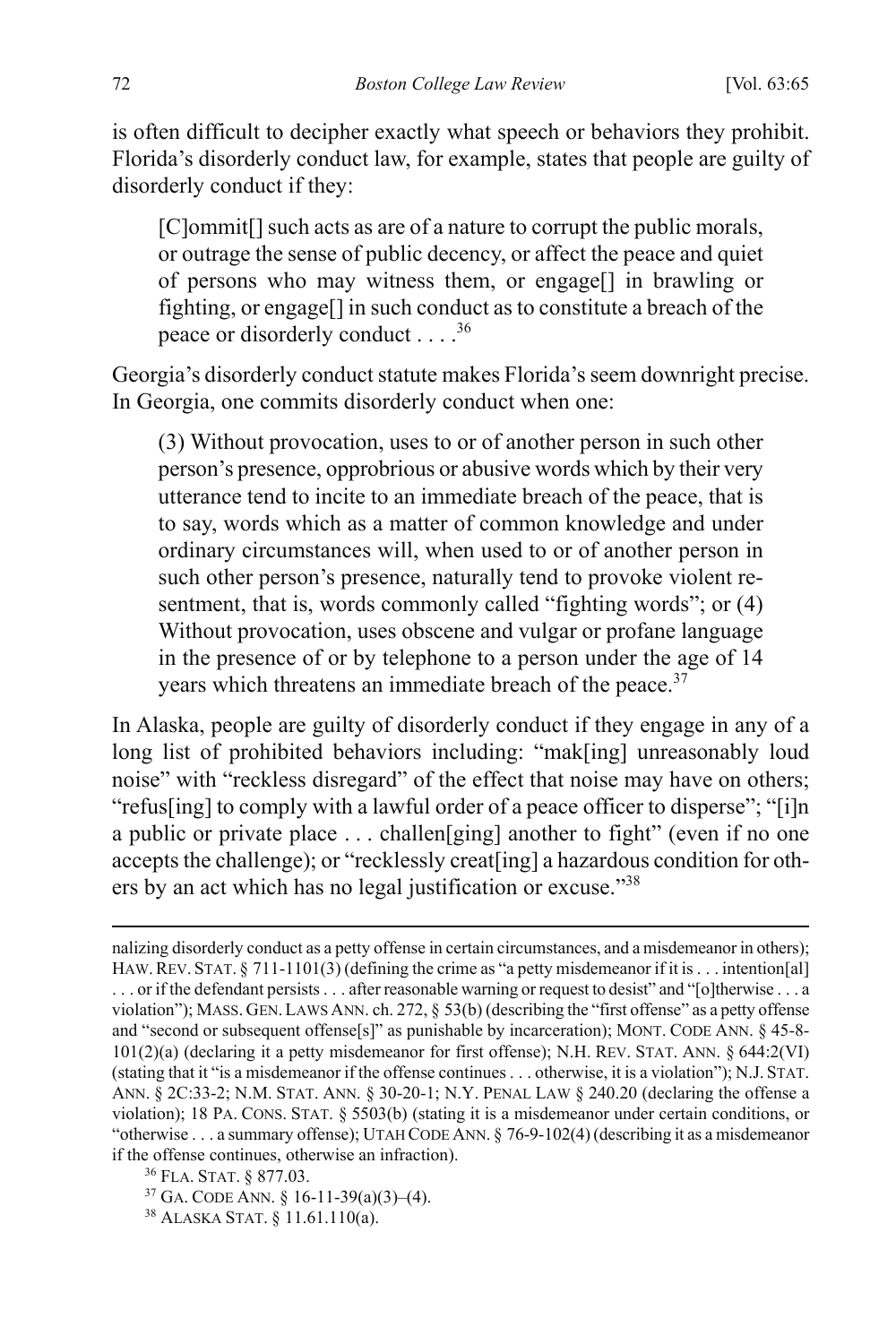is often difficult to decipher exactly what speech or behaviors they prohibit. Florida's disorderly conduct law, for example, states that people are guilty of disorderly conduct if they:

> [C]ommit[] such acts as are of a nature to corrupt the public morals, or outrage the sense of public decency, or affect the peace and quiet of persons who may witness them, or engage[] in brawling or fighting, or engage[] in such conduct as to constitute a breach of the peace or disorderly conduct . . . .[36]

Georgia's disorderly conduct statute makes Florida's seem downright precise. In Georgia, one commits disorderly conduct when one:

> (3) Without provocation, uses to or of another person in such other person's presence, opprobrious or abusive words which by their very utterance tend to incite to an immediate breach of the peace, that is to say, words which as a matter of common knowledge and under ordinary circumstances will, when used to or of another person in such other person's presence, naturally tend to provoke violent resentment, that is, words commonly called "fighting words"; or (4) Without provocation, uses obscene and vulgar or profane language in the presence of or by telephone to a person under the age of 14 years which threatens an immediate breach of the peace.[37]

In Alaska, people are guilty of disorderly conduct if they engage in any of a long list of prohibited behaviors including: "mak[ing] unreasonably loud noise" with "reckless disregard" of the effect that noise may have on others; "refus[ing] to comply with a lawful order of a peace officer to disperse"; "[i]n a public or private place . . . challen[ging] another to fight" (even if no one accepts the challenge); or "recklessly creat[ing] a hazardous condition for others by an act which has no legal justification or excuse."[38]

---

nalizing disorderly conduct as a petty offense in certain circumstances, and a misdemeanor in others); HAW. REV. STAT. § 711-1101(3) (defining the crime as "a petty misdemeanor if it is . . . intention[al] . . . or if the defendant persists . . . after reasonable warning or request to desist" and "[o]therwise . . . a violation"); MASS. GEN. LAWS ANN. ch. 272, § 53(b) (describing the "first offense" as a petty offense and "second or subsequent offense[s]" as punishable by incarceration); MONT. CODE ANN. § 45-8-101(2)(a) (declaring it a petty misdemeanor for first offense); N.H. REV. STAT. ANN. § 644:2(VI) (stating that it "is a misdemeanor if the offense continues . . . otherwise, it is a violation"); N.J. STAT. ANN. § 2C:33-2; N.M. STAT. ANN. § 30-20-1; N.Y. PENAL LAW § 240.20 (declaring the offense a violation); 18 PA. CONS. STAT. § 5503(b) (stating it is a misdemeanor under certain conditions, or "otherwise . . . a summary offense); UTAH CODE ANN. § 76-9-102(4) (describing it as a misdemeanor if the offense continues, otherwise an infraction).

[36] FLA. STAT. § 877.03.

[37] GA. CODE ANN. § 16-11-39(a)(3)–(4).

[38] ALASKA STAT. § 11.61.110(a).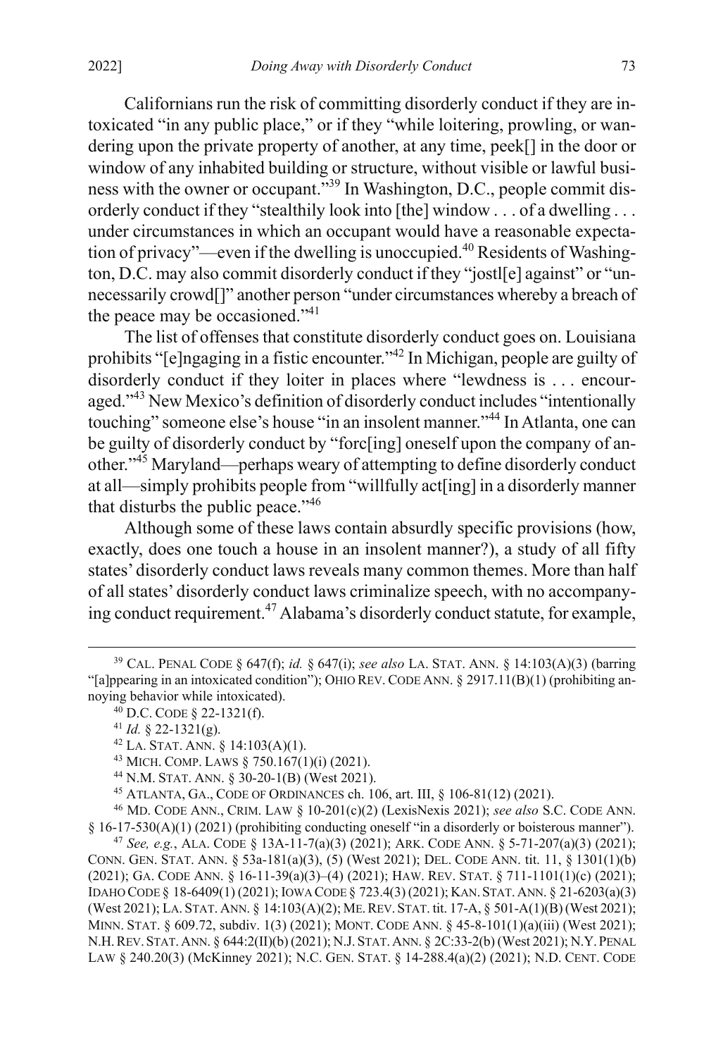Californians run the risk of committing disorderly conduct if they are intoxicated "in any public place," or if they "while loitering, prowling, or wandering upon the private property of another, at any time, peek[] in the door or window of any inhabited building or structure, without visible or lawful business with the owner or occupant."[39] In Washington, D.C., people commit disorderly conduct if they "stealthily look into [the] window . . . of a dwelling . . . under circumstances in which an occupant would have a reasonable expectation of privacy"—even if the dwelling is unoccupied.[40] Residents of Washington, D.C. may also commit disorderly conduct if they "jostl[e] against" or "unnecessarily crowd[]" another person "under circumstances whereby a breach of the peace may be occasioned."[41]

The list of offenses that constitute disorderly conduct goes on. Louisiana prohibits "[e]ngaging in a fistic encounter."[42] In Michigan, people are guilty of disorderly conduct if they loiter in places where "lewdness is . . . encouraged."[43] New Mexico's definition of disorderly conduct includes "intentionally touching" someone else's house "in an insolent manner."[44] In Atlanta, one can be guilty of disorderly conduct by "forc[ing] oneself upon the company of another."[45] Maryland—perhaps weary of attempting to define disorderly conduct at all—simply prohibits people from "willfully act[ing] in a disorderly manner that disturbs the public peace."[46]

Although some of these laws contain absurdly specific provisions (how, exactly, does one touch a house in an insolent manner?), a study of all fifty states' disorderly conduct laws reveals many common themes. More than half of all states' disorderly conduct laws criminalize speech, with no accompanying conduct requirement.[47] Alabama's disorderly conduct statute, for example,

---

[39] CAL. PENAL CODE § 647(f); *id.* § 647(i); *see also* LA. STAT. ANN. § 14:103(A)(3) (barring "[a]ppearing in an intoxicated condition"); OHIO REV. CODE ANN. § 2917.11(B)(1) (prohibiting annoying behavior while intoxicated).

[40] D.C. CODE § 22-1321(f).

[41] *Id.* § 22-1321(g).

[42] LA. STAT. ANN. § 14:103(A)(1).

[43] MICH. COMP. LAWS § 750.167(1)(i) (2021).

[44] N.M. STAT. ANN. § 30-20-1(B) (West 2021).

[45] ATLANTA, GA., CODE OF ORDINANCES ch. 106, art. III, § 106-81(12) (2021).

[46] MD. CODE ANN., CRIM. LAW § 10-201(c)(2) (LexisNexis 2021); *see also* S.C. CODE ANN. § 16-17-530(A)(1) (2021) (prohibiting conducting oneself "in a disorderly or boisterous manner").

[47] *See, e.g.*, ALA. CODE § 13A-11-7(a)(3) (2021); ARK. CODE ANN. § 5-71-207(a)(3) (2021); CONN. GEN. STAT. ANN. § 53a-181(a)(3), (5) (West 2021); DEL. CODE ANN. tit. 11, § 1301(1)(b) (2021); GA. CODE ANN. § 16-11-39(a)(3)–(4) (2021); HAW. REV. STAT. § 711-1101(1)(c) (2021); IDAHO CODE § 18-6409(1) (2021); IOWA CODE § 723.4(3) (2021); KAN. STAT. ANN. § 21-6203(a)(3) (West 2021); LA. STAT. ANN. § 14:103(A)(2); ME. REV. STAT. tit. 17-A, § 501-A(1)(B) (West 2021); MINN. STAT. § 609.72, subdiv. 1(3) (2021); MONT. CODE ANN. § 45-8-101(1)(a)(iii) (West 2021); N.H. REV. STAT. ANN. § 644:2(II)(b) (2021); N.J. STAT. ANN. § 2C:33-2(b) (West 2021); N.Y. PENAL LAW § 240.20(3) (McKinney 2021); N.C. GEN. STAT. § 14-288.4(a)(2) (2021); N.D. CENT. CODE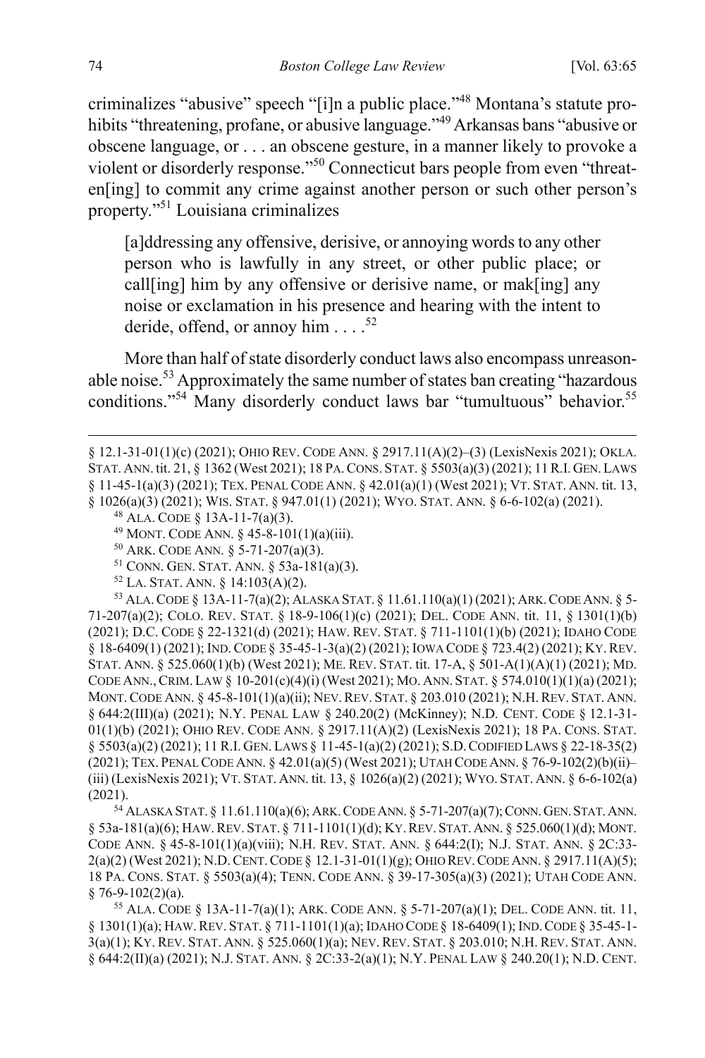criminalizes "abusive" speech "[i]n a public place."[48] Montana's statute prohibits "threatening, profane, or abusive language."[49] Arkansas bans "abusive or obscene language, or . . . an obscene gesture, in a manner likely to provoke a violent or disorderly response."[50] Connecticut bars people from even "threaten[ing] to commit any crime against another person or such other person's property."[51] Louisiana criminalizes

> [a]ddressing any offensive, derisive, or annoying words to any other person who is lawfully in any street, or other public place; or call[ing] him by any offensive or derisive name, or mak[ing] any noise or exclamation in his presence and hearing with the intent to deride, offend, or annoy him . . . .[52]

More than half of state disorderly conduct laws also encompass unreasonable noise.[53] Approximately the same number of states ban creating "hazardous conditions."[54] Many disorderly conduct laws bar "tumultuous" behavior.[55]

---

§ 12.1-31-01(1)(c) (2021); OHIO REV. CODE ANN. § 2917.11(A)(2)–(3) (LexisNexis 2021); OKLA. STAT. ANN. tit. 21, § 1362 (West 2021); 18 PA. CONS. STAT. § 5503(a)(3) (2021); 11 R.I. GEN. LAWS § 11-45-1(a)(3) (2021); TEX. PENAL CODE ANN. § 42.01(a)(1) (West 2021); VT. STAT. ANN. tit. 13, § 1026(a)(3) (2021); WIS. STAT. § 947.01(1) (2021); WYO. STAT. ANN. § 6-6-102(a) (2021).

[48] ALA. CODE § 13A-11-7(a)(3).

[49] MONT. CODE ANN. § 45-8-101(1)(a)(iii).

[50] ARK. CODE ANN. § 5-71-207(a)(3).

[51] CONN. GEN. STAT. ANN. § 53a-181(a)(3).

[52] LA. STAT. ANN. § 14:103(A)(2).

[53] ALA. CODE § 13A-11-7(a)(2); ALASKA STAT. § 11.61.110(a)(1) (2021); ARK. CODE ANN. § 5-71-207(a)(2); COLO. REV. STAT. § 18-9-106(1)(c) (2021); DEL. CODE ANN. tit. 11, § 1301(1)(b) (2021); D.C. CODE § 22-1321(d) (2021); HAW. REV. STAT. § 711-1101(1)(b) (2021); IDAHO CODE § 18-6409(1) (2021); IND. CODE § 35-45-1-3(a)(2) (2021); IOWA CODE § 723.4(2) (2021); KY. REV. STAT. ANN. § 525.060(1)(b) (West 2021); ME. REV. STAT. tit. 17-A, § 501-A(1)(A)(1) (2021); MD. CODE ANN., CRIM. LAW § 10-201(c)(4)(i) (West 2021); MO. ANN. STAT. § 574.010(1)(1)(a) (2021); MONT. CODE ANN. § 45-8-101(1)(a)(ii); NEV. REV. STAT. § 203.010 (2021); N.H. REV. STAT. ANN. § 644:2(III)(a) (2021); N.Y. PENAL LAW § 240.20(2) (McKinney); N.D. CENT. CODE § 12.1-31-01(1)(b) (2021); OHIO REV. CODE ANN. § 2917.11(A)(2) (LexisNexis 2021); 18 PA. CONS. STAT. § 5503(a)(2) (2021); 11 R.I. GEN. LAWS § 11-45-1(a)(2) (2021); S.D. CODIFIED LAWS § 22-18-35(2) (2021); TEX. PENAL CODE ANN. § 42.01(a)(5) (West 2021); UTAH CODE ANN. § 76-9-102(2)(b)(ii)–(iii) (LexisNexis 2021); VT. STAT. ANN. tit. 13, § 1026(a)(2) (2021); WYO. STAT. ANN. § 6-6-102(a) (2021).

[54] ALASKA STAT. § 11.61.110(a)(6); ARK. CODE ANN. § 5-71-207(a)(7); CONN. GEN. STAT. ANN. § 53a-181(a)(6); HAW. REV. STAT. § 711-1101(1)(d); KY. REV. STAT. ANN. § 525.060(1)(d); MONT. CODE ANN. § 45-8-101(1)(a)(viii); N.H. REV. STAT. ANN. § 644:2(I); N.J. STAT. ANN. § 2C:33-2(a)(2) (West 2021); N.D. CENT. CODE § 12.1-31-01(1)(g); OHIO REV. CODE ANN. § 2917.11(A)(5); 18 PA. CONS. STAT. § 5503(a)(4); TENN. CODE ANN. § 39-17-305(a)(3) (2021); UTAH CODE ANN. § 76-9-102(2)(a).

[55] ALA. CODE § 13A-11-7(a)(1); ARK. CODE ANN. § 5-71-207(a)(1); DEL. CODE ANN. tit. 11, § 1301(1)(a); HAW. REV. STAT. § 711-1101(1)(a); IDAHO CODE § 18-6409(1); IND. CODE § 35-45-1-3(a)(1); KY. REV. STAT. ANN. § 525.060(1)(a); NEV. REV. STAT. § 203.010; N.H. REV. STAT. ANN. § 644:2(II)(a) (2021); N.J. STAT. ANN. § 2C:33-2(a)(1); N.Y. PENAL LAW § 240.20(1); N.D. CENT.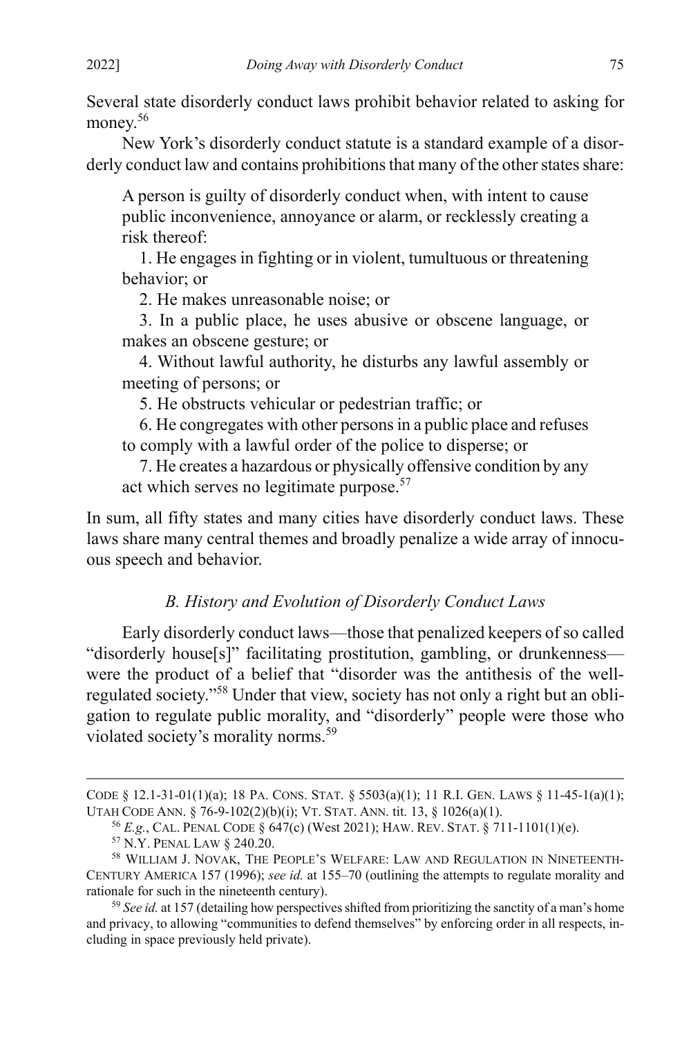Several state disorderly conduct laws prohibit behavior related to asking for money.[56]

New York's disorderly conduct statute is a standard example of a disorderly conduct law and contains prohibitions that many of the other states share:

> A person is guilty of disorderly conduct when, with intent to cause public inconvenience, annoyance or alarm, or recklessly creating a risk thereof:
>
> 1. He engages in fighting or in violent, tumultuous or threatening behavior; or
> 2. He makes unreasonable noise; or
> 3. In a public place, he uses abusive or obscene language, or makes an obscene gesture; or
> 4. Without lawful authority, he disturbs any lawful assembly or meeting of persons; or
> 5. He obstructs vehicular or pedestrian traffic; or
> 6. He congregates with other persons in a public place and refuses to comply with a lawful order of the police to disperse; or
> 7. He creates a hazardous or physically offensive condition by any act which serves no legitimate purpose.[57]

In sum, all fifty states and many cities have disorderly conduct laws. These laws share many central themes and broadly penalize a wide array of innocuous speech and behavior.

### *B. History and Evolution of Disorderly Conduct Laws*

Early disorderly conduct laws—those that penalized keepers of so called "disorderly house[s]" facilitating prostitution, gambling, or drunkenness—were the product of a belief that "disorder was the antithesis of the well-regulated society."[58] Under that view, society has not only a right but an obligation to regulate public morality, and "disorderly" people were those who violated society's morality norms.[59]

---

CODE § 12.1-31-01(1)(a); 18 PA. CONS. STAT. § 5503(a)(1); 11 R.I. GEN. LAWS § 11-45-1(a)(1); UTAH CODE ANN. § 76-9-102(2)(b)(i); VT. STAT. ANN. tit. 13, § 1026(a)(1).

[56] *E.g.*, CAL. PENAL CODE § 647(c) (West 2021); HAW. REV. STAT. § 711-1101(1)(e).

[57] N.Y. PENAL LAW § 240.20.

[58] WILLIAM J. NOVAK, THE PEOPLE'S WELFARE: LAW AND REGULATION IN NINETEENTH-CENTURY AMERICA 157 (1996); *see id.* at 155–70 (outlining the attempts to regulate morality and rationale for such in the nineteenth century).

[59] *See id.* at 157 (detailing how perspectives shifted from prioritizing the sanctity of a man's home and privacy, to allowing "communities to defend themselves" by enforcing order in all respects, including in space previously held private).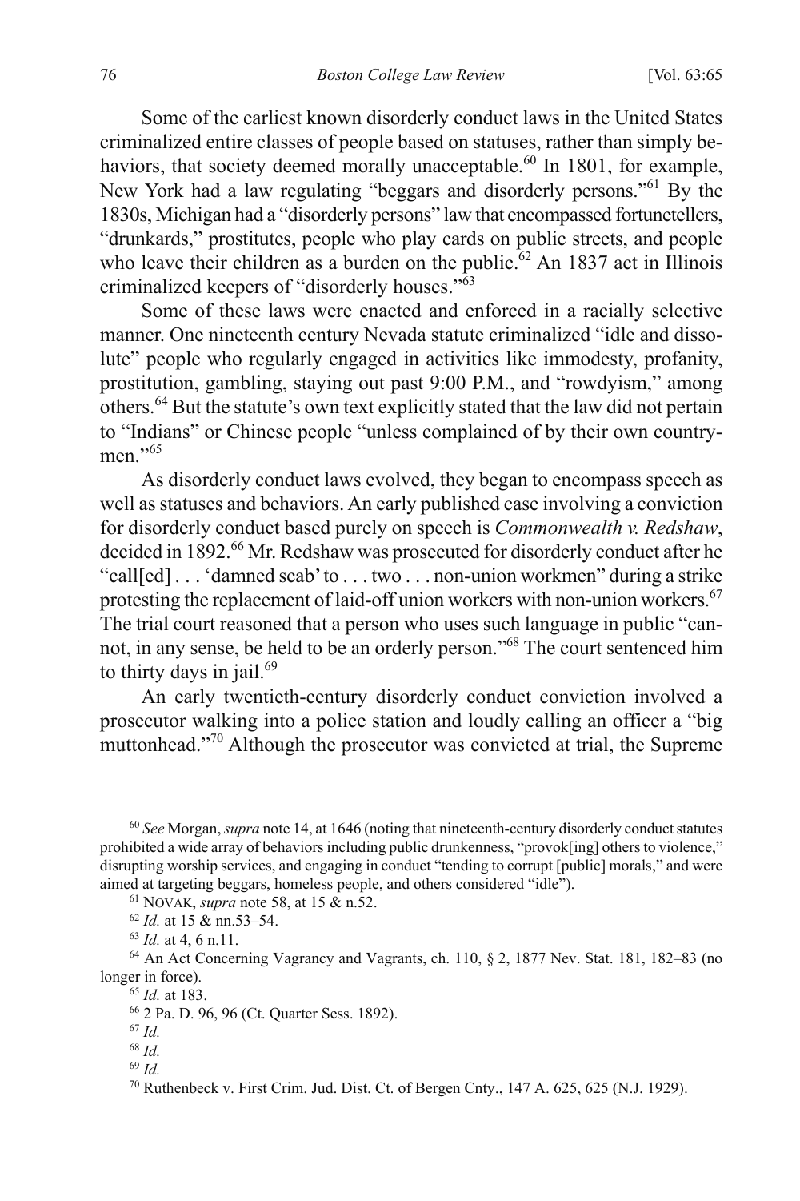Some of the earliest known disorderly conduct laws in the United States criminalized entire classes of people based on statuses, rather than simply behaviors, that society deemed morally unacceptable.[60] In 1801, for example, New York had a law regulating "beggars and disorderly persons."[61] By the 1830s, Michigan had a "disorderly persons" law that encompassed fortunetellers, "drunkards," prostitutes, people who play cards on public streets, and people who leave their children as a burden on the public.[62] An 1837 act in Illinois criminalized keepers of "disorderly houses."[63]

Some of these laws were enacted and enforced in a racially selective manner. One nineteenth century Nevada statute criminalized "idle and dissolute" people who regularly engaged in activities like immodesty, profanity, prostitution, gambling, staying out past 9:00 P.M., and "rowdyism," among others.[64] But the statute's own text explicitly stated that the law did not pertain to "Indians" or Chinese people "unless complained of by their own countrymen."[65]

As disorderly conduct laws evolved, they began to encompass speech as well as statuses and behaviors. An early published case involving a conviction for disorderly conduct based purely on speech is *Commonwealth v. Redshaw*, decided in 1892.[66] Mr. Redshaw was prosecuted for disorderly conduct after he "call[ed] . . . 'damned scab' to . . . two . . . non-union workmen" during a strike protesting the replacement of laid-off union workers with non-union workers.[67] The trial court reasoned that a person who uses such language in public "cannot, in any sense, be held to be an orderly person."[68] The court sentenced him to thirty days in jail.[69]

An early twentieth-century disorderly conduct conviction involved a prosecutor walking into a police station and loudly calling an officer a "big muttonhead."[70] Although the prosecutor was convicted at trial, the Supreme

---

[60] *See* Morgan, *supra* note 14, at 1646 (noting that nineteenth-century disorderly conduct statutes prohibited a wide array of behaviors including public drunkenness, "provok[ing] others to violence," disrupting worship services, and engaging in conduct "tending to corrupt [public] morals," and were aimed at targeting beggars, homeless people, and others considered "idle").

[61] NOVAK, *supra* note 58, at 15 & n.52.

[62] *Id.* at 15 & nn.53–54.

[63] *Id.* at 4, 6 n.11.

[64] An Act Concerning Vagrancy and Vagrants, ch. 110, § 2, 1877 Nev. Stat. 181, 182–83 (no longer in force).

[65] *Id.* at 183.

[66] 2 Pa. D. 96, 96 (Ct. Quarter Sess. 1892).

[67] *Id.*

[68] *Id.*

[69] *Id.*

[70] Ruthenbeck v. First Crim. Jud. Dist. Ct. of Bergen Cnty., 147 A. 625, 625 (N.J. 1929).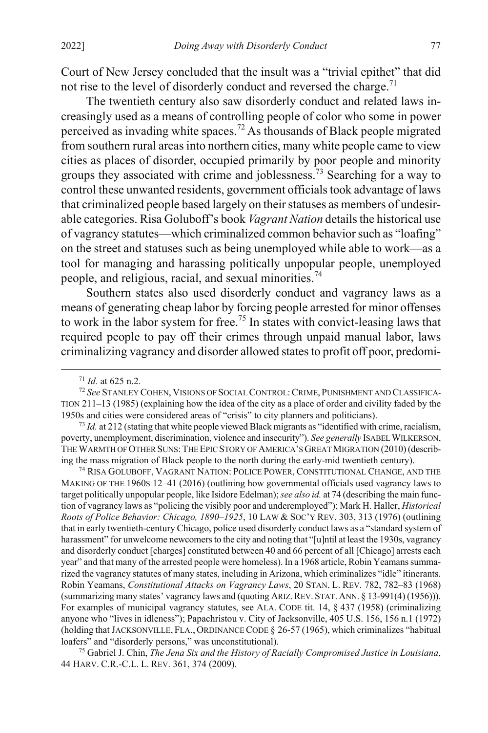Court of New Jersey concluded that the insult was a "trivial epithet" that did not rise to the level of disorderly conduct and reversed the charge.[71]

The twentieth century also saw disorderly conduct and related laws increasingly used as a means of controlling people of color who some in power perceived as invading white spaces.[72] As thousands of Black people migrated from southern rural areas into northern cities, many white people came to view cities as places of disorder, occupied primarily by poor people and minority groups they associated with crime and joblessness.[73] Searching for a way to control these unwanted residents, government officials took advantage of laws that criminalized people based largely on their statuses as members of undesirable categories. Risa Goluboff's book *Vagrant Nation* details the historical use of vagrancy statutes—which criminalized common behavior such as "loafing" on the street and statuses such as being unemployed while able to work—as a tool for managing and harassing politically unpopular people, unemployed people, and religious, racial, and sexual minorities.[74]

Southern states also used disorderly conduct and vagrancy laws as a means of generating cheap labor by forcing people arrested for minor offenses to work in the labor system for free.[75] In states with convict-leasing laws that required people to pay off their crimes through unpaid manual labor, laws criminalizing vagrancy and disorder allowed states to profit off poor, predomi-

---

[71] *Id.* at 625 n.2.

[72] *See* STANLEY COHEN, VISIONS OF SOCIAL CONTROL: CRIME, PUNISHMENT AND CLASSIFICATION 211–13 (1985) (explaining how the idea of the city as a place of order and civility faded by the 1950s and cities were considered areas of "crisis" to city planners and politicians).

[73] *Id.* at 212 (stating that white people viewed Black migrants as "identified with crime, racialism, poverty, unemployment, discrimination, violence and insecurity"). *See generally* ISABEL WILKERSON, THE WARMTH OF OTHER SUNS: THE EPIC STORY OF AMERICA'S GREAT MIGRATION (2010) (describing the mass migration of Black people to the north during the early-mid twentieth century).

[74] RISA GOLUBOFF, VAGRANT NATION: POLICE POWER, CONSTITUTIONAL CHANGE, AND THE MAKING OF THE 1960S 12–41 (2016) (outlining how governmental officials used vagrancy laws to target politically unpopular people, like Isidore Edelman); *see also id.* at 74 (describing the main function of vagrancy laws as "policing the visibly poor and underemployed"); Mark H. Haller, *Historical Roots of Police Behavior: Chicago, 1890–1925*, 10 LAW & SOC'Y REV. 303, 313 (1976) (outlining that in early twentieth-century Chicago, police used disorderly conduct laws as a "standard system of harassment" for unwelcome newcomers to the city and noting that "[u]ntil at least the 1930s, vagrancy and disorderly conduct [charges] constituted between 40 and 66 percent of all [Chicago] arrests each year" and that many of the arrested people were homeless). In a 1968 article, Robin Yeamans summarized the vagrancy statutes of many states, including in Arizona, which criminalizes "idle" itinerants. Robin Yeamans, *Constitutional Attacks on Vagrancy Laws*, 20 STAN. L. REV. 782, 782–83 (1968) (summarizing many states' vagrancy laws and (quoting ARIZ. REV. STAT. ANN. § 13-991(4) (1956))). For examples of municipal vagrancy statutes, see ALA. CODE tit. 14, § 437 (1958) (criminalizing anyone who "lives in idleness"); Papachristou v. City of Jacksonville, 405 U.S. 156, 156 n.1 (1972) (holding that JACKSONVILLE, FLA., ORDINANCE CODE § 26-57 (1965), which criminalizes "habitual loafers" and "disorderly persons," was unconstitutional).

[75] Gabriel J. Chin, *The Jena Six and the History of Racially Compromised Justice in Louisiana*, 44 HARV. C.R.-C.L. L. REV. 361, 374 (2009).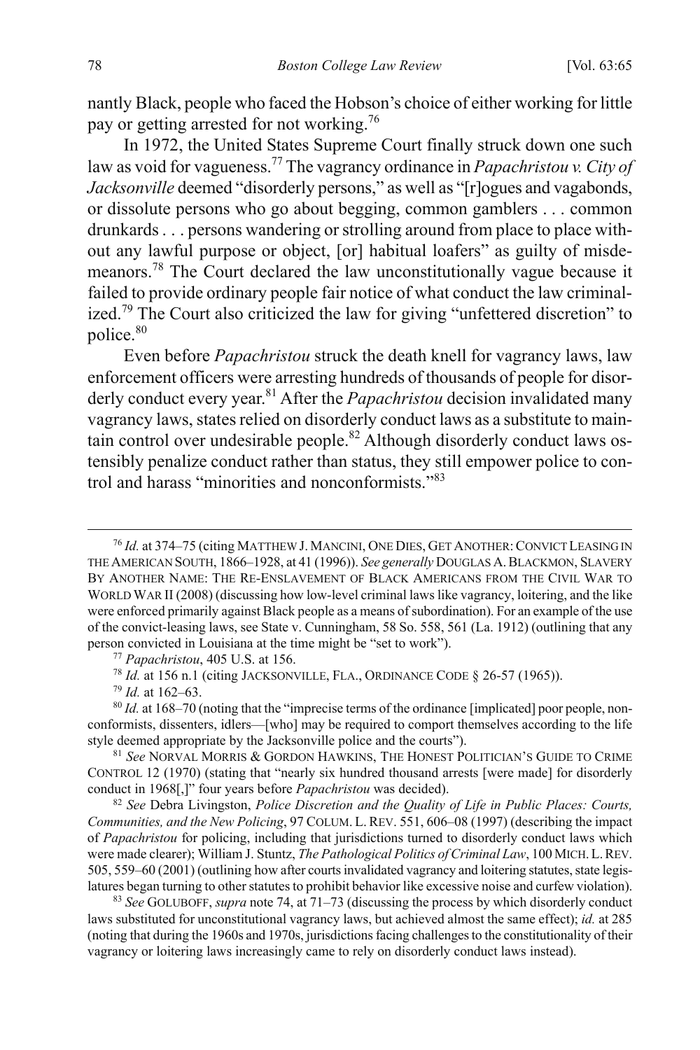nantly Black, people who faced the Hobson's choice of either working for little pay or getting arrested for not working.[76]

In 1972, the United States Supreme Court finally struck down one such law as void for vagueness.[77] The vagrancy ordinance in *Papachristou v. City of Jacksonville* deemed "disorderly persons," as well as "[r]ogues and vagabonds, or dissolute persons who go about begging, common gamblers . . . common drunkards . . . persons wandering or strolling around from place to place without any lawful purpose or object, [or] habitual loafers" as guilty of misdemeanors.[78] The Court declared the law unconstitutionally vague because it failed to provide ordinary people fair notice of what conduct the law criminalized.[79] The Court also criticized the law for giving "unfettered discretion" to police.[80]

Even before *Papachristou* struck the death knell for vagrancy laws, law enforcement officers were arresting hundreds of thousands of people for disorderly conduct every year.[81] After the *Papachristou* decision invalidated many vagrancy laws, states relied on disorderly conduct laws as a substitute to maintain control over undesirable people.[82] Although disorderly conduct laws ostensibly penalize conduct rather than status, they still empower police to control and harass "minorities and nonconformists."[83]

---

[76] *Id.* at 374–75 (citing MATTHEW J. MANCINI, ONE DIES, GET ANOTHER: CONVICT LEASING IN THE AMERICAN SOUTH, 1866–1928, at 41 (1996)). *See generally* DOUGLAS A. BLACKMON, SLAVERY BY ANOTHER NAME: THE RE-ENSLAVEMENT OF BLACK AMERICANS FROM THE CIVIL WAR TO WORLD WAR II (2008) (discussing how low-level criminal laws like vagrancy, loitering, and the like were enforced primarily against Black people as a means of subordination). For an example of the use of the convict-leasing laws, see State v. Cunningham, 58 So. 558, 561 (La. 1912) (outlining that any person convicted in Louisiana at the time might be "set to work").

[77] *Papachristou*, 405 U.S. at 156.

[78] *Id.* at 156 n.1 (citing JACKSONVILLE, FLA., ORDINANCE CODE § 26-57 (1965)).

[79] *Id.* at 162–63.

[80] *Id.* at 168–70 (noting that the "imprecise terms of the ordinance [implicated] poor people, nonconformists, dissenters, idlers—[who] may be required to comport themselves according to the life style deemed appropriate by the Jacksonville police and the courts").

[81] *See* NORVAL MORRIS & GORDON HAWKINS, THE HONEST POLITICIAN'S GUIDE TO CRIME CONTROL 12 (1970) (stating that "nearly six hundred thousand arrests [were made] for disorderly conduct in 1968[,]" four years before *Papachristou* was decided).

[82] *See* Debra Livingston, *Police Discretion and the Quality of Life in Public Places: Courts, Communities, and the New Policing*, 97 COLUM. L. REV. 551, 606–08 (1997) (describing the impact of *Papachristou* for policing, including that jurisdictions turned to disorderly conduct laws which were made clearer); William J. Stuntz, *The Pathological Politics of Criminal Law*, 100 MICH. L. REV. 505, 559–60 (2001) (outlining how after courts invalidated vagrancy and loitering statutes, state legislatures began turning to other statutes to prohibit behavior like excessive noise and curfew violation).

[83] *See* GOLUBOFF, *supra* note 74, at 71–73 (discussing the process by which disorderly conduct laws substituted for unconstitutional vagrancy laws, but achieved almost the same effect); *id.* at 285 (noting that during the 1960s and 1970s, jurisdictions facing challenges to the constitutionality of their vagrancy or loitering laws increasingly came to rely on disorderly conduct laws instead).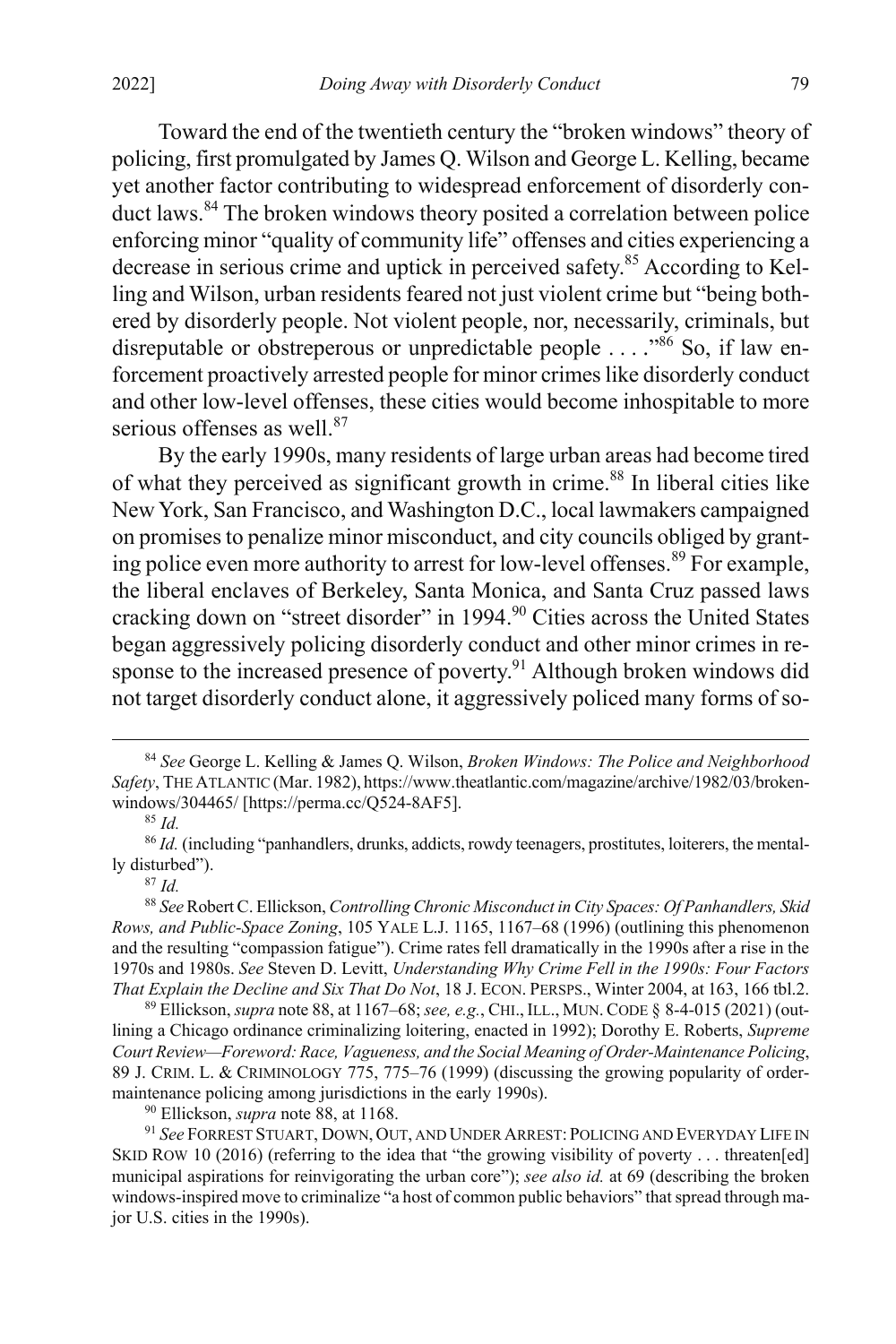Toward the end of the twentieth century the "broken windows" theory of policing, first promulgated by James Q. Wilson and George L. Kelling, became yet another factor contributing to widespread enforcement of disorderly conduct laws.[84] The broken windows theory posited a correlation between police enforcing minor "quality of community life" offenses and cities experiencing a decrease in serious crime and uptick in perceived safety.[85] According to Kelling and Wilson, urban residents feared not just violent crime but "being bothered by disorderly people. Not violent people, nor, necessarily, criminals, but disreputable or obstreperous or unpredictable people . . . ."[86] So, if law enforcement proactively arrested people for minor crimes like disorderly conduct and other low-level offenses, these cities would become inhospitable to more serious offenses as well.[87]

By the early 1990s, many residents of large urban areas had become tired of what they perceived as significant growth in crime.[88] In liberal cities like New York, San Francisco, and Washington D.C., local lawmakers campaigned on promises to penalize minor misconduct, and city councils obliged by granting police even more authority to arrest for low-level offenses.[89] For example, the liberal enclaves of Berkeley, Santa Monica, and Santa Cruz passed laws cracking down on "street disorder" in 1994.[90] Cities across the United States began aggressively policing disorderly conduct and other minor crimes in response to the increased presence of poverty.[91] Although broken windows did not target disorderly conduct alone, it aggressively policed many forms of so-

---

[84] *See* George L. Kelling & James Q. Wilson, *Broken Windows: The Police and Neighborhood Safety*, THE ATLANTIC (Mar. 1982), https://www.theatlantic.com/magazine/archive/1982/03/broken-windows/304465/ [https://perma.cc/Q524-8AF5].

[85] *Id.*

[86] *Id.* (including "panhandlers, drunks, addicts, rowdy teenagers, prostitutes, loiterers, the mentally disturbed").

[87] *Id.*

[88] *See* Robert C. Ellickson, *Controlling Chronic Misconduct in City Spaces: Of Panhandlers, Skid Rows, and Public-Space Zoning*, 105 YALE L.J. 1165, 1167–68 (1996) (outlining this phenomenon and the resulting "compassion fatigue"). Crime rates fell dramatically in the 1990s after a rise in the 1970s and 1980s. *See* Steven D. Levitt, *Understanding Why Crime Fell in the 1990s: Four Factors That Explain the Decline and Six That Do Not*, 18 J. ECON. PERSPS., Winter 2004, at 163, 166 tbl.2.

[89] Ellickson, *supra* note 88, at 1167–68; *see, e.g.*, CHI., ILL., MUN. CODE § 8-4-015 (2021) (outlining a Chicago ordinance criminalizing loitering, enacted in 1992); Dorothy E. Roberts, *Supreme Court Review—Foreword: Race, Vagueness, and the Social Meaning of Order-Maintenance Policing*, 89 J. CRIM. L. & CRIMINOLOGY 775, 775–76 (1999) (discussing the growing popularity of order-maintenance policing among jurisdictions in the early 1990s).

[90] Ellickson, *supra* note 88, at 1168.

[91] *See* FORREST STUART, DOWN, OUT, AND UNDER ARREST: POLICING AND EVERYDAY LIFE IN SKID ROW 10 (2016) (referring to the idea that "the growing visibility of poverty . . . threaten[ed] municipal aspirations for reinvigorating the urban core"); *see also id.* at 69 (describing the broken windows-inspired move to criminalize "a host of common public behaviors" that spread through major U.S. cities in the 1990s).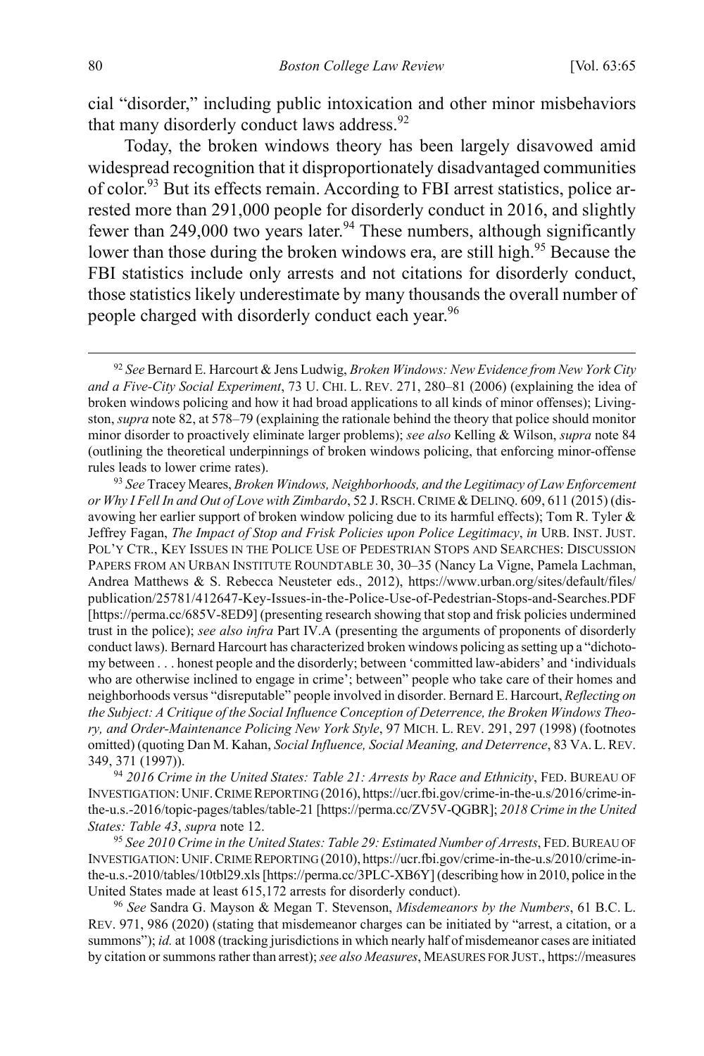cial "disorder," including public intoxication and other minor misbehaviors that many disorderly conduct laws address.[92]

Today, the broken windows theory has been largely disavowed amid widespread recognition that it disproportionately disadvantaged communities of color.[93] But its effects remain. According to FBI arrest statistics, police arrested more than 291,000 people for disorderly conduct in 2016, and slightly fewer than 249,000 two years later.[94] These numbers, although significantly lower than those during the broken windows era, are still high.[95] Because the FBI statistics include only arrests and not citations for disorderly conduct, those statistics likely underestimate by many thousands the overall number of people charged with disorderly conduct each year.[96]

---

[92] *See* Bernard E. Harcourt & Jens Ludwig, *Broken Windows: New Evidence from New York City and a Five-City Social Experiment*, 73 U. CHI. L. REV. 271, 280–81 (2006) (explaining the idea of broken windows policing and how it had broad applications to all kinds of minor offenses); Livingston, *supra* note 82, at 578–79 (explaining the rationale behind the theory that police should monitor minor disorder to proactively eliminate larger problems); *see also* Kelling & Wilson, *supra* note 84 (outlining the theoretical underpinnings of broken windows policing, that enforcing minor-offense rules leads to lower crime rates).

[93] *See* Tracey Meares, *Broken Windows, Neighborhoods, and the Legitimacy of Law Enforcement or Why I Fell In and Out of Love with Zimbardo*, 52 J. RSCH. CRIME & DELINQ. 609, 611 (2015) (disavowing her earlier support of broken window policing due to its harmful effects); Tom R. Tyler & Jeffrey Fagan, *The Impact of Stop and Frisk Policies upon Police Legitimacy*, *in* URB. INST. JUST. POL'Y CTR., KEY ISSUES IN THE POLICE USE OF PEDESTRIAN STOPS AND SEARCHES: DISCUSSION PAPERS FROM AN URBAN INSTITUTE ROUNDTABLE 30, 30–35 (Nancy La Vigne, Pamela Lachman, Andrea Matthews & S. Rebecca Neusteter eds., 2012), https://www.urban.org/sites/default/files/publication/25781/412647-Key-Issues-in-the-Police-Use-of-Pedestrian-Stops-and-Searches.PDF [https://perma.cc/685V-8ED9] (presenting research showing that stop and frisk policies undermined trust in the police); *see also infra* Part IV.A (presenting the arguments of proponents of disorderly conduct laws). Bernard Harcourt has characterized broken windows policing as setting up a "dichotomy between . . . honest people and the disorderly; between 'committed law-abiders' and 'individuals who are otherwise inclined to engage in crime'; between" people who take care of their homes and neighborhoods versus "disreputable" people involved in disorder. Bernard E. Harcourt, *Reflecting on the Subject: A Critique of the Social Influence Conception of Deterrence, the Broken Windows Theory, and Order-Maintenance Policing New York Style*, 97 MICH. L. REV. 291, 297 (1998) (footnotes omitted) (quoting Dan M. Kahan, *Social Influence, Social Meaning, and Deterrence*, 83 VA. L. REV. 349, 371 (1997)).

[94] *2016 Crime in the United States: Table 21: Arrests by Race and Ethnicity*, FED. BUREAU OF INVESTIGATION: UNIF. CRIME REPORTING (2016), https://ucr.fbi.gov/crime-in-the-u.s/2016/crime-in-the-u.s.-2016/topic-pages/tables/table-21 [https://perma.cc/ZV5V-QGBR]; *2018 Crime in the United States: Table 43*, *supra* note 12.

[95] *See 2010 Crime in the United States: Table 29: Estimated Number of Arrests*, FED. BUREAU OF INVESTIGATION: UNIF. CRIME REPORTING (2010), https://ucr.fbi.gov/crime-in-the-u.s/2010/crime-in-the-u.s.-2010/tables/10tbl29.xls [https://perma.cc/3PLC-XB6Y] (describing how in 2010, police in the United States made at least 615,172 arrests for disorderly conduct).

[96] *See* Sandra G. Mayson & Megan T. Stevenson, *Misdemeanors by the Numbers*, 61 B.C. L. REV. 971, 986 (2020) (stating that misdemeanor charges can be initiated by "arrest, a citation, or a summons"); *id.* at 1008 (tracking jurisdictions in which nearly half of misdemeanor cases are initiated by citation or summons rather than arrest); *see also Measures*, MEASURES FOR JUST., https://measures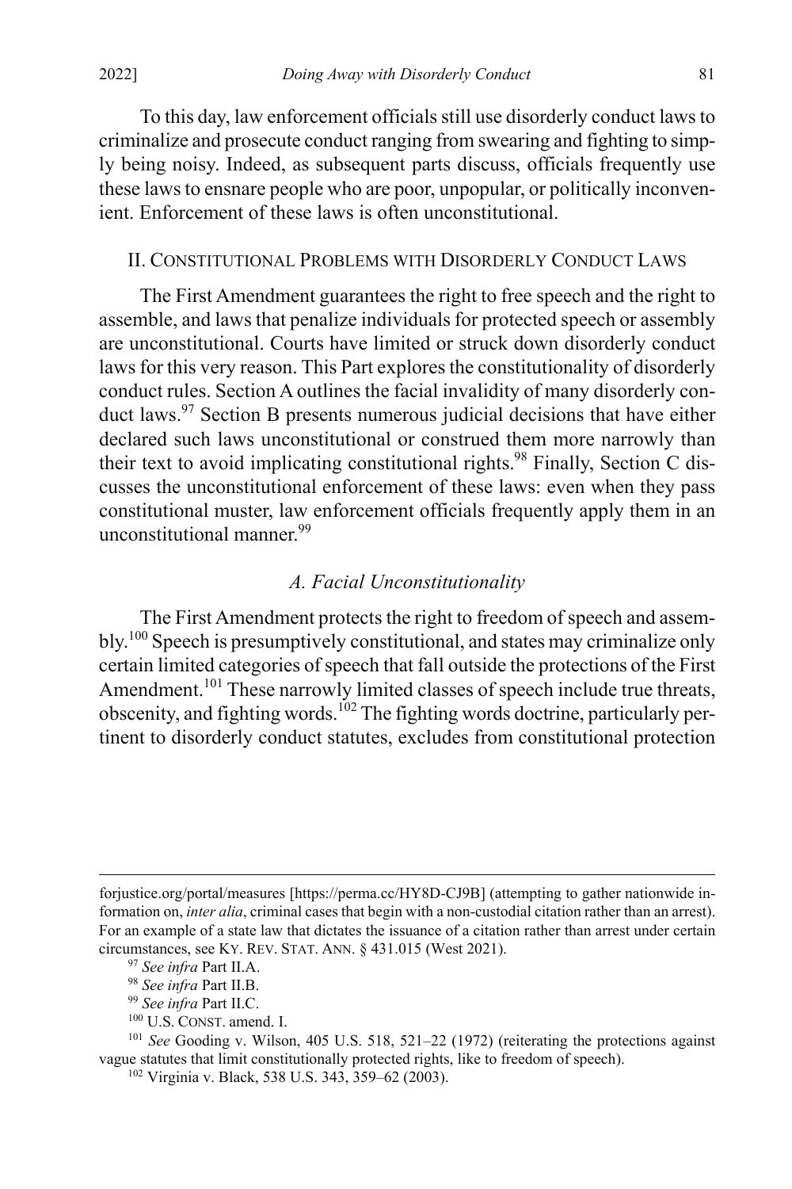To this day, law enforcement officials still use disorderly conduct laws to criminalize and prosecute conduct ranging from swearing and fighting to simply being noisy. Indeed, as subsequent parts discuss, officials frequently use these laws to ensnare people who are poor, unpopular, or politically inconvenient. Enforcement of these laws is often unconstitutional.

## II. Constitutional Problems with Disorderly Conduct Laws

The First Amendment guarantees the right to free speech and the right to assemble, and laws that penalize individuals for protected speech or assembly are unconstitutional. Courts have limited or struck down disorderly conduct laws for this very reason. This Part explores the constitutionality of disorderly conduct rules. Section A outlines the facial invalidity of many disorderly conduct laws.[97] Section B presents numerous judicial decisions that have either declared such laws unconstitutional or construed them more narrowly than their text to avoid implicating constitutional rights.[98] Finally, Section C discusses the unconstitutional enforcement of these laws: even when they pass constitutional muster, law enforcement officials frequently apply them in an unconstitutional manner.[99]

### *A. Facial Unconstitutionality*

The First Amendment protects the right to freedom of speech and assembly.[100] Speech is presumptively constitutional, and states may criminalize only certain limited categories of speech that fall outside the protections of the First Amendment.[101] These narrowly limited classes of speech include true threats, obscenity, and fighting words.[102] The fighting words doctrine, particularly pertinent to disorderly conduct statutes, excludes from constitutional protection

---

forjustice.org/portal/measures [https://perma.cc/HY8D-CJ9B] (attempting to gather nationwide information on, *inter alia*, criminal cases that begin with a non-custodial citation rather than an arrest). For an example of a state law that dictates the issuance of a citation rather than arrest under certain circumstances, see KY. REV. STAT. ANN. § 431.015 (West 2021).

[97] *See infra* Part II.A.

[98] *See infra* Part II.B.

[99] *See infra* Part II.C.

[100] U.S. CONST. amend. I.

[101] *See* Gooding v. Wilson, 405 U.S. 518, 521–22 (1972) (reiterating the protections against vague statutes that limit constitutionally protected rights, like to freedom of speech).

[102] Virginia v. Black, 538 U.S. 343, 359–62 (2003).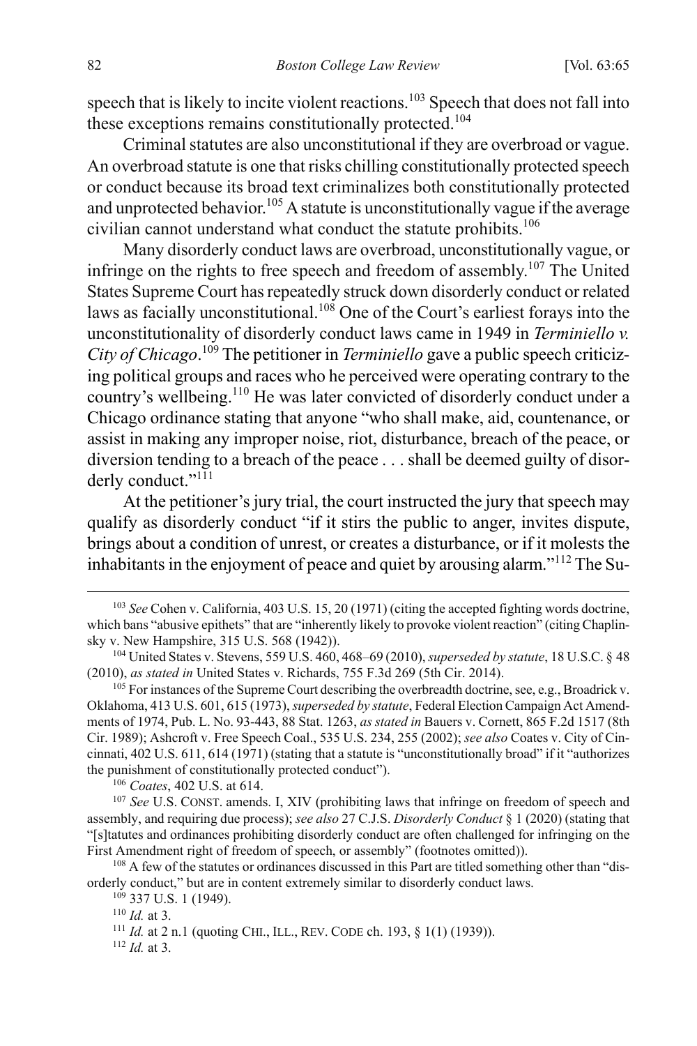speech that is likely to incite violent reactions.[103] Speech that does not fall into these exceptions remains constitutionally protected.[104]

Criminal statutes are also unconstitutional if they are overbroad or vague. An overbroad statute is one that risks chilling constitutionally protected speech or conduct because its broad text criminalizes both constitutionally protected and unprotected behavior.[105] A statute is unconstitutionally vague if the average civilian cannot understand what conduct the statute prohibits.[106]

Many disorderly conduct laws are overbroad, unconstitutionally vague, or infringe on the rights to free speech and freedom of assembly.[107] The United States Supreme Court has repeatedly struck down disorderly conduct or related laws as facially unconstitutional.[108] One of the Court's earliest forays into the unconstitutionality of disorderly conduct laws came in 1949 in *Terminiello v. City of Chicago*.[109] The petitioner in *Terminiello* gave a public speech criticizing political groups and races who he perceived were operating contrary to the country's wellbeing.[110] He was later convicted of disorderly conduct under a Chicago ordinance stating that anyone "who shall make, aid, countenance, or assist in making any improper noise, riot, disturbance, breach of the peace, or diversion tending to a breach of the peace . . . shall be deemed guilty of disorderly conduct."[111]

At the petitioner's jury trial, the court instructed the jury that speech may qualify as disorderly conduct "if it stirs the public to anger, invites dispute, brings about a condition of unrest, or creates a disturbance, or if it molests the inhabitants in the enjoyment of peace and quiet by arousing alarm."[112] The Su-

---

[103] *See* Cohen v. California, 403 U.S. 15, 20 (1971) (citing the accepted fighting words doctrine, which bans "abusive epithets" that are "inherently likely to provoke violent reaction" (citing Chaplinsky v. New Hampshire, 315 U.S. 568 (1942)).

[104] United States v. Stevens, 559 U.S. 460, 468–69 (2010), *superseded by statute*, 18 U.S.C. § 48 (2010), *as stated in* United States v. Richards, 755 F.3d 269 (5th Cir. 2014).

[105] For instances of the Supreme Court describing the overbreadth doctrine, see, e.g., Broadrick v. Oklahoma, 413 U.S. 601, 615 (1973), *superseded by statute*, Federal Election Campaign Act Amendments of 1974, Pub. L. No. 93-443, 88 Stat. 1263, *as stated in* Bauers v. Cornett, 865 F.2d 1517 (8th Cir. 1989); Ashcroft v. Free Speech Coal., 535 U.S. 234, 255 (2002); *see also* Coates v. City of Cincinnati, 402 U.S. 611, 614 (1971) (stating that a statute is "unconstitutionally broad" if it "authorizes the punishment of constitutionally protected conduct").

[106] *Coates*, 402 U.S. at 614.

[107] *See* U.S. CONST. amends. I, XIV (prohibiting laws that infringe on freedom of speech and assembly, and requiring due process); *see also* 27 C.J.S. *Disorderly Conduct* § 1 (2020) (stating that "[s]tatutes and ordinances prohibiting disorderly conduct are often challenged for infringing on the First Amendment right of freedom of speech, or assembly" (footnotes omitted)).

[108] A few of the statutes or ordinances discussed in this Part are titled something other than "disorderly conduct," but are in content extremely similar to disorderly conduct laws.

[109] 337 U.S. 1 (1949).

[110] *Id.* at 3.

[111] *Id.* at 2 n.1 (quoting CHI., ILL., REV. CODE ch. 193, § 1(1) (1939)).

[112] *Id.* at 3.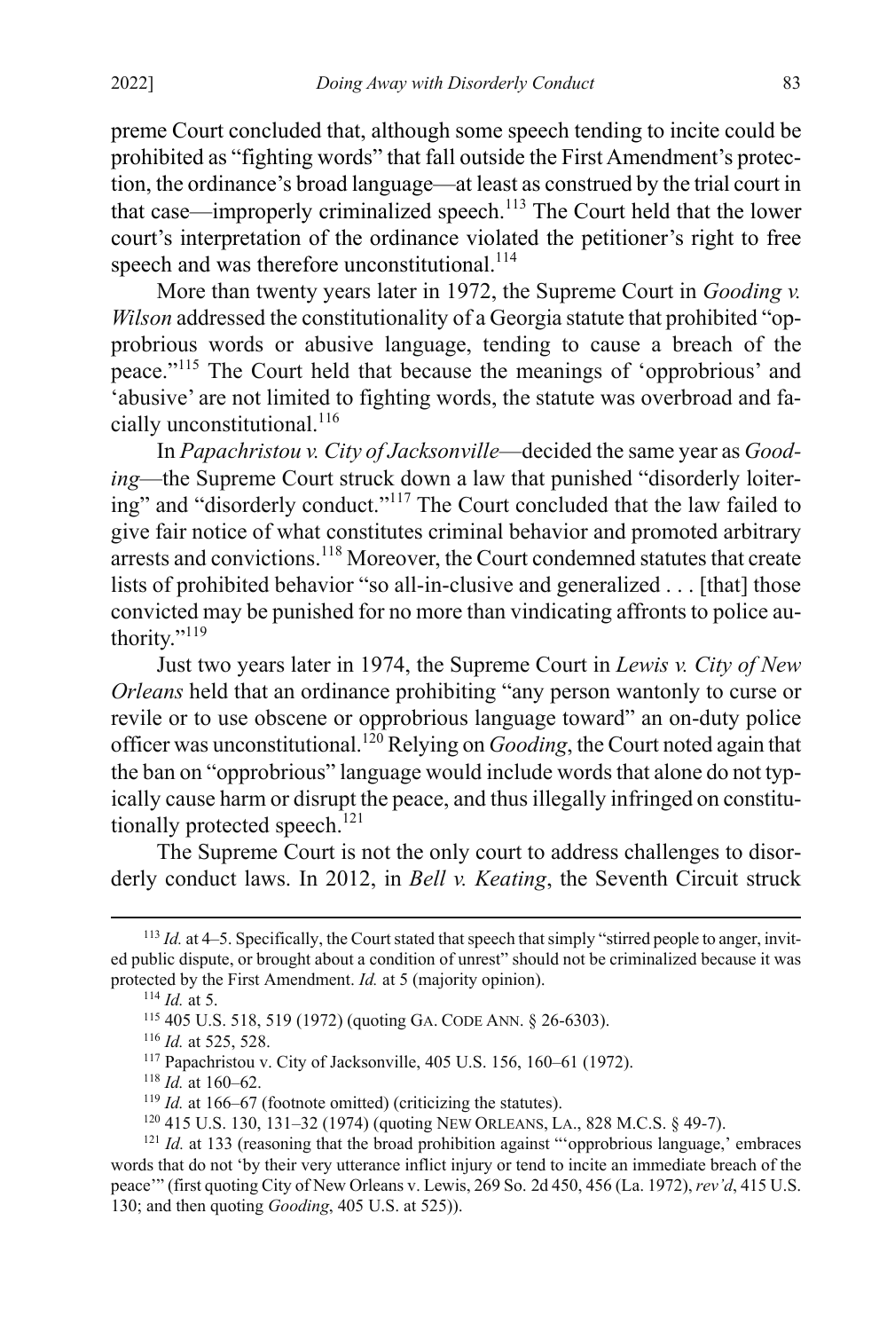preme Court concluded that, although some speech tending to incite could be prohibited as "fighting words" that fall outside the First Amendment's protection, the ordinance's broad language—at least as construed by the trial court in that case—improperly criminalized speech.[113] The Court held that the lower court's interpretation of the ordinance violated the petitioner's right to free speech and was therefore unconstitutional.[114]

More than twenty years later in 1972, the Supreme Court in *Gooding v. Wilson* addressed the constitutionality of a Georgia statute that prohibited "opprobrious words or abusive language, tending to cause a breach of the peace."[115] The Court held that because the meanings of 'opprobrious' and 'abusive' are not limited to fighting words, the statute was overbroad and facially unconstitutional.[116]

In *Papachristou v. City of Jacksonville*—decided the same year as *Gooding*—the Supreme Court struck down a law that punished "disorderly loitering" and "disorderly conduct."[117] The Court concluded that the law failed to give fair notice of what constitutes criminal behavior and promoted arbitrary arrests and convictions.[118] Moreover, the Court condemned statutes that create lists of prohibited behavior "so all-in-clusive and generalized . . . [that] those convicted may be punished for no more than vindicating affronts to police authority."[119]

Just two years later in 1974, the Supreme Court in *Lewis v. City of New Orleans* held that an ordinance prohibiting "any person wantonly to curse or revile or to use obscene or opprobrious language toward" an on-duty police officer was unconstitutional.[120] Relying on *Gooding*, the Court noted again that the ban on "opprobrious" language would include words that alone do not typically cause harm or disrupt the peace, and thus illegally infringed on constitutionally protected speech.[121]

The Supreme Court is not the only court to address challenges to disorderly conduct laws. In 2012, in *Bell v. Keating*, the Seventh Circuit struck

---

[113] *Id.* at 4–5. Specifically, the Court stated that speech that simply "stirred people to anger, invited public dispute, or brought about a condition of unrest" should not be criminalized because it was protected by the First Amendment. *Id.* at 5 (majority opinion).

[114] *Id.* at 5.

[115] 405 U.S. 518, 519 (1972) (quoting GA. CODE ANN. § 26-6303).

[116] *Id.* at 525, 528.

[117] Papachristou v. City of Jacksonville, 405 U.S. 156, 160–61 (1972).

[118] *Id.* at 160–62.

[119] *Id.* at 166–67 (footnote omitted) (criticizing the statutes).

[120] 415 U.S. 130, 131–32 (1974) (quoting NEW ORLEANS, LA., 828 M.C.S. § 49-7).

[121] *Id.* at 133 (reasoning that the broad prohibition against "'opprobrious language,' embraces words that do not 'by their very utterance inflict injury or tend to incite an immediate breach of the peace'" (first quoting City of New Orleans v. Lewis, 269 So. 2d 450, 456 (La. 1972), *rev'd*, 415 U.S. 130; and then quoting *Gooding*, 405 U.S. at 525)).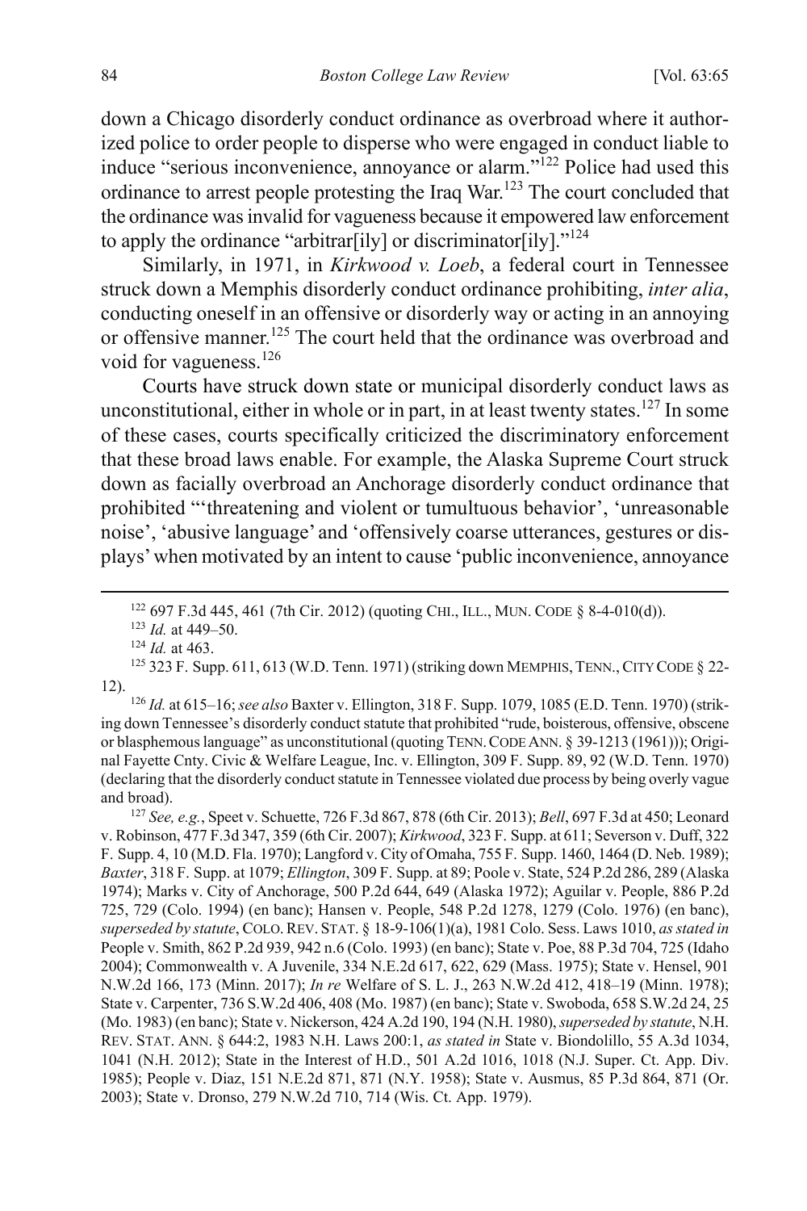down a Chicago disorderly conduct ordinance as overbroad where it authorized police to order people to disperse who were engaged in conduct liable to induce "serious inconvenience, annoyance or alarm."[122] Police had used this ordinance to arrest people protesting the Iraq War.[123] The court concluded that the ordinance was invalid for vagueness because it empowered law enforcement to apply the ordinance "arbitrar[ily] or discriminator[ily]."[124]

Similarly, in 1971, in *Kirkwood v. Loeb*, a federal court in Tennessee struck down a Memphis disorderly conduct ordinance prohibiting, *inter alia*, conducting oneself in an offensive or disorderly way or acting in an annoying or offensive manner.[125] The court held that the ordinance was overbroad and void for vagueness.[126]

Courts have struck down state or municipal disorderly conduct laws as unconstitutional, either in whole or in part, in at least twenty states.[127] In some of these cases, courts specifically criticized the discriminatory enforcement that these broad laws enable. For example, the Alaska Supreme Court struck down as facially overbroad an Anchorage disorderly conduct ordinance that prohibited "'threatening and violent or tumultuous behavior', 'unreasonable noise', 'abusive language' and 'offensively coarse utterances, gestures or displays' when motivated by an intent to cause 'public inconvenience, annoyance

---

[122] 697 F.3d 445, 461 (7th Cir. 2012) (quoting CHI., ILL., MUN. CODE § 8-4-010(d)).

[123] *Id.* at 449–50.

[124] *Id.* at 463.

[125] 323 F. Supp. 611, 613 (W.D. Tenn. 1971) (striking down MEMPHIS, TENN., CITY CODE § 22-12).

[126] *Id.* at 615–16; *see also* Baxter v. Ellington, 318 F. Supp. 1079, 1085 (E.D. Tenn. 1970) (striking down Tennessee's disorderly conduct statute that prohibited "rude, boisterous, offensive, obscene or blasphemous language" as unconstitutional (quoting TENN. CODE ANN. § 39-1213 (1961))); Original Fayette Cnty. Civic & Welfare League, Inc. v. Ellington, 309 F. Supp. 89, 92 (W.D. Tenn. 1970) (declaring that the disorderly conduct statute in Tennessee violated due process by being overly vague and broad).

[127] *See, e.g.*, Speet v. Schuette, 726 F.3d 867, 878 (6th Cir. 2013); *Bell*, 697 F.3d at 450; Leonard v. Robinson, 477 F.3d 347, 359 (6th Cir. 2007); *Kirkwood*, 323 F. Supp. at 611; Severson v. Duff, 322 F. Supp. 4, 10 (M.D. Fla. 1970); Langford v. City of Omaha, 755 F. Supp. 1460, 1464 (D. Neb. 1989); *Baxter*, 318 F. Supp. at 1079; *Ellington*, 309 F. Supp. at 89; Poole v. State, 524 P.2d 286, 289 (Alaska 1974); Marks v. City of Anchorage, 500 P.2d 644, 649 (Alaska 1972); Aguilar v. People, 886 P.2d 725, 729 (Colo. 1994) (en banc); Hansen v. People, 548 P.2d 1278, 1279 (Colo. 1976) (en banc), *superseded by statute*, COLO. REV. STAT. § 18-9-106(1)(a), 1981 Colo. Sess. Laws 1010, *as stated in* People v. Smith, 862 P.2d 939, 942 n.6 (Colo. 1993) (en banc); State v. Poe, 88 P.3d 704, 725 (Idaho 2004); Commonwealth v. A Juvenile, 334 N.E.2d 617, 622, 629 (Mass. 1975); State v. Hensel, 901 N.W.2d 166, 173 (Minn. 2017); *In re* Welfare of S. L. J., 263 N.W.2d 412, 418–19 (Minn. 1978); State v. Carpenter, 736 S.W.2d 406, 408 (Mo. 1987) (en banc); State v. Swoboda, 658 S.W.2d 24, 25 (Mo. 1983) (en banc); State v. Nickerson, 424 A.2d 190, 194 (N.H. 1980), *superseded by statute*, N.H. REV. STAT. ANN. § 644:2, 1983 N.H. Laws 200:1, *as stated in* State v. Biondolillo, 55 A.3d 1034, 1041 (N.H. 2012); State in the Interest of H.D., 501 A.2d 1016, 1018 (N.J. Super. Ct. App. Div. 1985); People v. Diaz, 151 N.E.2d 871, 871 (N.Y. 1958); State v. Ausmus, 85 P.3d 864, 871 (Or. 2003); State v. Dronso, 279 N.W.2d 710, 714 (Wis. Ct. App. 1979).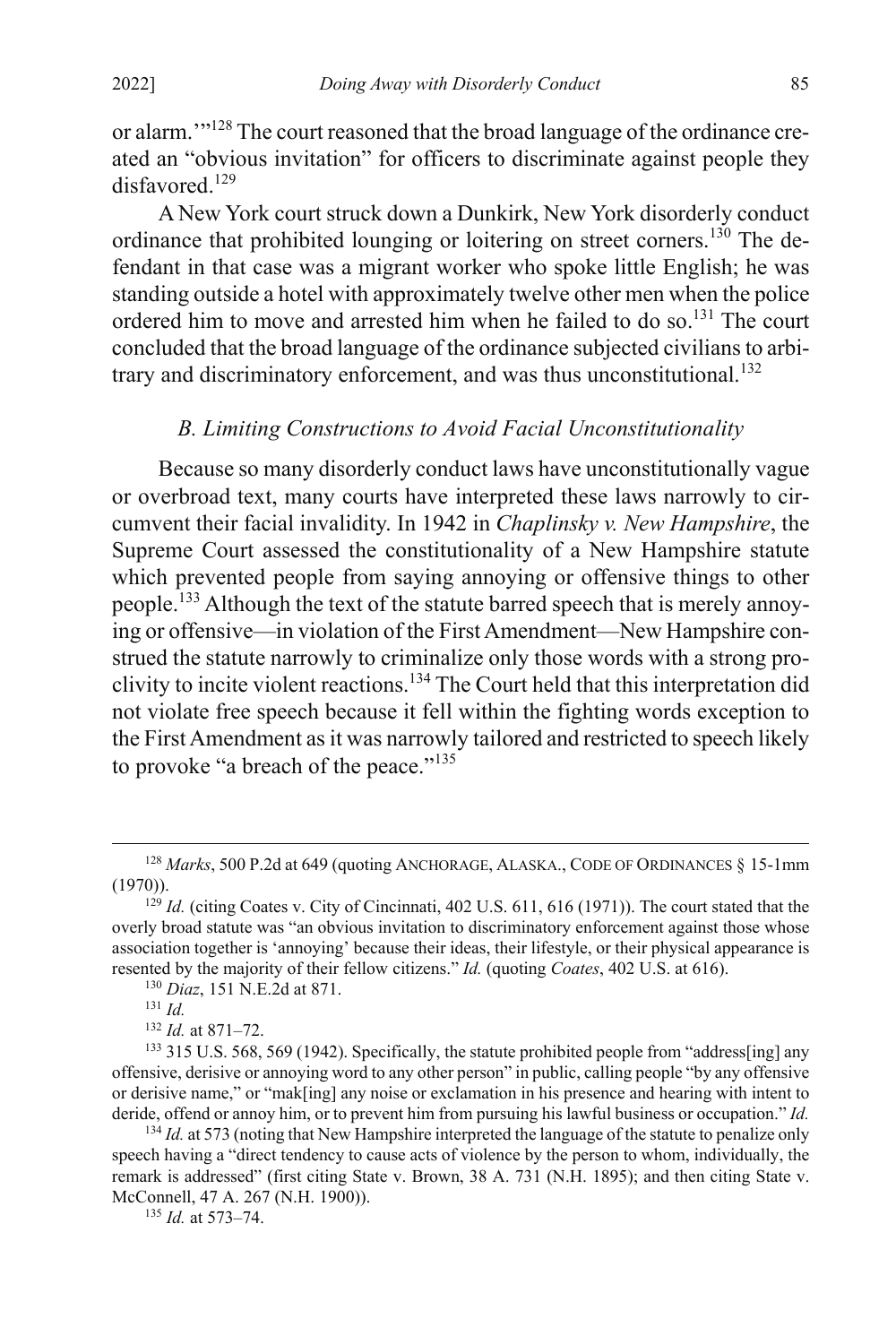or alarm.'"[128] The court reasoned that the broad language of the ordinance created an "obvious invitation" for officers to discriminate against people they disfavored.[129]

A New York court struck down a Dunkirk, New York disorderly conduct ordinance that prohibited lounging or loitering on street corners.[130] The defendant in that case was a migrant worker who spoke little English; he was standing outside a hotel with approximately twelve other men when the police ordered him to move and arrested him when he failed to do so.[131] The court concluded that the broad language of the ordinance subjected civilians to arbitrary and discriminatory enforcement, and was thus unconstitutional.[132]

### *B. Limiting Constructions to Avoid Facial Unconstitutionality*

Because so many disorderly conduct laws have unconstitutionally vague or overbroad text, many courts have interpreted these laws narrowly to circumvent their facial invalidity. In 1942 in *Chaplinsky v. New Hampshire*, the Supreme Court assessed the constitutionality of a New Hampshire statute which prevented people from saying annoying or offensive things to other people.[133] Although the text of the statute barred speech that is merely annoying or offensive—in violation of the First Amendment—New Hampshire construed the statute narrowly to criminalize only those words with a strong proclivity to incite violent reactions.[134] The Court held that this interpretation did not violate free speech because it fell within the fighting words exception to the First Amendment as it was narrowly tailored and restricted to speech likely to provoke "a breach of the peace."[135]

---

[128] *Marks*, 500 P.2d at 649 (quoting ANCHORAGE, ALASKA., CODE OF ORDINANCES § 15-1mm (1970)).

[129] *Id.* (citing Coates v. City of Cincinnati, 402 U.S. 611, 616 (1971)). The court stated that the overly broad statute was "an obvious invitation to discriminatory enforcement against those whose association together is 'annoying' because their ideas, their lifestyle, or their physical appearance is resented by the majority of their fellow citizens." *Id.* (quoting *Coates*, 402 U.S. at 616).

[130] *Diaz*, 151 N.E.2d at 871.

[131] *Id.*

[132] *Id.* at 871–72.

[133] 315 U.S. 568, 569 (1942). Specifically, the statute prohibited people from "address[ing] any offensive, derisive or annoying word to any other person" in public, calling people "by any offensive or derisive name," or "mak[ing] any noise or exclamation in his presence and hearing with intent to deride, offend or annoy him, or to prevent him from pursuing his lawful business or occupation." *Id.*

[134] *Id.* at 573 (noting that New Hampshire interpreted the language of the statute to penalize only speech having a "direct tendency to cause acts of violence by the person to whom, individually, the remark is addressed" (first citing State v. Brown, 38 A. 731 (N.H. 1895); and then citing State v. McConnell, 47 A. 267 (N.H. 1900)).

[135] *Id.* at 573–74.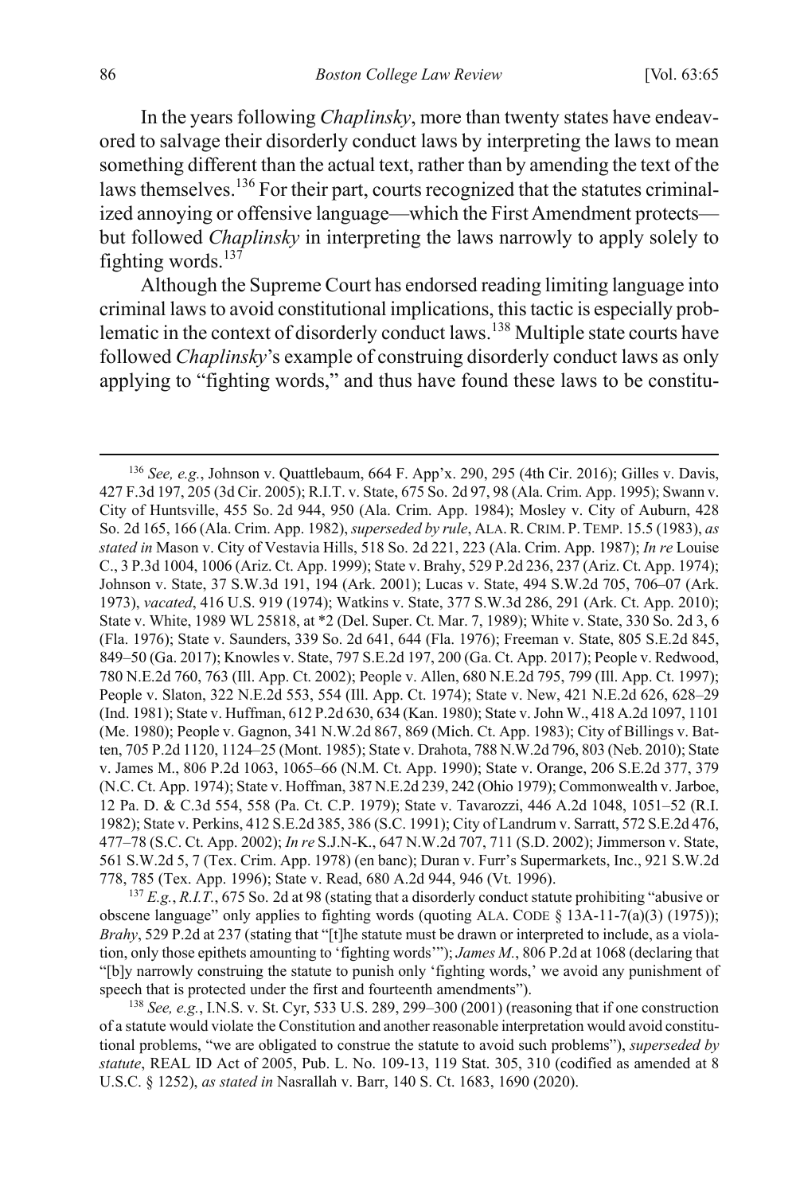In the years following *Chaplinsky*, more than twenty states have endeavored to salvage their disorderly conduct laws by interpreting the laws to mean something different than the actual text, rather than by amending the text of the laws themselves.[136] For their part, courts recognized that the statutes criminalized annoying or offensive language—which the First Amendment protects—but followed *Chaplinsky* in interpreting the laws narrowly to apply solely to fighting words.[137]

Although the Supreme Court has endorsed reading limiting language into criminal laws to avoid constitutional implications, this tactic is especially problematic in the context of disorderly conduct laws.[138] Multiple state courts have followed *Chaplinsky*'s example of construing disorderly conduct laws as only applying to "fighting words," and thus have found these laws to be constitu-

---

[136] *See, e.g.*, Johnson v. Quattlebaum, 664 F. App'x. 290, 295 (4th Cir. 2016); Gilles v. Davis, 427 F.3d 197, 205 (3d Cir. 2005); R.I.T. v. State, 675 So. 2d 97, 98 (Ala. Crim. App. 1995); Swann v. City of Huntsville, 455 So. 2d 944, 950 (Ala. Crim. App. 1984); Mosley v. City of Auburn, 428 So. 2d 165, 166 (Ala. Crim. App. 1982), *superseded by rule*, ALA. R. CRIM. P. TEMP. 15.5 (1983), *as stated in* Mason v. City of Vestavia Hills, 518 So. 2d 221, 223 (Ala. Crim. App. 1987); *In re* Louise C., 3 P.3d 1004, 1006 (Ariz. Ct. App. 1999); State v. Brahy, 529 P.2d 236, 237 (Ariz. Ct. App. 1974); Johnson v. State, 37 S.W.3d 191, 194 (Ark. 2001); Lucas v. State, 494 S.W.2d 705, 706–07 (Ark. 1973), *vacated*, 416 U.S. 919 (1974); Watkins v. State, 377 S.W.3d 286, 291 (Ark. Ct. App. 2010); State v. White, 1989 WL 25818, at *2 (Del. Super. Ct. Mar. 7, 1989); White v. State, 330 So. 2d 3, 6 (Fla. 1976); State v. Saunders, 339 So. 2d 641, 644 (Fla. 1976); Freeman v. State, 805 S.E.2d 845, 849–50 (Ga. 2017); Knowles v. State, 797 S.E.2d 197, 200 (Ga. Ct. App. 2017); People v. Redwood, 780 N.E.2d 760, 763 (Ill. App. Ct. 2002); People v. Allen, 680 N.E.2d 795, 799 (Ill. App. Ct. 1997); People v. Slaton, 322 N.E.2d 553, 554 (Ill. App. Ct. 1974); State v. New, 421 N.E.2d 626, 628–29 (Ind. 1981); State v. Huffman, 612 P.2d 630, 634 (Kan. 1980); State v. John W., 418 A.2d 1097, 1101 (Me. 1980); People v. Gagnon, 341 N.W.2d 867, 869 (Mich. Ct. App. 1983); City of Billings v. Batten, 705 P.2d 1120, 1124–25 (Mont. 1985); State v. Drahota, 788 N.W.2d 796, 803 (Neb. 2010); State v. James M., 806 P.2d 1063, 1065–66 (N.M. Ct. App. 1990); State v. Orange, 206 S.E.2d 377, 379 (N.C. Ct. App. 1974); State v. Hoffman, 387 N.E.2d 239, 242 (Ohio 1979); Commonwealth v. Jarboe, 12 Pa. D. & C.3d 554, 558 (Pa. Ct. C.P. 1979); State v. Tavarozzi, 446 A.2d 1048, 1051–52 (R.I. 1982); State v. Perkins, 412 S.E.2d 385, 386 (S.C. 1991); City of Landrum v. Sarratt, 572 S.E.2d 476, 477–78 (S.C. Ct. App. 2002); *In re* S.J.N-K., 647 N.W.2d 707, 711 (S.D. 2002); Jimmerson v. State, 561 S.W.2d 5, 7 (Tex. Crim. App. 1978) (en banc); Duran v. Furr's Supermarkets, Inc., 921 S.W.2d 778, 785 (Tex. App. 1996); State v. Read, 680 A.2d 944, 946 (Vt. 1996).

[137] *E.g.*, *R.I.T.*, 675 So. 2d at 98 (stating that a disorderly conduct statute prohibiting "abusive or obscene language" only applies to fighting words (quoting ALA. CODE § 13A-11-7(a)(3) (1975)); *Brahy*, 529 P.2d at 237 (stating that "[t]he statute must be drawn or interpreted to include, as a violation, only those epithets amounting to 'fighting words'"); *James M.*, 806 P.2d at 1068 (declaring that "[b]y narrowly construing the statute to punish only 'fighting words,' we avoid any punishment of speech that is protected under the first and fourteenth amendments").

[138] *See, e.g.*, I.N.S. v. St. Cyr, 533 U.S. 289, 299–300 (2001) (reasoning that if one construction of a statute would violate the Constitution and another reasonable interpretation would avoid constitutional problems, "we are obligated to construe the statute to avoid such problems"), *superseded by statute*, REAL ID Act of 2005, Pub. L. No. 109-13, 119 Stat. 305, 310 (codified as amended at 8 U.S.C. § 1252), *as stated in* Nasrallah v. Barr, 140 S. Ct. 1683, 1690 (2020).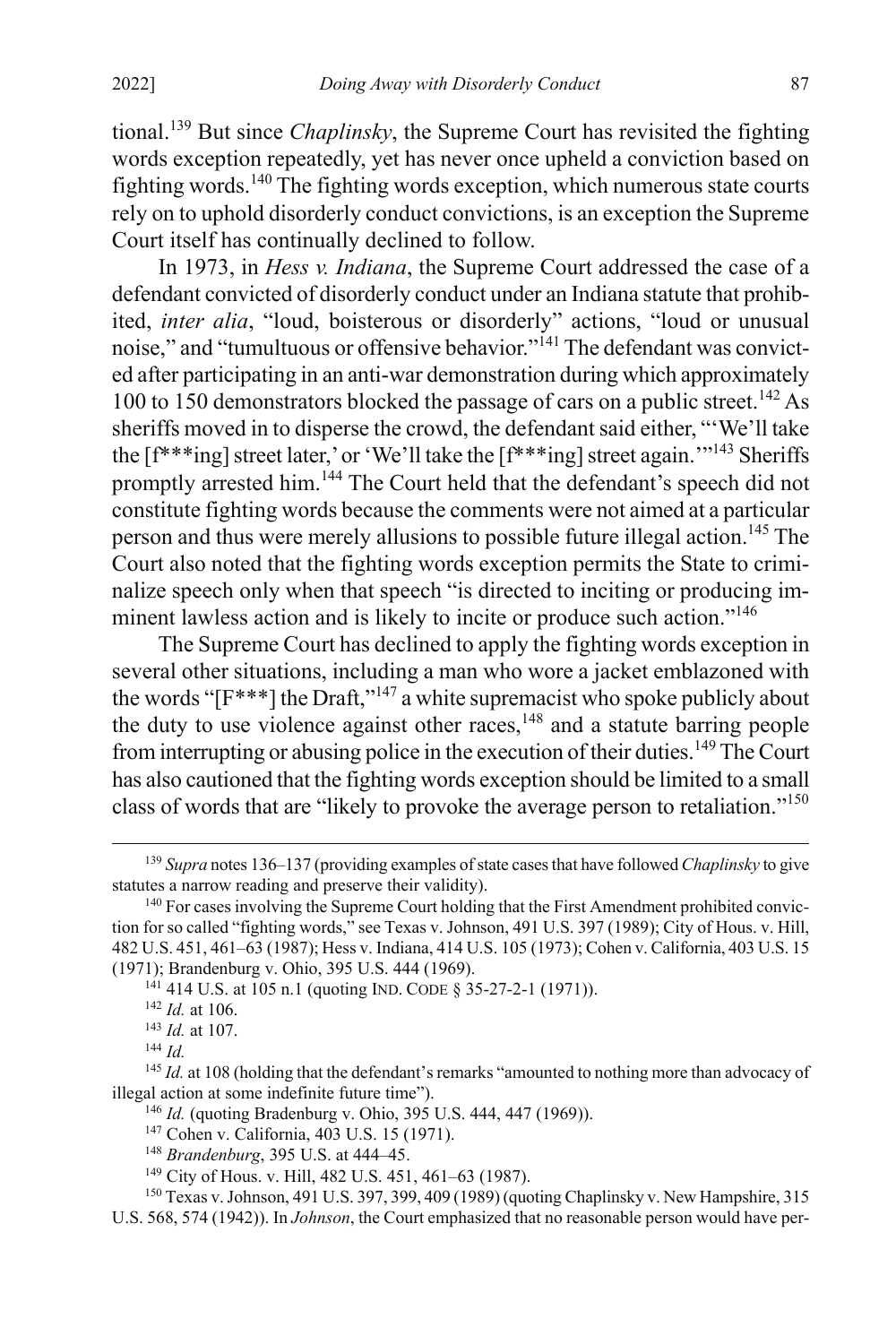tional.[139] But since *Chaplinsky*, the Supreme Court has revisited the fighting words exception repeatedly, yet has never once upheld a conviction based on fighting words.[140] The fighting words exception, which numerous state courts rely on to uphold disorderly conduct convictions, is an exception the Supreme Court itself has continually declined to follow.

In 1973, in *Hess v. Indiana*, the Supreme Court addressed the case of a defendant convicted of disorderly conduct under an Indiana statute that prohibited, *inter alia*, "loud, boisterous or disorderly" actions, "loud or unusual noise," and "tumultuous or offensive behavior."[141] The defendant was convicted after participating in an anti-war demonstration during which approximately 100 to 150 demonstrators blocked the passage of cars on a public street.[142] As sheriffs moved in to disperse the crowd, the defendant said either, "'We'll take the [f***ing] street later,' or 'We'll take the [f***ing] street again.'"[143] Sheriffs promptly arrested him.[144] The Court held that the defendant's speech did not constitute fighting words because the comments were not aimed at a particular person and thus were merely allusions to possible future illegal action.[145] The Court also noted that the fighting words exception permits the State to criminalize speech only when that speech "is directed to inciting or producing imminent lawless action and is likely to incite or produce such action."[146]

The Supreme Court has declined to apply the fighting words exception in several other situations, including a man who wore a jacket emblazoned with the words "[F***] the Draft,"[147] a white supremacist who spoke publicly about the duty to use violence against other races,[148] and a statute barring people from interrupting or abusing police in the execution of their duties.[149] The Court has also cautioned that the fighting words exception should be limited to a small class of words that are "likely to provoke the average person to retaliation."[150]

---

[139] *Supra* notes 136–137 (providing examples of state cases that have followed *Chaplinsky* to give statutes a narrow reading and preserve their validity).

[140] For cases involving the Supreme Court holding that the First Amendment prohibited conviction for so called "fighting words," see Texas v. Johnson, 491 U.S. 397 (1989); City of Hous. v. Hill, 482 U.S. 451, 461–63 (1987); Hess v. Indiana, 414 U.S. 105 (1973); Cohen v. California, 403 U.S. 15 (1971); Brandenburg v. Ohio, 395 U.S. 444 (1969).

[141] 414 U.S. at 105 n.1 (quoting IND. CODE § 35-27-2-1 (1971)).

[142] *Id.* at 106.

[143] *Id.* at 107.

[144] *Id.*

[145] *Id.* at 108 (holding that the defendant's remarks "amounted to nothing more than advocacy of illegal action at some indefinite future time").

[146] *Id.* (quoting Bradenburg v. Ohio, 395 U.S. 444, 447 (1969)).

[147] Cohen v. California, 403 U.S. 15 (1971).

[148] *Brandenburg*, 395 U.S. at 444–45.

[149] City of Hous. v. Hill, 482 U.S. 451, 461–63 (1987).

[150] Texas v. Johnson, 491 U.S. 397, 399, 409 (1989) (quoting Chaplinsky v. New Hampshire, 315 U.S. 568, 574 (1942)). In *Johnson*, the Court emphasized that no reasonable person would have per-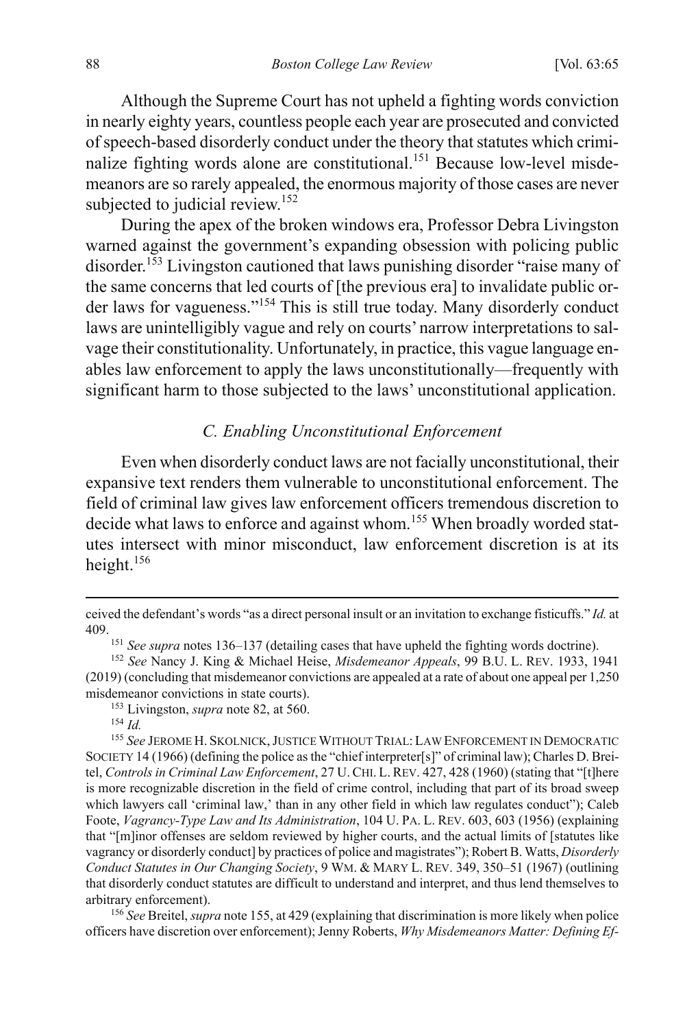Although the Supreme Court has not upheld a fighting words conviction in nearly eighty years, countless people each year are prosecuted and convicted of speech-based disorderly conduct under the theory that statutes which criminalize fighting words alone are constitutional.[151] Because low-level misdemeanors are so rarely appealed, the enormous majority of those cases are never subjected to judicial review.[152]

During the apex of the broken windows era, Professor Debra Livingston warned against the government's expanding obsession with policing public disorder.[153] Livingston cautioned that laws punishing disorder "raise many of the same concerns that led courts of [the previous era] to invalidate public order laws for vagueness."[154] This is still true today. Many disorderly conduct laws are unintelligibly vague and rely on courts' narrow interpretations to salvage their constitutionality. Unfortunately, in practice, this vague language enables law enforcement to apply the laws unconstitutionally—frequently with significant harm to those subjected to the laws' unconstitutional application.

### *C. Enabling Unconstitutional Enforcement*

Even when disorderly conduct laws are not facially unconstitutional, their expansive text renders them vulnerable to unconstitutional enforcement. The field of criminal law gives law enforcement officers tremendous discretion to decide what laws to enforce and against whom.[155] When broadly worded statutes intersect with minor misconduct, law enforcement discretion is at its height.[156]

---

ceived the defendant's words "as a direct personal insult or an invitation to exchange fisticuffs." *Id.* at 409.

[151] *See supra* notes 136–137 (detailing cases that have upheld the fighting words doctrine).

[152] *See* Nancy J. King & Michael Heise, *Misdemeanor Appeals*, 99 B.U. L. REV. 1933, 1941 (2019) (concluding that misdemeanor convictions are appealed at a rate of about one appeal per 1,250 misdemeanor convictions in state courts).

[153] Livingston, *supra* note 82, at 560.

[154] *Id.*

[155] *See* JEROME H. SKOLNICK, JUSTICE WITHOUT TRIAL: LAW ENFORCEMENT IN DEMOCRATIC SOCIETY 14 (1966) (defining the police as the "chief interpreter[s]" of criminal law); Charles D. Breitel, *Controls in Criminal Law Enforcement*, 27 U. CHI. L. REV. 427, 428 (1960) (stating that "[t]here is more recognizable discretion in the field of crime control, including that part of its broad sweep which lawyers call 'criminal law,' than in any other field in which law regulates conduct"); Caleb Foote, *Vagrancy-Type Law and Its Administration*, 104 U. PA. L. REV. 603, 603 (1956) (explaining that "[m]inor offenses are seldom reviewed by higher courts, and the actual limits of [statutes like vagrancy or disorderly conduct] by practices of police and magistrates"); Robert B. Watts, *Disorderly Conduct Statutes in Our Changing Society*, 9 WM. & MARY L. REV. 349, 350–51 (1967) (outlining that disorderly conduct statutes are difficult to understand and interpret, and thus lend themselves to arbitrary enforcement).

[156] *See* Breitel, *supra* note 155, at 429 (explaining that discrimination is more likely when police officers have discretion over enforcement); Jenny Roberts, *Why Misdemeanors Matter: Defining Ef-*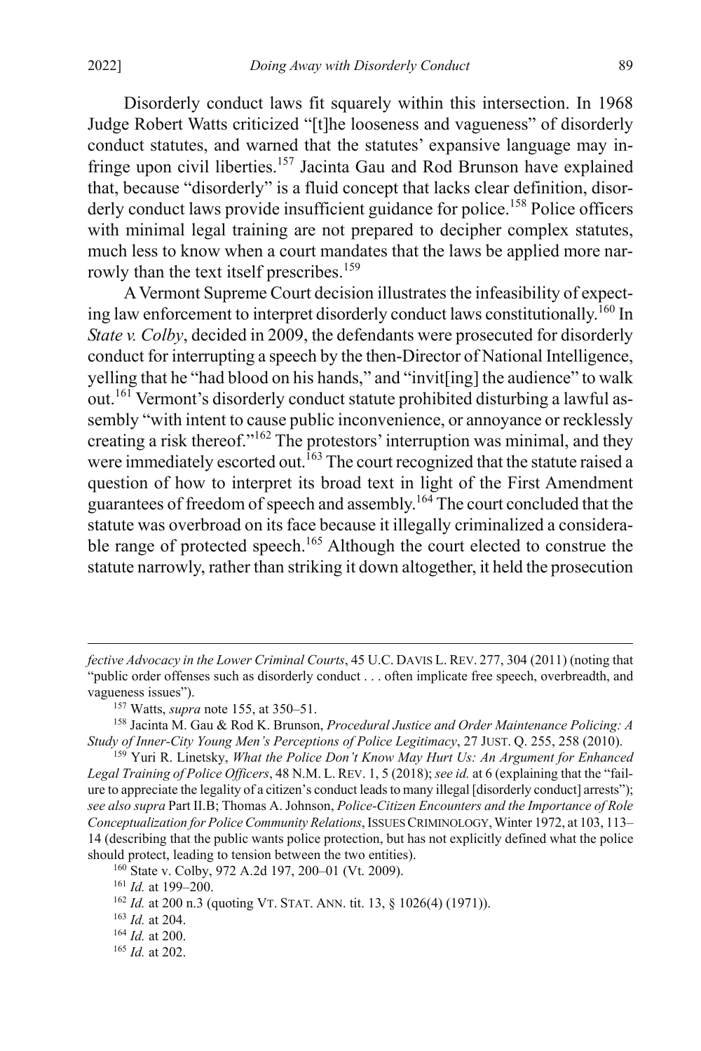Disorderly conduct laws fit squarely within this intersection. In 1968 Judge Robert Watts criticized "[t]he looseness and vagueness" of disorderly conduct statutes, and warned that the statutes' expansive language may infringe upon civil liberties.[157] Jacinta Gau and Rod Brunson have explained that, because "disorderly" is a fluid concept that lacks clear definition, disorderly conduct laws provide insufficient guidance for police.[158] Police officers with minimal legal training are not prepared to decipher complex statutes, much less to know when a court mandates that the laws be applied more narrowly than the text itself prescribes.[159]

A Vermont Supreme Court decision illustrates the infeasibility of expecting law enforcement to interpret disorderly conduct laws constitutionally.[160] In *State v. Colby*, decided in 2009, the defendants were prosecuted for disorderly conduct for interrupting a speech by the then-Director of National Intelligence, yelling that he "had blood on his hands," and "invit[ing] the audience" to walk out.[161] Vermont's disorderly conduct statute prohibited disturbing a lawful assembly "with intent to cause public inconvenience, or annoyance or recklessly creating a risk thereof."[162] The protestors' interruption was minimal, and they were immediately escorted out.[163] The court recognized that the statute raised a question of how to interpret its broad text in light of the First Amendment guarantees of freedom of speech and assembly.[164] The court concluded that the statute was overbroad on its face because it illegally criminalized a considerable range of protected speech.[165] Although the court elected to construe the statute narrowly, rather than striking it down altogether, it held the prosecution

---

*fective Advocacy in the Lower Criminal Courts*, 45 U.C. DAVIS L. REV. 277, 304 (2011) (noting that "public order offenses such as disorderly conduct . . . often implicate free speech, overbreadth, and vagueness issues").

[157] Watts, *supra* note 155, at 350–51.

[158] Jacinta M. Gau & Rod K. Brunson, *Procedural Justice and Order Maintenance Policing: A Study of Inner-City Young Men's Perceptions of Police Legitimacy*, 27 JUST. Q. 255, 258 (2010).

[159] Yuri R. Linetsky, *What the Police Don't Know May Hurt Us: An Argument for Enhanced Legal Training of Police Officers*, 48 N.M. L. REV. 1, 5 (2018); *see id.* at 6 (explaining that the "failure to appreciate the legality of a citizen's conduct leads to many illegal [disorderly conduct] arrests"); *see also supra* Part II.B; Thomas A. Johnson, *Police-Citizen Encounters and the Importance of Role Conceptualization for Police Community Relations*, ISSUES CRIMINOLOGY, Winter 1972, at 103, 113–14 (describing that the public wants police protection, but has not explicitly defined what the police should protect, leading to tension between the two entities).

[160] State v. Colby, 972 A.2d 197, 200–01 (Vt. 2009).

[161] *Id.* at 199–200.

[162] *Id.* at 200 n.3 (quoting VT. STAT. ANN. tit. 13, § 1026(4) (1971)).

[163] *Id.* at 204.

[164] *Id.* at 200.

[165] *Id.* at 202.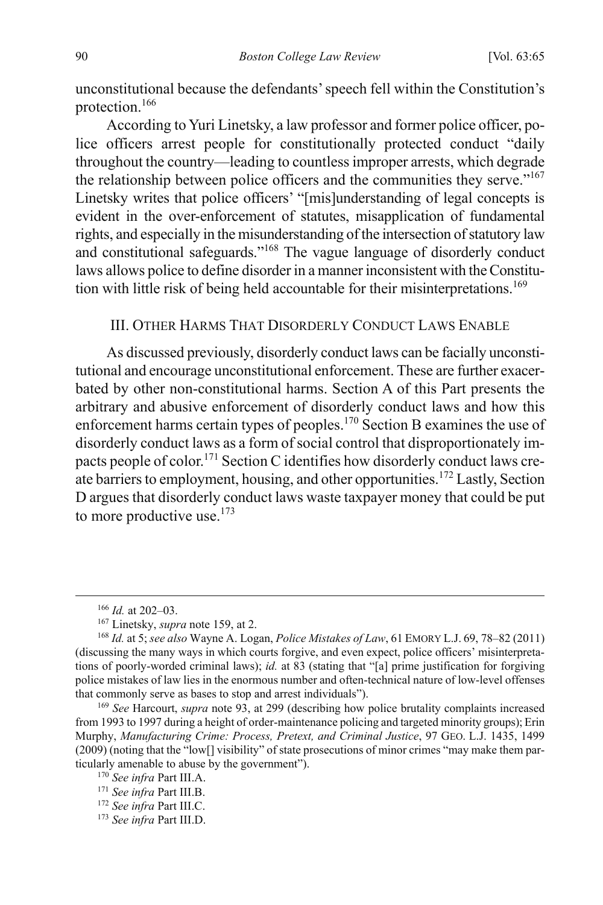unconstitutional because the defendants' speech fell within the Constitution's protection.[166]

According to Yuri Linetsky, a law professor and former police officer, police officers arrest people for constitutionally protected conduct "daily throughout the country—leading to countless improper arrests, which degrade the relationship between police officers and the communities they serve."[167] Linetsky writes that police officers' "[mis]understanding of legal concepts is evident in the over-enforcement of statutes, misapplication of fundamental rights, and especially in the misunderstanding of the intersection of statutory law and constitutional safeguards."[168] The vague language of disorderly conduct laws allows police to define disorder in a manner inconsistent with the Constitution with little risk of being held accountable for their misinterpretations.[169]

## III. Other Harms That Disorderly Conduct Laws Enable

As discussed previously, disorderly conduct laws can be facially unconstitutional and encourage unconstitutional enforcement. These are further exacerbated by other non-constitutional harms. Section A of this Part presents the arbitrary and abusive enforcement of disorderly conduct laws and how this enforcement harms certain types of peoples.[170] Section B examines the use of disorderly conduct laws as a form of social control that disproportionately impacts people of color.[171] Section C identifies how disorderly conduct laws create barriers to employment, housing, and other opportunities.[172] Lastly, Section D argues that disorderly conduct laws waste taxpayer money that could be put to more productive use.[173]

---

[166] *Id.* at 202–03.

[167] Linetsky, *supra* note 159, at 2.

[168] *Id.* at 5; *see also* Wayne A. Logan, *Police Mistakes of Law*, 61 Emory L.J. 69, 78–82 (2011) (discussing the many ways in which courts forgive, and even expect, police officers' misinterpretations of poorly-worded criminal laws); *id.* at 83 (stating that "[a] prime justification for forgiving police mistakes of law lies in the enormous number and often-technical nature of low-level offenses that commonly serve as bases to stop and arrest individuals").

[169] *See* Harcourt, *supra* note 93, at 299 (describing how police brutality complaints increased from 1993 to 1997 during a height of order-maintenance policing and targeted minority groups); Erin Murphy, *Manufacturing Crime: Process, Pretext, and Criminal Justice*, 97 Geo. L.J. 1435, 1499 (2009) (noting that the "low[] visibility" of state prosecutions of minor crimes "may make them particularly amenable to abuse by the government").

[170] *See infra* Part III.A.

[171] *See infra* Part III.B.

[172] *See infra* Part III.C.

[173] *See infra* Part III.D.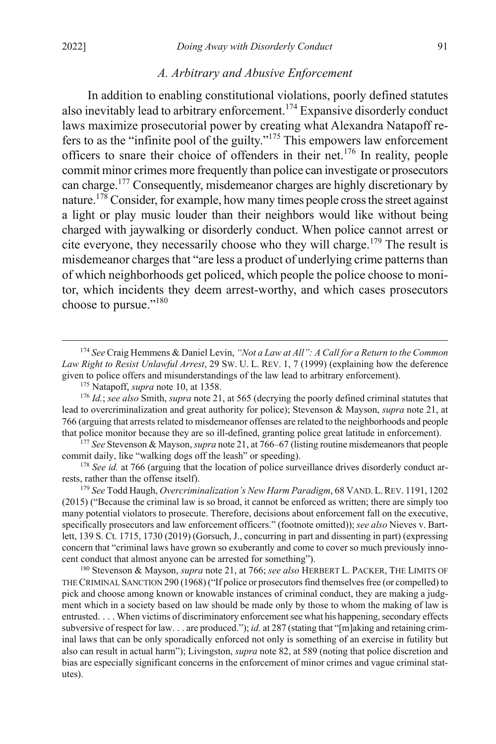### *A. Arbitrary and Abusive Enforcement*

In addition to enabling constitutional violations, poorly defined statutes also inevitably lead to arbitrary enforcement.[174] Expansive disorderly conduct laws maximize prosecutorial power by creating what Alexandra Natapoff refers to as the "infinite pool of the guilty."[175] This empowers law enforcement officers to snare their choice of offenders in their net.[176] In reality, people commit minor crimes more frequently than police can investigate or prosecutors can charge.[177] Consequently, misdemeanor charges are highly discretionary by nature.[178] Consider, for example, how many times people cross the street against a light or play music louder than their neighbors would like without being charged with jaywalking or disorderly conduct. When police cannot arrest or cite everyone, they necessarily choose who they will charge.[179] The result is misdemeanor charges that "are less a product of underlying crime patterns than of which neighborhoods get policed, which people the police choose to monitor, which incidents they deem arrest-worthy, and which cases prosecutors choose to pursue."[180]

[174] *See* Craig Hemmens & Daniel Levin, *"Not a Law at All": A Call for a Return to the Common Law Right to Resist Unlawful Arrest*, 29 SW. U. L. REV. 1, 7 (1999) (explaining how the deference given to police offers and misunderstandings of the law lead to arbitrary enforcement).

[175] Natapoff, *supra* note 10, at 1358.

[176] *Id.*; *see also* Smith, *supra* note 21, at 565 (decrying the poorly defined criminal statutes that lead to overcriminalization and great authority for police); Stevenson & Mayson, *supra* note 21, at 766 (arguing that arrests related to misdemeanor offenses are related to the neighborhoods and people that police monitor because they are so ill-defined, granting police great latitude in enforcement).

[177] *See* Stevenson & Mayson, *supra* note 21, at 766–67 (listing routine misdemeanors that people commit daily, like "walking dogs off the leash" or speeding).

[178] *See id.* at 766 (arguing that the location of police surveillance drives disorderly conduct arrests, rather than the offense itself).

[179] *See* Todd Haugh, *Overcriminalization's New Harm Paradigm*, 68 VAND. L. REV. 1191, 1202 (2015) ("Because the criminal law is so broad, it cannot be enforced as written; there are simply too many potential violators to prosecute. Therefore, decisions about enforcement fall on the executive, specifically prosecutors and law enforcement officers." (footnote omitted)); *see also* Nieves v. Bartlett, 139 S. Ct. 1715, 1730 (2019) (Gorsuch, J., concurring in part and dissenting in part) (expressing concern that "criminal laws have grown so exuberantly and come to cover so much previously innocent conduct that almost anyone can be arrested for something").

[180] Stevenson & Mayson, *supra* note 21, at 766; *see also* HERBERT L. PACKER, THE LIMITS OF THE CRIMINAL SANCTION 290 (1968) ("If police or prosecutors find themselves free (or compelled) to pick and choose among known or knowable instances of criminal conduct, they are making a judgment which in a society based on law should be made only by those to whom the making of law is entrusted. . . . When victims of discriminatory enforcement see what his happening, secondary effects subversive of respect for law. . . are produced."); *id.* at 287 (stating that "[m]aking and retaining criminal laws that can be only sporadically enforced not only is something of an exercise in futility but also can result in actual harm"); Livingston, *supra* note 82, at 589 (noting that police discretion and bias are especially significant concerns in the enforcement of minor crimes and vague criminal statutes).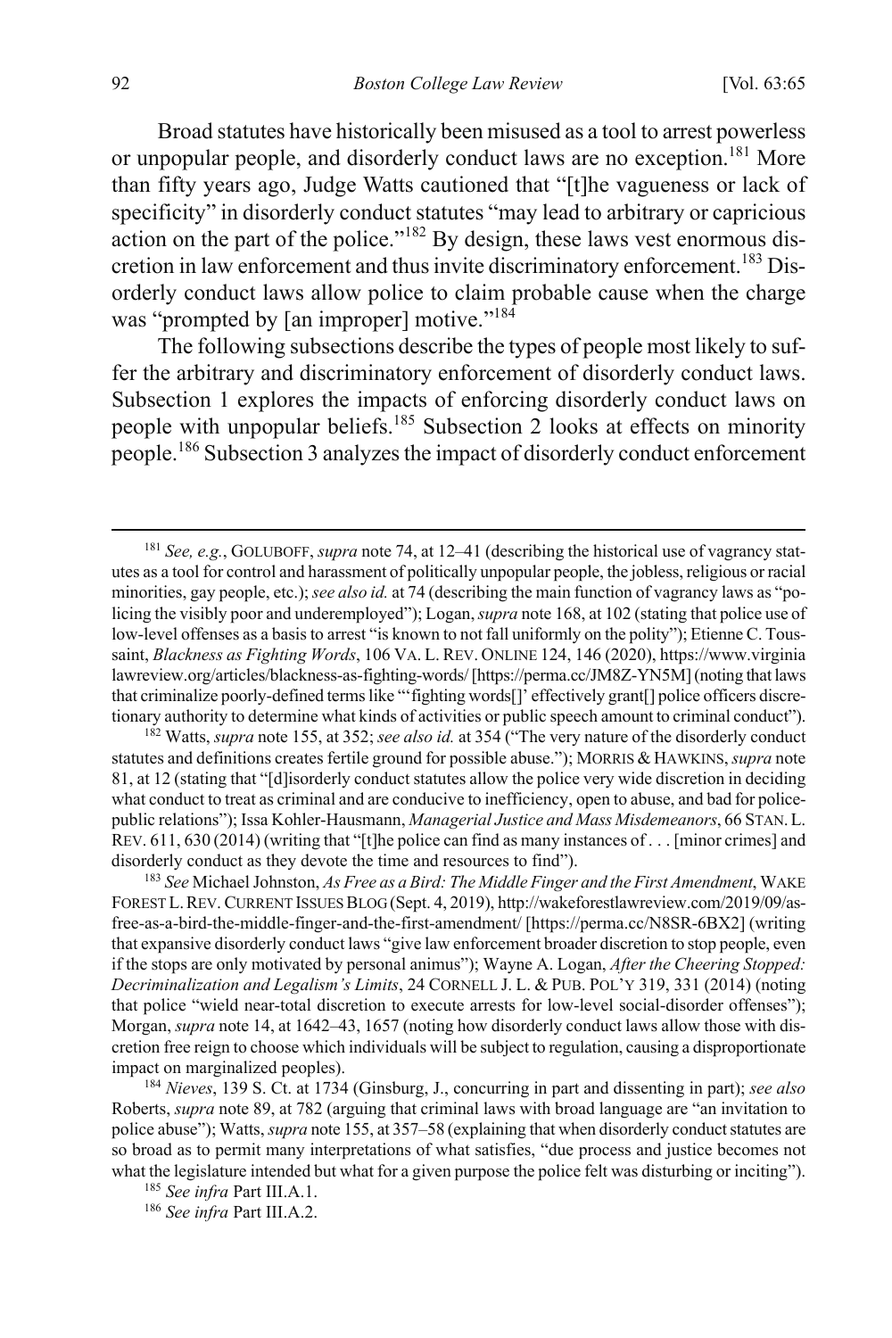Broad statutes have historically been misused as a tool to arrest powerless or unpopular people, and disorderly conduct laws are no exception.[181] More than fifty years ago, Judge Watts cautioned that "[t]he vagueness or lack of specificity" in disorderly conduct statutes "may lead to arbitrary or capricious action on the part of the police."[182] By design, these laws vest enormous discretion in law enforcement and thus invite discriminatory enforcement.[183] Disorderly conduct laws allow police to claim probable cause when the charge was "prompted by [an improper] motive."[184]

The following subsections describe the types of people most likely to suffer the arbitrary and discriminatory enforcement of disorderly conduct laws. Subsection 1 explores the impacts of enforcing disorderly conduct laws on people with unpopular beliefs.[185] Subsection 2 looks at effects on minority people.[186] Subsection 3 analyzes the impact of disorderly conduct enforcement

---

[181] *See, e.g.*, GOLUBOFF, *supra* note 74, at 12–41 (describing the historical use of vagrancy statutes as a tool for control and harassment of politically unpopular people, the jobless, religious or racial minorities, gay people, etc.); *see also id.* at 74 (describing the main function of vagrancy laws as "policing the visibly poor and underemployed"); Logan, *supra* note 168, at 102 (stating that police use of low-level offenses as a basis to arrest "is known to not fall uniformly on the polity"); Etienne C. Toussaint, *Blackness as Fighting Words*, 106 VA. L. REV. ONLINE 124, 146 (2020), https://www.virginialawreview.org/articles/blackness-as-fighting-words/ [https://perma.cc/JM8Z-YN5M] (noting that laws that criminalize poorly-defined terms like "'fighting words[]' effectively grant[] police officers discretionary authority to determine what kinds of activities or public speech amount to criminal conduct").

[182] Watts, *supra* note 155, at 352; *see also id.* at 354 ("The very nature of the disorderly conduct statutes and definitions creates fertile ground for possible abuse."); MORRIS & HAWKINS, *supra* note 81, at 12 (stating that "[d]isorderly conduct statutes allow the police very wide discretion in deciding what conduct to treat as criminal and are conducive to inefficiency, open to abuse, and bad for police-public relations"); Issa Kohler-Hausmann, *Managerial Justice and Mass Misdemeanors*, 66 STAN. L. REV. 611, 630 (2014) (writing that "[t]he police can find as many instances of . . . [minor crimes] and disorderly conduct as they devote the time and resources to find").

[183] *See* Michael Johnston, *As Free as a Bird: The Middle Finger and the First Amendment*, WAKE FOREST L. REV. CURRENT ISSUES BLOG (Sept. 4, 2019), http://wakeforestlawreview.com/2019/09/as-free-as-a-bird-the-middle-finger-and-the-first-amendment/ [https://perma.cc/N8SR-6BX2] (writing that expansive disorderly conduct laws "give law enforcement broader discretion to stop people, even if the stops are only motivated by personal animus"); Wayne A. Logan, *After the Cheering Stopped: Decriminalization and Legalism's Limits*, 24 CORNELL J. L. & PUB. POL'Y 319, 331 (2014) (noting that police "wield near-total discretion to execute arrests for low-level social-disorder offenses"); Morgan, *supra* note 14, at 1642–43, 1657 (noting how disorderly conduct laws allow those with discretion free reign to choose which individuals will be subject to regulation, causing a disproportionate impact on marginalized peoples).

[184] *Nieves*, 139 S. Ct. at 1734 (Ginsburg, J., concurring in part and dissenting in part); *see also* Roberts, *supra* note 89, at 782 (arguing that criminal laws with broad language are "an invitation to police abuse"); Watts, *supra* note 155, at 357–58 (explaining that when disorderly conduct statutes are so broad as to permit many interpretations of what satisfies, "due process and justice becomes not what the legislature intended but what for a given purpose the police felt was disturbing or inciting").

[185] *See infra* Part III.A.1.

[186] *See infra* Part III.A.2.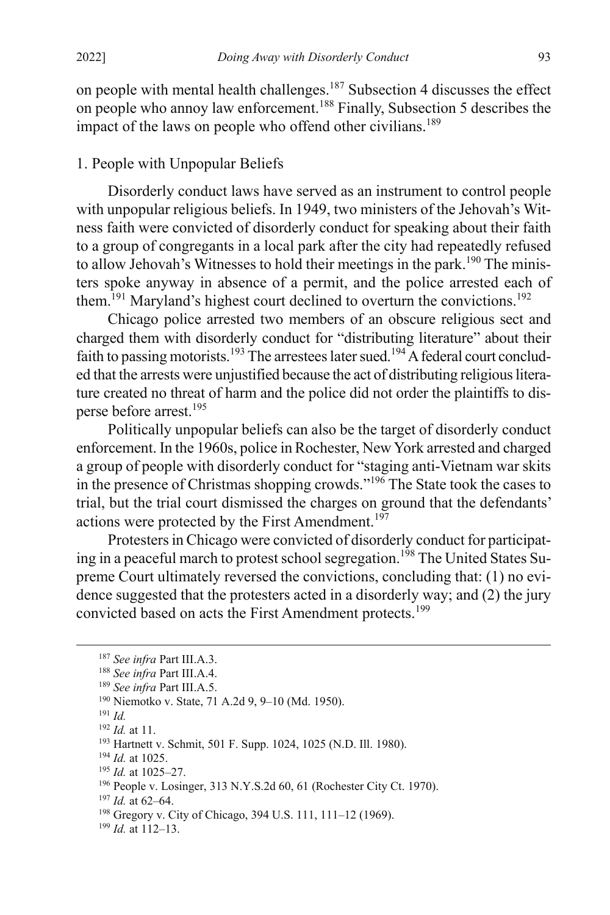on people with mental health challenges.[187] Subsection 4 discusses the effect on people who annoy law enforcement.[188] Finally, Subsection 5 describes the impact of the laws on people who offend other civilians.[189]

### 1. People with Unpopular Beliefs

Disorderly conduct laws have served as an instrument to control people with unpopular religious beliefs. In 1949, two ministers of the Jehovah's Witness faith were convicted of disorderly conduct for speaking about their faith to a group of congregants in a local park after the city had repeatedly refused to allow Jehovah's Witnesses to hold their meetings in the park.[190] The ministers spoke anyway in absence of a permit, and the police arrested each of them.[191] Maryland's highest court declined to overturn the convictions.[192]

Chicago police arrested two members of an obscure religious sect and charged them with disorderly conduct for "distributing literature" about their faith to passing motorists.[193] The arrestees later sued.[194] A federal court concluded that the arrests were unjustified because the act of distributing religious literature created no threat of harm and the police did not order the plaintiffs to disperse before arrest.[195]

Politically unpopular beliefs can also be the target of disorderly conduct enforcement. In the 1960s, police in Rochester, New York arrested and charged a group of people with disorderly conduct for "staging anti-Vietnam war skits in the presence of Christmas shopping crowds."[196] The State took the cases to trial, but the trial court dismissed the charges on ground that the defendants' actions were protected by the First Amendment.[197]

Protesters in Chicago were convicted of disorderly conduct for participating in a peaceful march to protest school segregation.[198] The United States Supreme Court ultimately reversed the convictions, concluding that: (1) no evidence suggested that the protesters acted in a disorderly way; and (2) the jury convicted based on acts the First Amendment protects.[199]

---

[187] *See infra* Part III.A.3.

[188] *See infra* Part III.A.4.

[189] *See infra* Part III.A.5.

[190] Niemotko v. State, 71 A.2d 9, 9–10 (Md. 1950).

[191] *Id.*

[192] *Id.* at 11.

[193] Hartnett v. Schmit, 501 F. Supp. 1024, 1025 (N.D. Ill. 1980).

[194] *Id.* at 1025.

[195] *Id.* at 1025–27.

[196] People v. Losinger, 313 N.Y.S.2d 60, 61 (Rochester City Ct. 1970).

[197] *Id.* at 62–64.

[198] Gregory v. City of Chicago, 394 U.S. 111, 111–12 (1969).

[199] *Id.* at 112–13.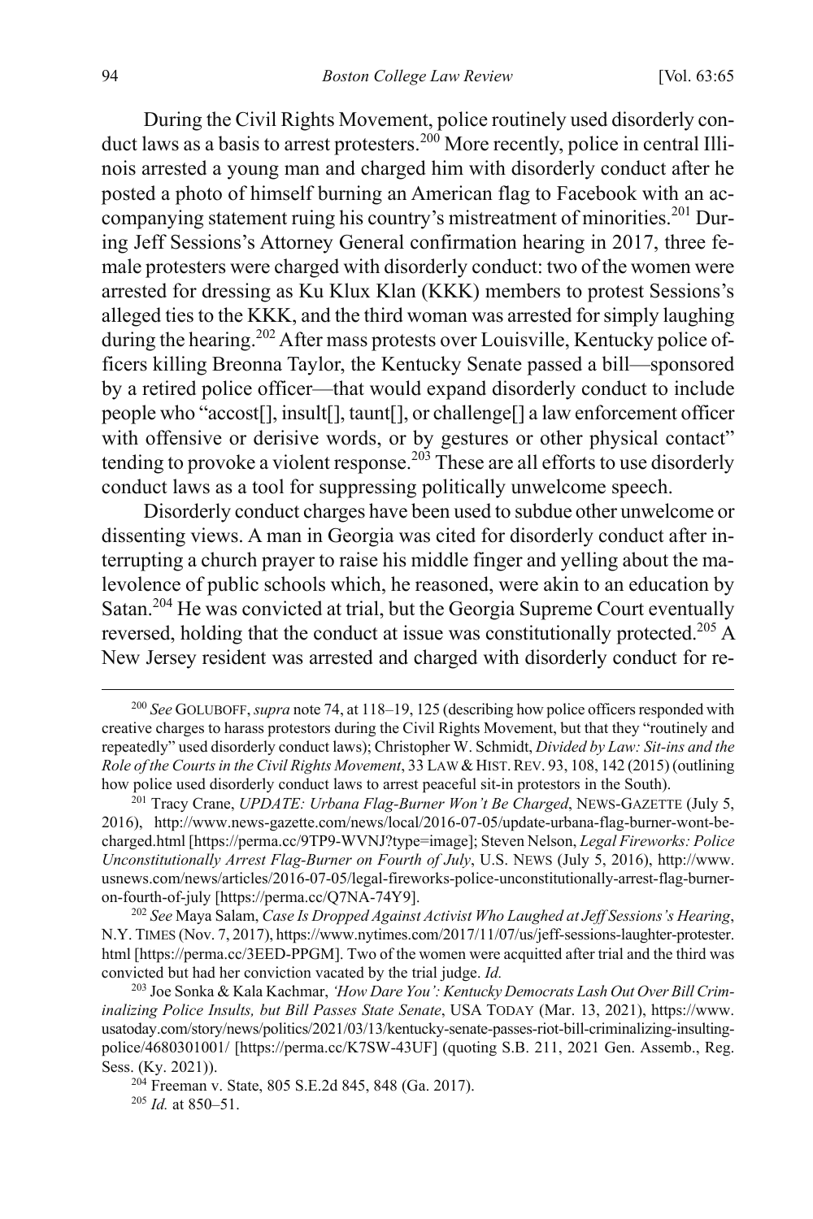During the Civil Rights Movement, police routinely used disorderly conduct laws as a basis to arrest protesters.[200] More recently, police in central Illinois arrested a young man and charged him with disorderly conduct after he posted a photo of himself burning an American flag to Facebook with an accompanying statement ruing his country's mistreatment of minorities.[201] During Jeff Sessions's Attorney General confirmation hearing in 2017, three female protesters were charged with disorderly conduct: two of the women were arrested for dressing as Ku Klux Klan (KKK) members to protest Sessions's alleged ties to the KKK, and the third woman was arrested for simply laughing during the hearing.[202] After mass protests over Louisville, Kentucky police officers killing Breonna Taylor, the Kentucky Senate passed a bill—sponsored by a retired police officer—that would expand disorderly conduct to include people who "accost[], insult[], taunt[], or challenge[] a law enforcement officer with offensive or derisive words, or by gestures or other physical contact" tending to provoke a violent response.[203] These are all efforts to use disorderly conduct laws as a tool for suppressing politically unwelcome speech.

Disorderly conduct charges have been used to subdue other unwelcome or dissenting views. A man in Georgia was cited for disorderly conduct after interrupting a church prayer to raise his middle finger and yelling about the malevolence of public schools which, he reasoned, were akin to an education by Satan.[204] He was convicted at trial, but the Georgia Supreme Court eventually reversed, holding that the conduct at issue was constitutionally protected.[205] A New Jersey resident was arrested and charged with disorderly conduct for re-

[200] *See* GOLUBOFF, *supra* note 74, at 118–19, 125 (describing how police officers responded with creative charges to harass protestors during the Civil Rights Movement, but that they "routinely and repeatedly" used disorderly conduct laws); Christopher W. Schmidt, *Divided by Law: Sit-ins and the Role of the Courts in the Civil Rights Movement*, 33 LAW & HIST. REV. 93, 108, 142 (2015) (outlining how police used disorderly conduct laws to arrest peaceful sit-in protestors in the South).

[201] Tracy Crane, *UPDATE: Urbana Flag-Burner Won't Be Charged*, NEWS-GAZETTE (July 5, 2016), http://www.news-gazette.com/news/local/2016-07-05/update-urbana-flag-burner-wont-be-charged.html [https://perma.cc/9TP9-WVNJ?type=image]; Steven Nelson, *Legal Fireworks: Police Unconstitutionally Arrest Flag-Burner on Fourth of July*, U.S. NEWS (July 5, 2016), http://www.usnews.com/news/articles/2016-07-05/legal-fireworks-police-unconstitutionally-arrest-flag-burner-on-fourth-of-july [https://perma.cc/Q7NA-74Y9].

[202] *See* Maya Salam, *Case Is Dropped Against Activist Who Laughed at Jeff Sessions's Hearing*, N.Y. TIMES (Nov. 7, 2017), https://www.nytimes.com/2017/11/07/us/jeff-sessions-laughter-protester.html [https://perma.cc/3EED-PPGM]. Two of the women were acquitted after trial and the third was convicted but had her conviction vacated by the trial judge. *Id.*

[203] Joe Sonka & Kala Kachmar, *'How Dare You': Kentucky Democrats Lash Out Over Bill Criminalizing Police Insults, but Bill Passes State Senate*, USA TODAY (Mar. 13, 2021), https://www.usatoday.com/story/news/politics/2021/03/13/kentucky-senate-passes-riot-bill-criminalizing-insulting-police/4680301001/ [https://perma.cc/K7SW-43UF] (quoting S.B. 211, 2021 Gen. Assemb., Reg. Sess. (Ky. 2021)).

[204] Freeman v. State, 805 S.E.2d 845, 848 (Ga. 2017).

[205] *Id.* at 850–51.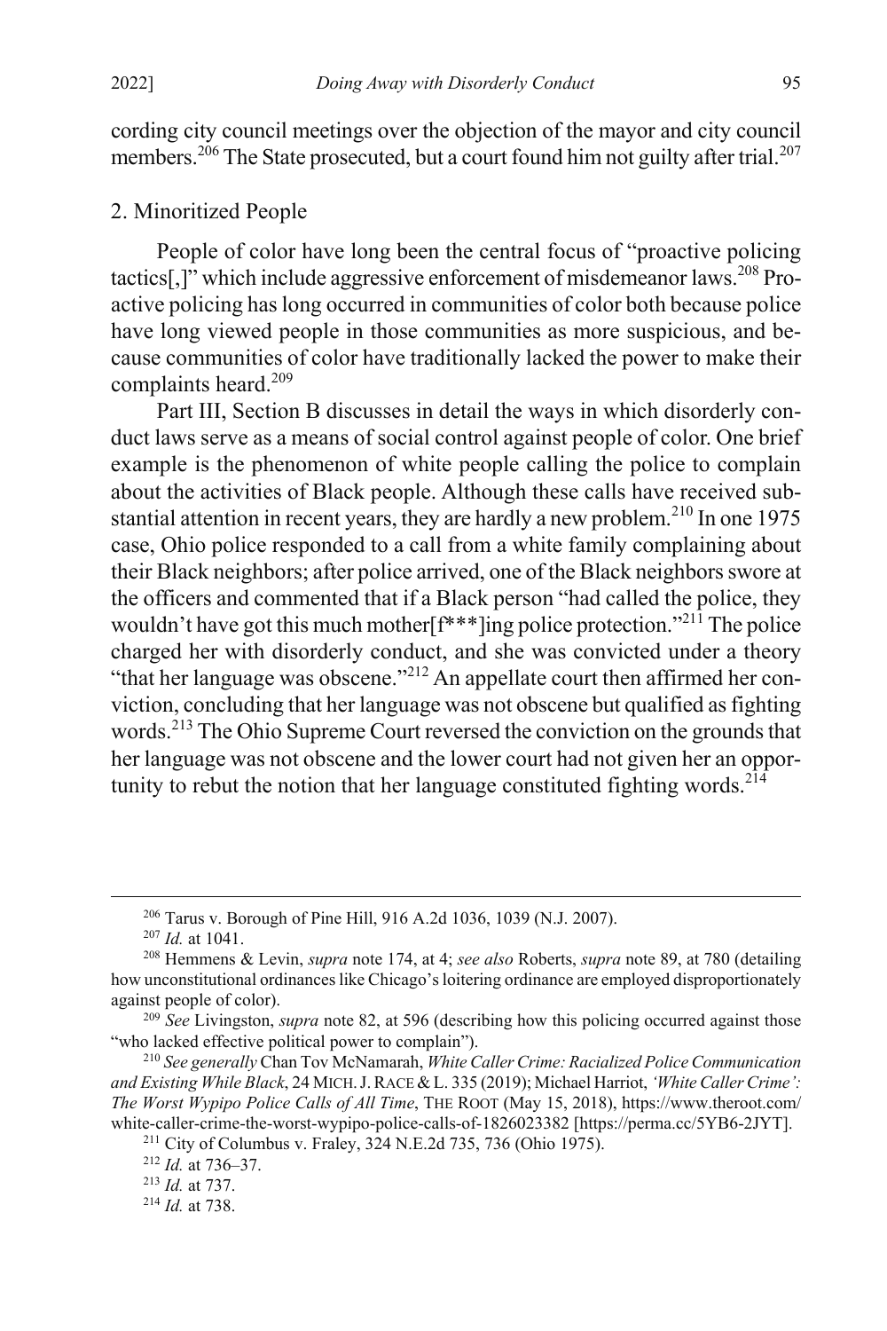cording city council meetings over the objection of the mayor and city council members.[206] The State prosecuted, but a court found him not guilty after trial.[207]

### 2. Minoritized People

People of color have long been the central focus of "proactive policing tactics[,]" which include aggressive enforcement of misdemeanor laws.[208] Proactive policing has long occurred in communities of color both because police have long viewed people in those communities as more suspicious, and because communities of color have traditionally lacked the power to make their complaints heard.[209]

Part III, Section B discusses in detail the ways in which disorderly conduct laws serve as a means of social control against people of color. One brief example is the phenomenon of white people calling the police to complain about the activities of Black people. Although these calls have received substantial attention in recent years, they are hardly a new problem.[210] In one 1975 case, Ohio police responded to a call from a white family complaining about their Black neighbors; after police arrived, one of the Black neighbors swore at the officers and commented that if a Black person "had called the police, they wouldn't have got this much mother[f***]ing police protection."[211] The police charged her with disorderly conduct, and she was convicted under a theory "that her language was obscene."[212] An appellate court then affirmed her conviction, concluding that her language was not obscene but qualified as fighting words.[213] The Ohio Supreme Court reversed the conviction on the grounds that her language was not obscene and the lower court had not given her an opportunity to rebut the notion that her language constituted fighting words.[214]

---

[206] Tarus v. Borough of Pine Hill, 916 A.2d 1036, 1039 (N.J. 2007).

[207] *Id.* at 1041.

[208] Hemmens & Levin, *supra* note 174, at 4; *see also* Roberts, *supra* note 89, at 780 (detailing how unconstitutional ordinances like Chicago's loitering ordinance are employed disproportionately against people of color).

[209] *See* Livingston, *supra* note 82, at 596 (describing how this policing occurred against those "who lacked effective political power to complain").

[210] *See generally* Chan Tov McNamarah, *White Caller Crime: Racialized Police Communication and Existing While Black*, 24 MICH. J. RACE & L. 335 (2019); Michael Harriot, *'White Caller Crime': The Worst Wypipo Police Calls of All Time*, THE ROOT (May 15, 2018), https://www.theroot.com/white-caller-crime-the-worst-wypipo-police-calls-of-1826023382 [https://perma.cc/5YB6-2JYT].

[211] City of Columbus v. Fraley, 324 N.E.2d 735, 736 (Ohio 1975).

[212] *Id.* at 736–37.

[213] *Id.* at 737.

[214] *Id.* at 738.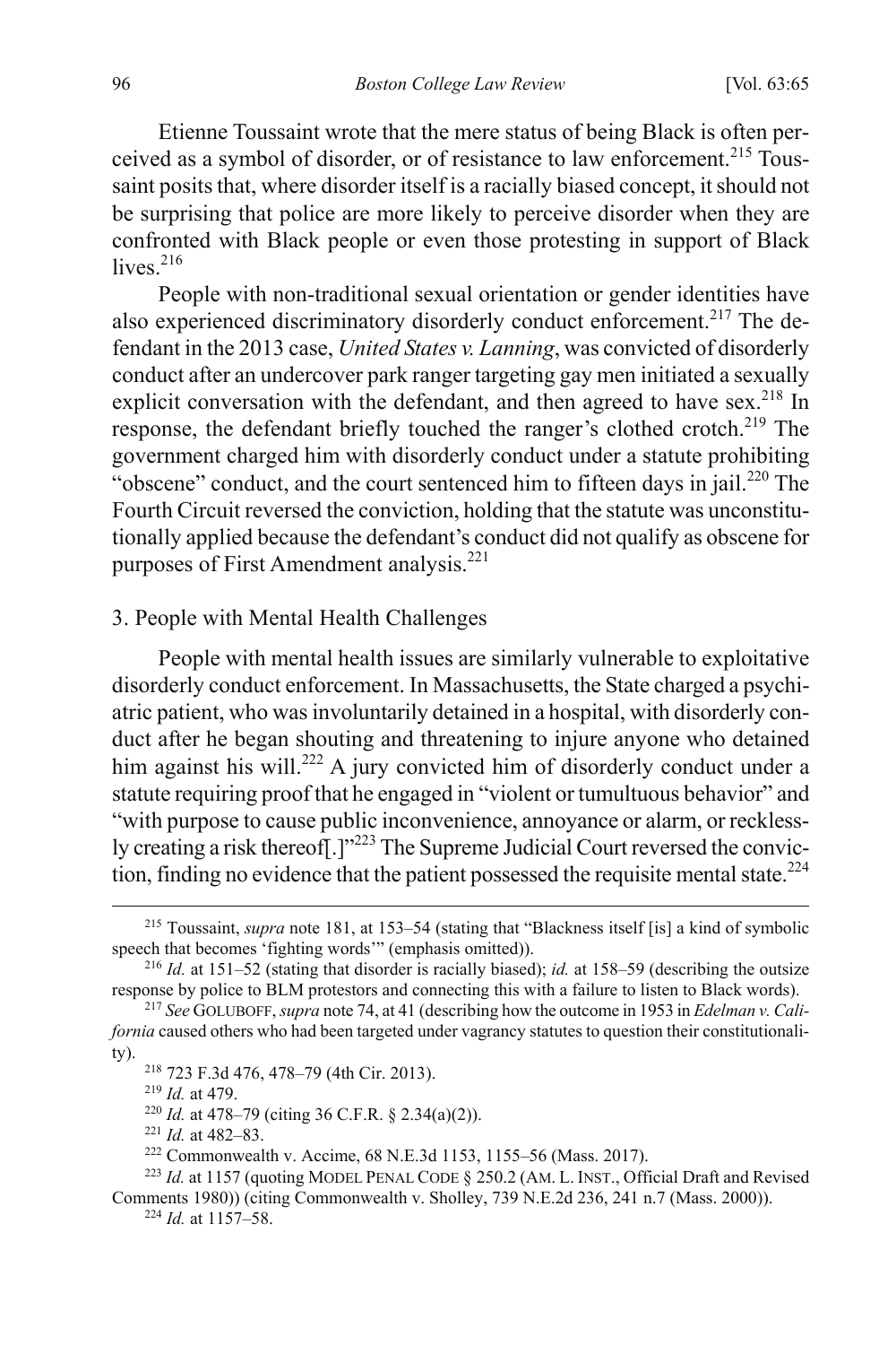Etienne Toussaint wrote that the mere status of being Black is often perceived as a symbol of disorder, or of resistance to law enforcement.[215] Toussaint posits that, where disorder itself is a racially biased concept, it should not be surprising that police are more likely to perceive disorder when they are confronted with Black people or even those protesting in support of Black lives.[216]

People with non-traditional sexual orientation or gender identities have also experienced discriminatory disorderly conduct enforcement.[217] The defendant in the 2013 case, *United States v. Lanning*, was convicted of disorderly conduct after an undercover park ranger targeting gay men initiated a sexually explicit conversation with the defendant, and then agreed to have sex.[218] In response, the defendant briefly touched the ranger's clothed crotch.[219] The government charged him with disorderly conduct under a statute prohibiting "obscene" conduct, and the court sentenced him to fifteen days in jail.[220] The Fourth Circuit reversed the conviction, holding that the statute was unconstitutionally applied because the defendant's conduct did not qualify as obscene for purposes of First Amendment analysis.[221]

### 3. People with Mental Health Challenges

People with mental health issues are similarly vulnerable to exploitative disorderly conduct enforcement. In Massachusetts, the State charged a psychiatric patient, who was involuntarily detained in a hospital, with disorderly conduct after he began shouting and threatening to injure anyone who detained him against his will.[222] A jury convicted him of disorderly conduct under a statute requiring proof that he engaged in "violent or tumultuous behavior" and "with purpose to cause public inconvenience, annoyance or alarm, or recklessly creating a risk thereof[.]"[223] The Supreme Judicial Court reversed the conviction, finding no evidence that the patient possessed the requisite mental state.[224]

---

[215] Toussaint, *supra* note 181, at 153–54 (stating that "Blackness itself [is] a kind of symbolic speech that becomes 'fighting words'" (emphasis omitted)).

[216] *Id.* at 151–52 (stating that disorder is racially biased); *id.* at 158–59 (describing the outsize response by police to BLM protestors and connecting this with a failure to listen to Black words).

[217] *See* GOLUBOFF, *supra* note 74, at 41 (describing how the outcome in 1953 in *Edelman v. California* caused others who had been targeted under vagrancy statutes to question their constitutionality).

[218] 723 F.3d 476, 478–79 (4th Cir. 2013).

[219] *Id.* at 479.

[220] *Id.* at 478–79 (citing 36 C.F.R. § 2.34(a)(2)).

[221] *Id.* at 482–83.

[222] Commonwealth v. Accime, 68 N.E.3d 1153, 1155–56 (Mass. 2017).

[223] *Id.* at 1157 (quoting MODEL PENAL CODE § 250.2 (AM. L. INST., Official Draft and Revised Comments 1980)) (citing Commonwealth v. Sholley, 739 N.E.2d 236, 241 n.7 (Mass. 2000)).

[224] *Id.* at 1157–58.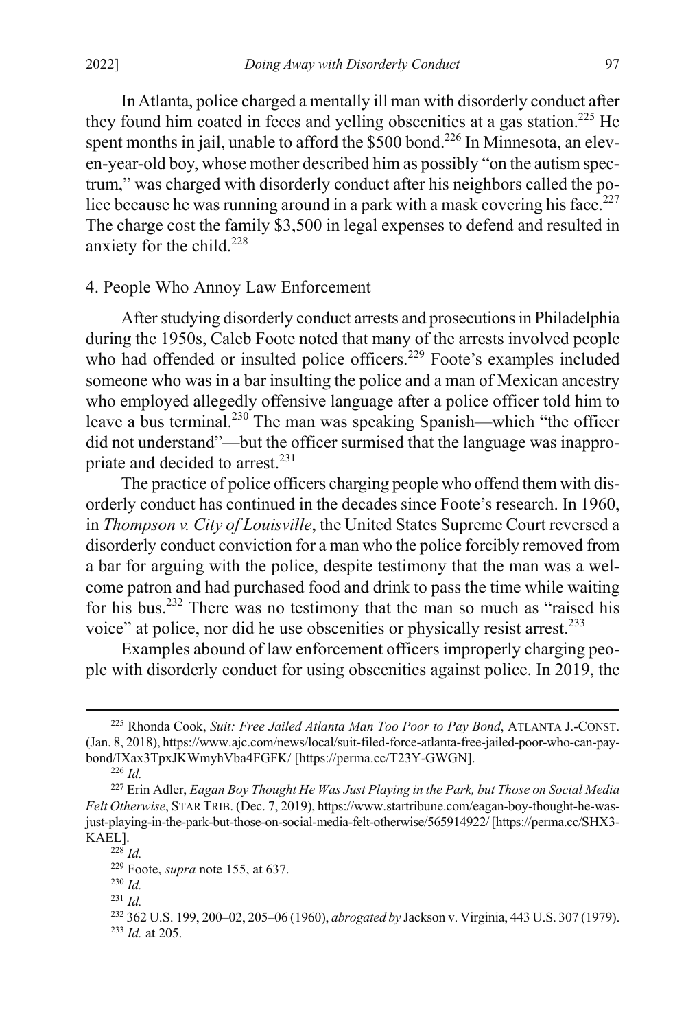In Atlanta, police charged a mentally ill man with disorderly conduct after they found him coated in feces and yelling obscenities at a gas station.[225] He spent months in jail, unable to afford the $500 bond.[226] In Minnesota, an eleven-year-old boy, whose mother described him as possibly "on the autism spectrum," was charged with disorderly conduct after his neighbors called the police because he was running around in a park with a mask covering his face.[227] The charge cost the family $3,500 in legal expenses to defend and resulted in anxiety for the child.[228]

#### 4. People Who Annoy Law Enforcement

After studying disorderly conduct arrests and prosecutions in Philadelphia during the 1950s, Caleb Foote noted that many of the arrests involved people who had offended or insulted police officers.[229] Foote's examples included someone who was in a bar insulting the police and a man of Mexican ancestry who employed allegedly offensive language after a police officer told him to leave a bus terminal.[230] The man was speaking Spanish—which "the officer did not understand"—but the officer surmised that the language was inappropriate and decided to arrest.[231]

The practice of police officers charging people who offend them with disorderly conduct has continued in the decades since Foote's research. In 1960, in *Thompson v. City of Louisville*, the United States Supreme Court reversed a disorderly conduct conviction for a man who the police forcibly removed from a bar for arguing with the police, despite testimony that the man was a welcome patron and had purchased food and drink to pass the time while waiting for his bus.[232] There was no testimony that the man so much as "raised his voice" at police, nor did he use obscenities or physically resist arrest.[233]

Examples abound of law enforcement officers improperly charging people with disorderly conduct for using obscenities against police. In 2019, the

---

[225] Rhonda Cook, *Suit: Free Jailed Atlanta Man Too Poor to Pay Bond*, ATLANTA J.-CONST. (Jan. 8, 2018), https://www.ajc.com/news/local/suit-filed-force-atlanta-free-jailed-poor-who-can-pay-bond/IXax3TpxJKWmyhVba4FGFK/ [https://perma.cc/T23Y-GWGN].

[226] *Id.*

[227] Erin Adler, *Eagan Boy Thought He Was Just Playing in the Park, but Those on Social Media Felt Otherwise*, STAR TRIB. (Dec. 7, 2019), https://www.startribune.com/eagan-boy-thought-he-was-just-playing-in-the-park-but-those-on-social-media-felt-otherwise/565914922/ [https://perma.cc/SHX3-KAEL].

[228] *Id.*

[229] Foote, *supra* note 155, at 637.

[230] *Id.*

[231] *Id.*

[232] 362 U.S. 199, 200–02, 205–06 (1960), *abrogated by* Jackson v. Virginia, 443 U.S. 307 (1979).

[233] *Id.* at 205.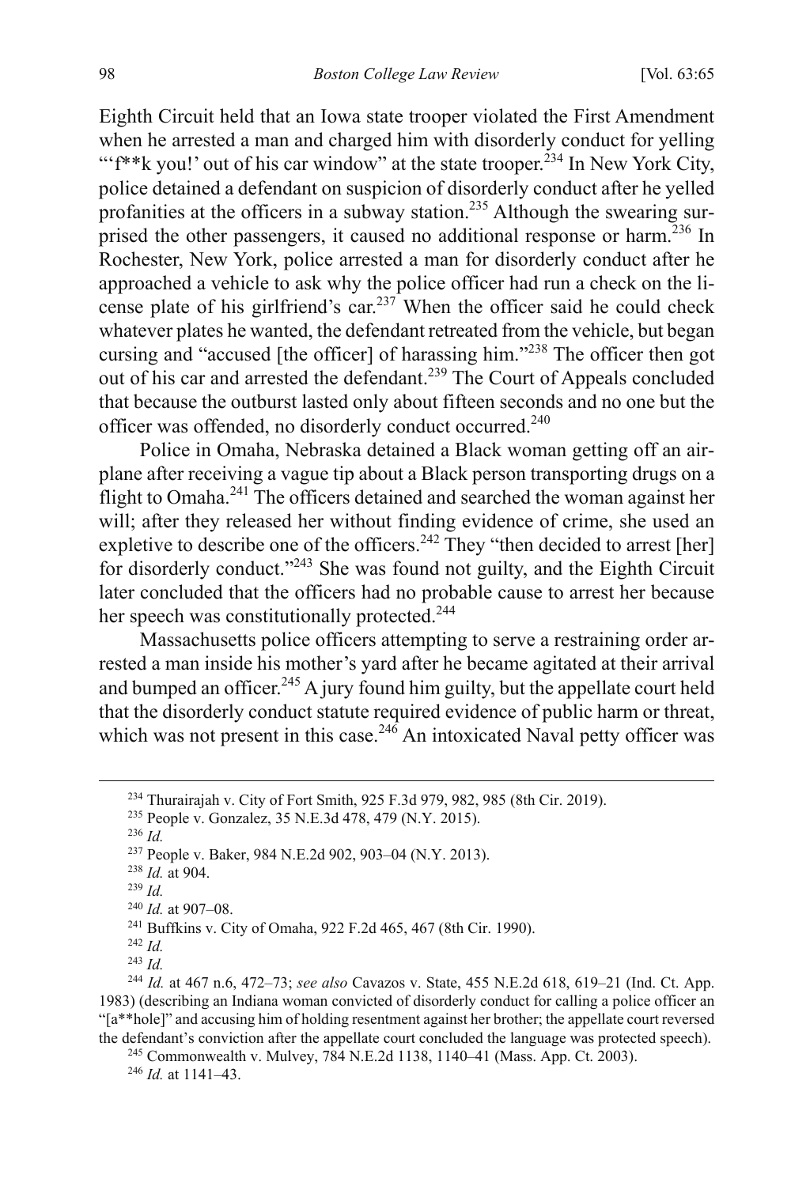Eighth Circuit held that an Iowa state trooper violated the First Amendment when he arrested a man and charged him with disorderly conduct for yelling "'f**k you!' out of his car window" at the state trooper.[234] In New York City, police detained a defendant on suspicion of disorderly conduct after he yelled profanities at the officers in a subway station.[235] Although the swearing surprised the other passengers, it caused no additional response or harm.[236] In Rochester, New York, police arrested a man for disorderly conduct after he approached a vehicle to ask why the police officer had run a check on the license plate of his girlfriend's car.[237] When the officer said he could check whatever plates he wanted, the defendant retreated from the vehicle, but began cursing and "accused [the officer] of harassing him."[238] The officer then got out of his car and arrested the defendant.[239] The Court of Appeals concluded that because the outburst lasted only about fifteen seconds and no one but the officer was offended, no disorderly conduct occurred.[240]

Police in Omaha, Nebraska detained a Black woman getting off an airplane after receiving a vague tip about a Black person transporting drugs on a flight to Omaha.[241] The officers detained and searched the woman against her will; after they released her without finding evidence of crime, she used an expletive to describe one of the officers.[242] They "then decided to arrest [her] for disorderly conduct."[243] She was found not guilty, and the Eighth Circuit later concluded that the officers had no probable cause to arrest her because her speech was constitutionally protected.[244]

Massachusetts police officers attempting to serve a restraining order arrested a man inside his mother's yard after he became agitated at their arrival and bumped an officer.[245] A jury found him guilty, but the appellate court held that the disorderly conduct statute required evidence of public harm or threat, which was not present in this case.[246] An intoxicated Naval petty officer was

---

[234] Thurairajah v. City of Fort Smith, 925 F.3d 979, 982, 985 (8th Cir. 2019).

[235] People v. Gonzalez, 35 N.E.3d 478, 479 (N.Y. 2015).

[236] *Id.*

[237] People v. Baker, 984 N.E.2d 902, 903–04 (N.Y. 2013).

[238] *Id.* at 904.

[239] *Id.*

[240] *Id.* at 907–08.

[241] Buffkins v. City of Omaha, 922 F.2d 465, 467 (8th Cir. 1990).

[242] *Id.*

[243] *Id.*

[244] *Id.* at 467 n.6, 472–73; *see also* Cavazos v. State, 455 N.E.2d 618, 619–21 (Ind. Ct. App. 1983) (describing an Indiana woman convicted of disorderly conduct for calling a police officer an "[a**hole]" and accusing him of holding resentment against her brother; the appellate court reversed the defendant's conviction after the appellate court concluded the language was protected speech).

[245] Commonwealth v. Mulvey, 784 N.E.2d 1138, 1140–41 (Mass. App. Ct. 2003).

[246] *Id.* at 1141–43.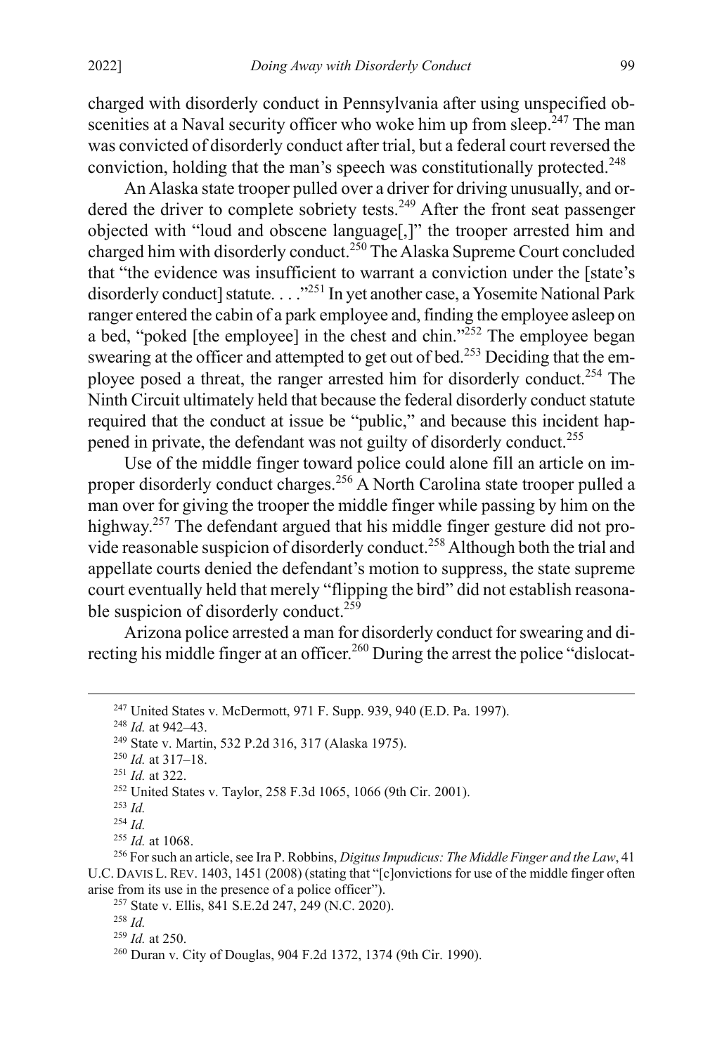charged with disorderly conduct in Pennsylvania after using unspecified obscenities at a Naval security officer who woke him up from sleep.[247] The man was convicted of disorderly conduct after trial, but a federal court reversed the conviction, holding that the man's speech was constitutionally protected.[248]

An Alaska state trooper pulled over a driver for driving unusually, and ordered the driver to complete sobriety tests.[249] After the front seat passenger objected with "loud and obscene language[,]" the trooper arrested him and charged him with disorderly conduct.[250] The Alaska Supreme Court concluded that "the evidence was insufficient to warrant a conviction under the [state's disorderly conduct] statute. . . ."[251] In yet another case, a Yosemite National Park ranger entered the cabin of a park employee and, finding the employee asleep on a bed, "poked [the employee] in the chest and chin."[252] The employee began swearing at the officer and attempted to get out of bed.[253] Deciding that the employee posed a threat, the ranger arrested him for disorderly conduct.[254] The Ninth Circuit ultimately held that because the federal disorderly conduct statute required that the conduct at issue be "public," and because this incident happened in private, the defendant was not guilty of disorderly conduct.[255]

Use of the middle finger toward police could alone fill an article on improper disorderly conduct charges.[256] A North Carolina state trooper pulled a man over for giving the trooper the middle finger while passing by him on the highway.[257] The defendant argued that his middle finger gesture did not provide reasonable suspicion of disorderly conduct.[258] Although both the trial and appellate courts denied the defendant's motion to suppress, the state supreme court eventually held that merely "flipping the bird" did not establish reasonable suspicion of disorderly conduct.[259]

Arizona police arrested a man for disorderly conduct for swearing and directing his middle finger at an officer.[260] During the arrest the police "dislocat-

---

[247] United States v. McDermott, 971 F. Supp. 939, 940 (E.D. Pa. 1997).

[248] *Id.* at 942–43.

[249] State v. Martin, 532 P.2d 316, 317 (Alaska 1975).

[250] *Id.* at 317–18.

[251] *Id.* at 322.

[252] United States v. Taylor, 258 F.3d 1065, 1066 (9th Cir. 2001).

[253] *Id.*

[254] *Id.*

[255] *Id.* at 1068.

[256] For such an article, see Ira P. Robbins, *Digitus Impudicus: The Middle Finger and the Law*, 41 U.C. DAVIS L. REV. 1403, 1451 (2008) (stating that "[c]onvictions for use of the middle finger often arise from its use in the presence of a police officer").

[257] State v. Ellis, 841 S.E.2d 247, 249 (N.C. 2020).

[258] *Id.*

[259] *Id.* at 250.

[260] Duran v. City of Douglas, 904 F.2d 1372, 1374 (9th Cir. 1990).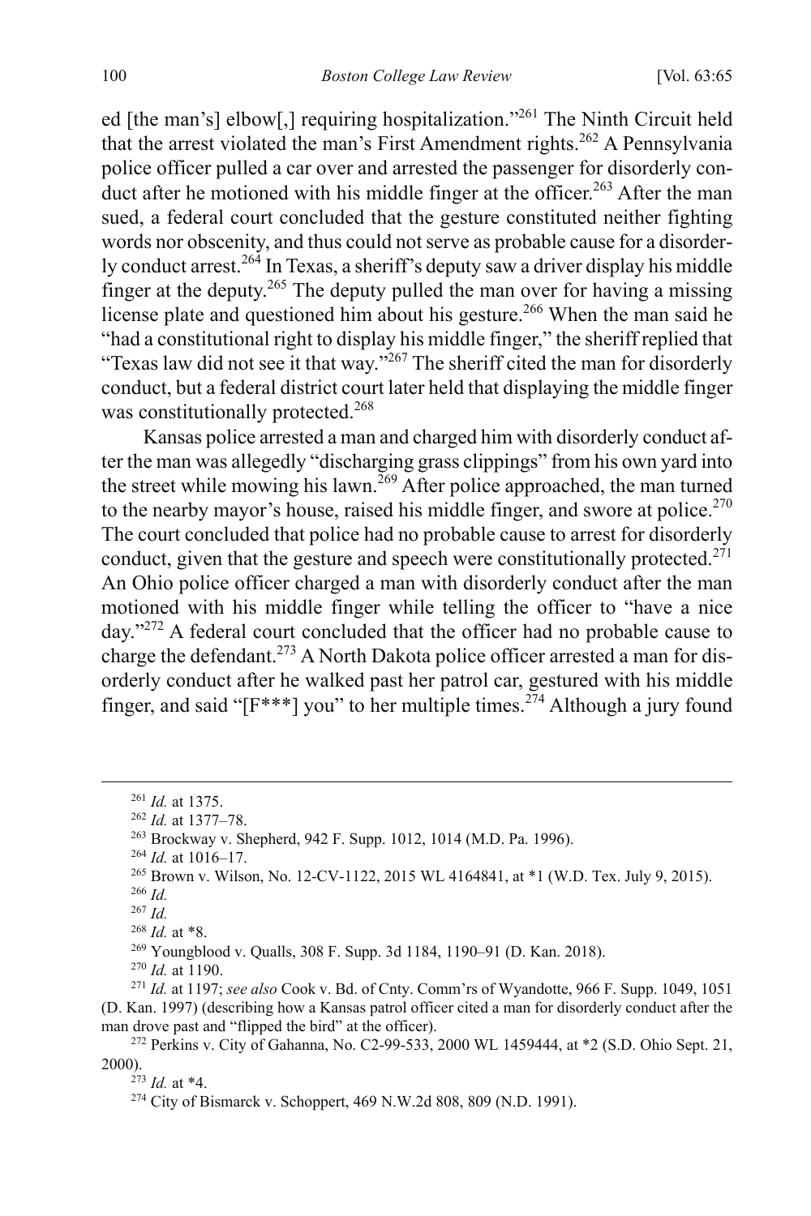ed [the man's] elbow[,] requiring hospitalization."[261] The Ninth Circuit held that the arrest violated the man's First Amendment rights.[262] A Pennsylvania police officer pulled a car over and arrested the passenger for disorderly conduct after he motioned with his middle finger at the officer.[263] After the man sued, a federal court concluded that the gesture constituted neither fighting words nor obscenity, and thus could not serve as probable cause for a disorderly conduct arrest.[264] In Texas, a sheriff's deputy saw a driver display his middle finger at the deputy.[265] The deputy pulled the man over for having a missing license plate and questioned him about his gesture.[266] When the man said he "had a constitutional right to display his middle finger," the sheriff replied that "Texas law did not see it that way."[267] The sheriff cited the man for disorderly conduct, but a federal district court later held that displaying the middle finger was constitutionally protected.[268]

Kansas police arrested a man and charged him with disorderly conduct after the man was allegedly "discharging grass clippings" from his own yard into the street while mowing his lawn.[269] After police approached, the man turned to the nearby mayor's house, raised his middle finger, and swore at police.[270] The court concluded that police had no probable cause to arrest for disorderly conduct, given that the gesture and speech were constitutionally protected.[271] An Ohio police officer charged a man with disorderly conduct after the man motioned with his middle finger while telling the officer to "have a nice day."[272] A federal court concluded that the officer had no probable cause to charge the defendant.[273] A North Dakota police officer arrested a man for disorderly conduct after he walked past her patrol car, gestured with his middle finger, and said "[F***] you" to her multiple times.[274] Although a jury found

---

[261] *Id.* at 1375.

[262] *Id.* at 1377–78.

[263] Brockway v. Shepherd, 942 F. Supp. 1012, 1014 (M.D. Pa. 1996).

[264] *Id.* at 1016–17.

[265] Brown v. Wilson, No. 12-CV-1122, 2015 WL 4164841, at *1 (W.D. Tex. July 9, 2015).

[266] *Id.*

[267] *Id.*

[268] *Id.* at *8.

[269] Youngblood v. Qualls, 308 F. Supp. 3d 1184, 1190–91 (D. Kan. 2018).

[270] *Id.* at 1190.

[271] *Id.* at 1197; *see also* Cook v. Bd. of Cnty. Comm'rs of Wyandotte, 966 F. Supp. 1049, 1051 (D. Kan. 1997) (describing how a Kansas patrol officer cited a man for disorderly conduct after the man drove past and "flipped the bird" at the officer).

[272] Perkins v. City of Gahanna, No. C2-99-533, 2000 WL 1459444, at *2 (S.D. Ohio Sept. 21, 2000).

[273] *Id.* at *4.

[274] City of Bismarck v. Schoppert, 469 N.W.2d 808, 809 (N.D. 1991).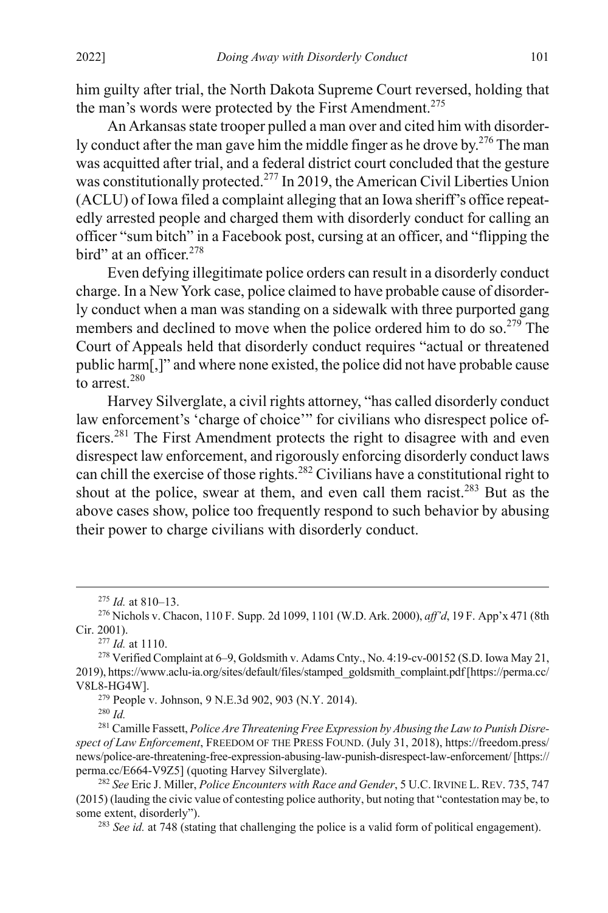him guilty after trial, the North Dakota Supreme Court reversed, holding that the man's words were protected by the First Amendment.[275]

An Arkansas state trooper pulled a man over and cited him with disorderly conduct after the man gave him the middle finger as he drove by.[276] The man was acquitted after trial, and a federal district court concluded that the gesture was constitutionally protected.[277] In 2019, the American Civil Liberties Union (ACLU) of Iowa filed a complaint alleging that an Iowa sheriff's office repeatedly arrested people and charged them with disorderly conduct for calling an officer "sum bitch" in a Facebook post, cursing at an officer, and "flipping the bird" at an officer.[278]

Even defying illegitimate police orders can result in a disorderly conduct charge. In a New York case, police claimed to have probable cause of disorderly conduct when a man was standing on a sidewalk with three purported gang members and declined to move when the police ordered him to do so.[279] The Court of Appeals held that disorderly conduct requires "actual or threatened public harm[,]" and where none existed, the police did not have probable cause to arrest.[280]

Harvey Silverglate, a civil rights attorney, "has called disorderly conduct law enforcement's 'charge of choice'" for civilians who disrespect police officers.[281] The First Amendment protects the right to disagree with and even disrespect law enforcement, and rigorously enforcing disorderly conduct laws can chill the exercise of those rights.[282] Civilians have a constitutional right to shout at the police, swear at them, and even call them racist.[283] But as the above cases show, police too frequently respond to such behavior by abusing their power to charge civilians with disorderly conduct.

---

[275] *Id.* at 810–13.

[276] Nichols v. Chacon, 110 F. Supp. 2d 1099, 1101 (W.D. Ark. 2000), *aff'd*, 19 F. App'x 471 (8th Cir. 2001).

[277] *Id.* at 1110.

[278] Verified Complaint at 6–9, Goldsmith v. Adams Cnty., No. 4:19-cv-00152 (S.D. Iowa May 21, 2019), https://www.aclu-ia.org/sites/default/files/stamped_goldsmith_complaint.pdf [https://perma.cc/V8L8-HG4W].

[279] People v. Johnson, 9 N.E.3d 902, 903 (N.Y. 2014).

[280] *Id.*

[281] Camille Fassett, *Police Are Threatening Free Expression by Abusing the Law to Punish Disrespect of Law Enforcement*, FREEDOM OF THE PRESS FOUND. (July 31, 2018), https://freedom.press/news/police-are-threatening-free-expression-abusing-law-punish-disrespect-law-enforcement/ [https://perma.cc/E664-V9Z5] (quoting Harvey Silverglate).

[282] *See* Eric J. Miller, *Police Encounters with Race and Gender*, 5 U.C. IRVINE L. REV. 735, 747 (2015) (lauding the civic value of contesting police authority, but noting that "contestation may be, to some extent, disorderly").

[283] *See id.* at 748 (stating that challenging the police is a valid form of political engagement).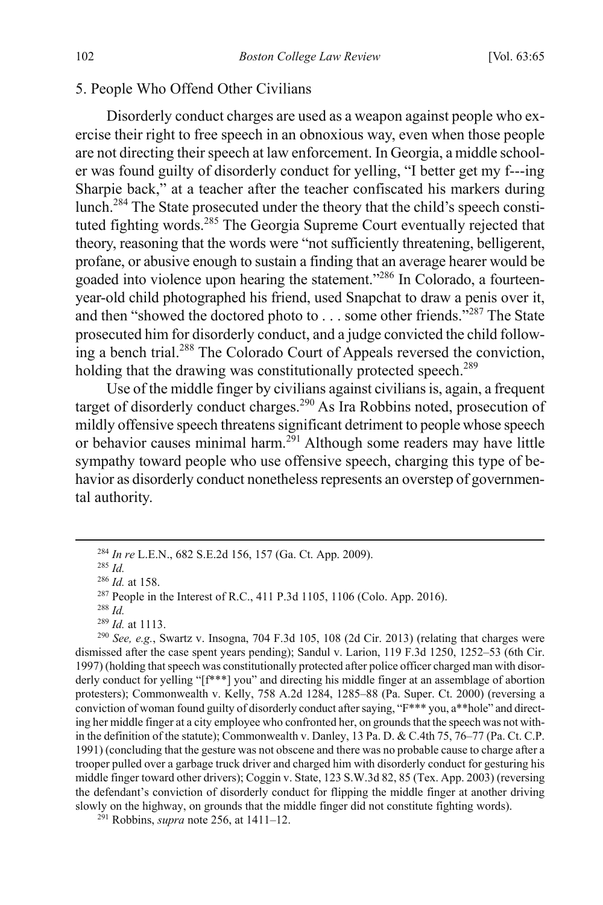### 5. People Who Offend Other Civilians

Disorderly conduct charges are used as a weapon against people who exercise their right to free speech in an obnoxious way, even when those people are not directing their speech at law enforcement. In Georgia, a middle schooler was found guilty of disorderly conduct for yelling, "I better get my f---ing Sharpie back," at a teacher after the teacher confiscated his markers during lunch.[284] The State prosecuted under the theory that the child's speech constituted fighting words.[285] The Georgia Supreme Court eventually rejected that theory, reasoning that the words were "not sufficiently threatening, belligerent, profane, or abusive enough to sustain a finding that an average hearer would be goaded into violence upon hearing the statement."[286] In Colorado, a fourteen-year-old child photographed his friend, used Snapchat to draw a penis over it, and then "showed the doctored photo to . . . some other friends."[287] The State prosecuted him for disorderly conduct, and a judge convicted the child following a bench trial.[288] The Colorado Court of Appeals reversed the conviction, holding that the drawing was constitutionally protected speech.[289]

Use of the middle finger by civilians against civilians is, again, a frequent target of disorderly conduct charges.[290] As Ira Robbins noted, prosecution of mildly offensive speech threatens significant detriment to people whose speech or behavior causes minimal harm.[291] Although some readers may have little sympathy toward people who use offensive speech, charging this type of behavior as disorderly conduct nonetheless represents an overstep of governmental authority.

---

[284] *In re* L.E.N., 682 S.E.2d 156, 157 (Ga. Ct. App. 2009).

[285] *Id.*

[286] *Id.* at 158.

[287] People in the Interest of R.C., 411 P.3d 1105, 1106 (Colo. App. 2016).

[288] *Id.*

[289] *Id.* at 1113.

[290] *See, e.g.*, Swartz v. Insogna, 704 F.3d 105, 108 (2d Cir. 2013) (relating that charges were dismissed after the case spent years pending); Sandul v. Larion, 119 F.3d 1250, 1252–53 (6th Cir. 1997) (holding that speech was constitutionally protected after police officer charged man with disorderly conduct for yelling "[f***] you" and directing his middle finger at an assemblage of abortion protesters); Commonwealth v. Kelly, 758 A.2d 1284, 1285–88 (Pa. Super. Ct. 2000) (reversing a conviction of woman found guilty of disorderly conduct after saying, "F*** you, a**hole" and directing her middle finger at a city employee who confronted her, on grounds that the speech was not within the definition of the statute); Commonwealth v. Danley, 13 Pa. D. & C.4th 75, 76–77 (Pa. Ct. C.P. 1991) (concluding that the gesture was not obscene and there was no probable cause to charge after a trooper pulled over a garbage truck driver and charged him with disorderly conduct for gesturing his middle finger toward other drivers); Coggin v. State, 123 S.W.3d 82, 85 (Tex. App. 2003) (reversing the defendant's conviction of disorderly conduct for flipping the middle finger at another driving slowly on the highway, on grounds that the middle finger did not constitute fighting words).

[291] Robbins, *supra* note 256, at 1411–12.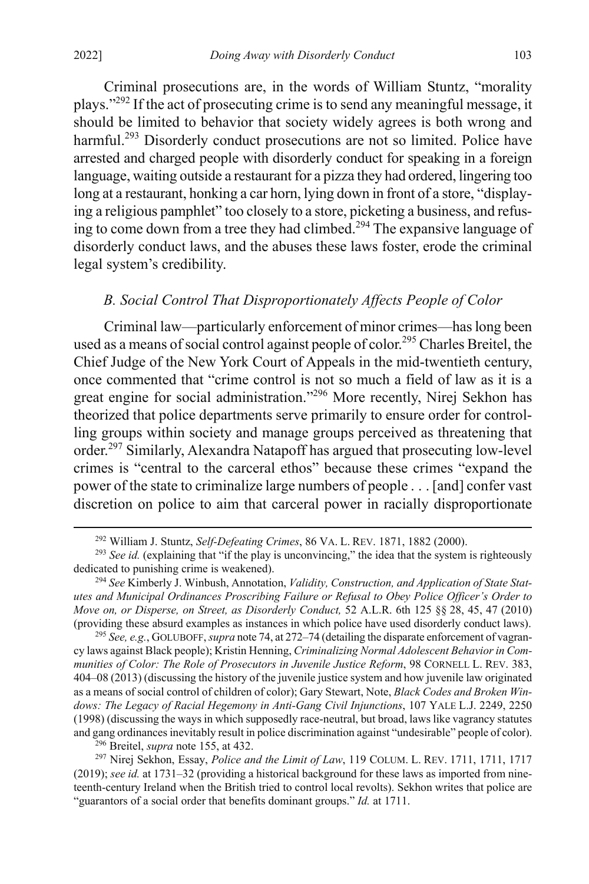Criminal prosecutions are, in the words of William Stuntz, "morality plays."[292] If the act of prosecuting crime is to send any meaningful message, it should be limited to behavior that society widely agrees is both wrong and harmful.[293] Disorderly conduct prosecutions are not so limited. Police have arrested and charged people with disorderly conduct for speaking in a foreign language, waiting outside a restaurant for a pizza they had ordered, lingering too long at a restaurant, honking a car horn, lying down in front of a store, "displaying a religious pamphlet" too closely to a store, picketing a business, and refusing to come down from a tree they had climbed.[294] The expansive language of disorderly conduct laws, and the abuses these laws foster, erode the criminal legal system's credibility.

### *B. Social Control That Disproportionately Affects People of Color*

Criminal law—particularly enforcement of minor crimes—has long been used as a means of social control against people of color.[295] Charles Breitel, the Chief Judge of the New York Court of Appeals in the mid-twentieth century, once commented that "crime control is not so much a field of law as it is a great engine for social administration."[296] More recently, Nirej Sekhon has theorized that police departments serve primarily to ensure order for controlling groups within society and manage groups perceived as threatening that order.[297] Similarly, Alexandra Natapoff has argued that prosecuting low-level crimes is "central to the carceral ethos" because these crimes "expand the power of the state to criminalize large numbers of people . . . [and] confer vast discretion on police to aim that carceral power in racially disproportionate

---

[292] William J. Stuntz, *Self-Defeating Crimes*, 86 VA. L. REV. 1871, 1882 (2000).

[293] *See id.* (explaining that "if the play is unconvincing," the idea that the system is righteously dedicated to punishing crime is weakened).

[294] *See* Kimberly J. Winbush, Annotation, *Validity, Construction, and Application of State Statutes and Municipal Ordinances Proscribing Failure or Refusal to Obey Police Officer's Order to Move on, or Disperse, on Street, as Disorderly Conduct,* 52 A.L.R. 6th 125 §§ 28, 45, 47 (2010) (providing these absurd examples as instances in which police have used disorderly conduct laws).

[295] *See, e.g.*, GOLUBOFF, *supra* note 74, at 272–74 (detailing the disparate enforcement of vagrancy laws against Black people); Kristin Henning, *Criminalizing Normal Adolescent Behavior in Communities of Color: The Role of Prosecutors in Juvenile Justice Reform*, 98 CORNELL L. REV. 383, 404–08 (2013) (discussing the history of the juvenile justice system and how juvenile law originated as a means of social control of children of color); Gary Stewart, Note, *Black Codes and Broken Windows: The Legacy of Racial Hegemony in Anti-Gang Civil Injunctions*, 107 YALE L.J. 2249, 2250 (1998) (discussing the ways in which supposedly race-neutral, but broad, laws like vagrancy statutes and gang ordinances inevitably result in police discrimination against "undesirable" people of color).

[296] Breitel, *supra* note 155, at 432.

[297] Nirej Sekhon, Essay, *Police and the Limit of Law*, 119 COLUM. L. REV. 1711, 1711, 1717 (2019); *see id.* at 1731–32 (providing a historical background for these laws as imported from nineteenth-century Ireland when the British tried to control local revolts). Sekhon writes that police are "guarantors of a social order that benefits dominant groups." *Id.* at 1711.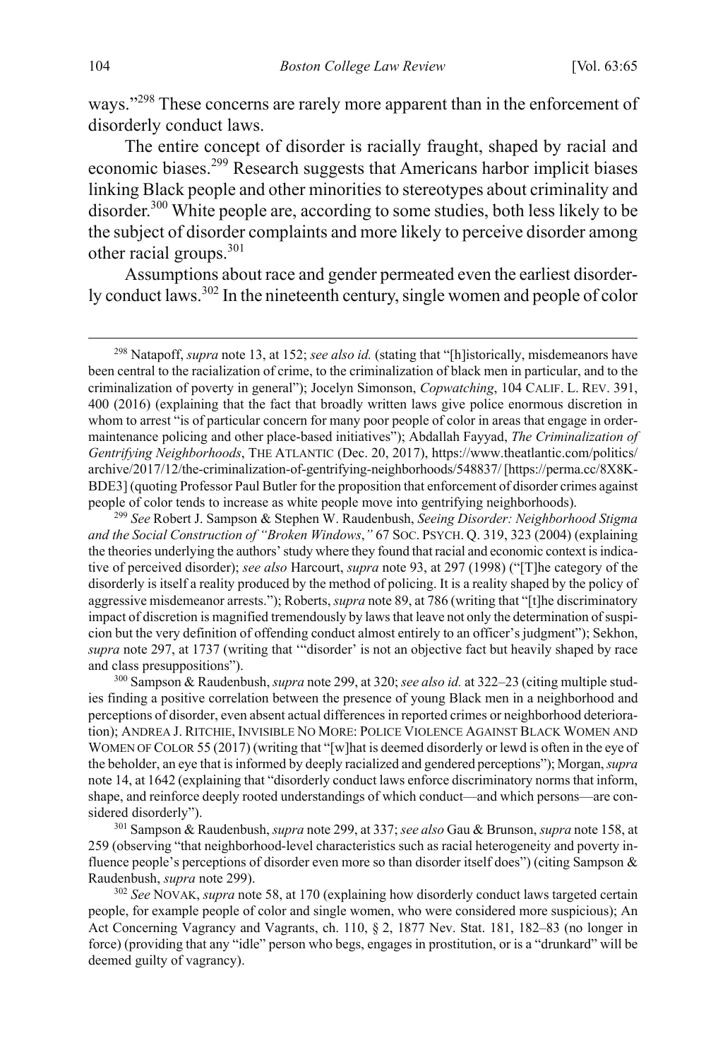ways."[298] These concerns are rarely more apparent than in the enforcement of disorderly conduct laws.

The entire concept of disorder is racially fraught, shaped by racial and economic biases.[299] Research suggests that Americans harbor implicit biases linking Black people and other minorities to stereotypes about criminality and disorder.[300] White people are, according to some studies, both less likely to be the subject of disorder complaints and more likely to perceive disorder among other racial groups.[301]

Assumptions about race and gender permeated even the earliest disorderly conduct laws.[302] In the nineteenth century, single women and people of color

---

[298] Natapoff, *supra* note 13, at 152; *see also id.* (stating that "[h]istorically, misdemeanors have been central to the racialization of crime, to the criminalization of black men in particular, and to the criminalization of poverty in general"); Jocelyn Simonson, *Copwatching*, 104 CALIF. L. REV. 391, 400 (2016) (explaining that the fact that broadly written laws give police enormous discretion in whom to arrest "is of particular concern for many poor people of color in areas that engage in order-maintenance policing and other place-based initiatives"); Abdallah Fayyad, *The Criminalization of Gentrifying Neighborhoods*, THE ATLANTIC (Dec. 20, 2017), https://www.theatlantic.com/politics/archive/2017/12/the-criminalization-of-gentrifying-neighborhoods/548837/ [https://perma.cc/8X8K-BDE3] (quoting Professor Paul Butler for the proposition that enforcement of disorder crimes against people of color tends to increase as white people move into gentrifying neighborhoods).

[299] *See* Robert J. Sampson & Stephen W. Raudenbush, *Seeing Disorder: Neighborhood Stigma and the Social Construction of "Broken Windows*,*"* 67 SOC. PSYCH. Q. 319, 323 (2004) (explaining the theories underlying the authors' study where they found that racial and economic context is indicative of perceived disorder); *see also* Harcourt, *supra* note 93, at 297 (1998) ("[T]he category of the disorderly is itself a reality produced by the method of policing. It is a reality shaped by the policy of aggressive misdemeanor arrests."); Roberts, *supra* note 89, at 786 (writing that "[t]he discriminatory impact of discretion is magnified tremendously by laws that leave not only the determination of suspicion but the very definition of offending conduct almost entirely to an officer's judgment"); Sekhon, *supra* note 297, at 1737 (writing that '"disorder' is not an objective fact but heavily shaped by race and class presuppositions").

[300] Sampson & Raudenbush, *supra* note 299, at 320; *see also id.* at 322–23 (citing multiple studies finding a positive correlation between the presence of young Black men in a neighborhood and perceptions of disorder, even absent actual differences in reported crimes or neighborhood deterioration); ANDREA J. RITCHIE, INVISIBLE NO MORE: POLICE VIOLENCE AGAINST BLACK WOMEN AND WOMEN OF COLOR 55 (2017) (writing that "[w]hat is deemed disorderly or lewd is often in the eye of the beholder, an eye that is informed by deeply racialized and gendered perceptions"); Morgan, *supra* note 14, at 1642 (explaining that "disorderly conduct laws enforce discriminatory norms that inform, shape, and reinforce deeply rooted understandings of which conduct—and which persons—are considered disorderly").

[301] Sampson & Raudenbush, *supra* note 299, at 337; *see also* Gau & Brunson, *supra* note 158, at 259 (observing "that neighborhood-level characteristics such as racial heterogeneity and poverty influence people's perceptions of disorder even more so than disorder itself does") (citing Sampson & Raudenbush, *supra* note 299).

[302] *See* NOVAK, *supra* note 58, at 170 (explaining how disorderly conduct laws targeted certain people, for example people of color and single women, who were considered more suspicious); An Act Concerning Vagrancy and Vagrants, ch. 110, § 2, 1877 Nev. Stat. 181, 182–83 (no longer in force) (providing that any "idle" person who begs, engages in prostitution, or is a "drunkard" will be deemed guilty of vagrancy).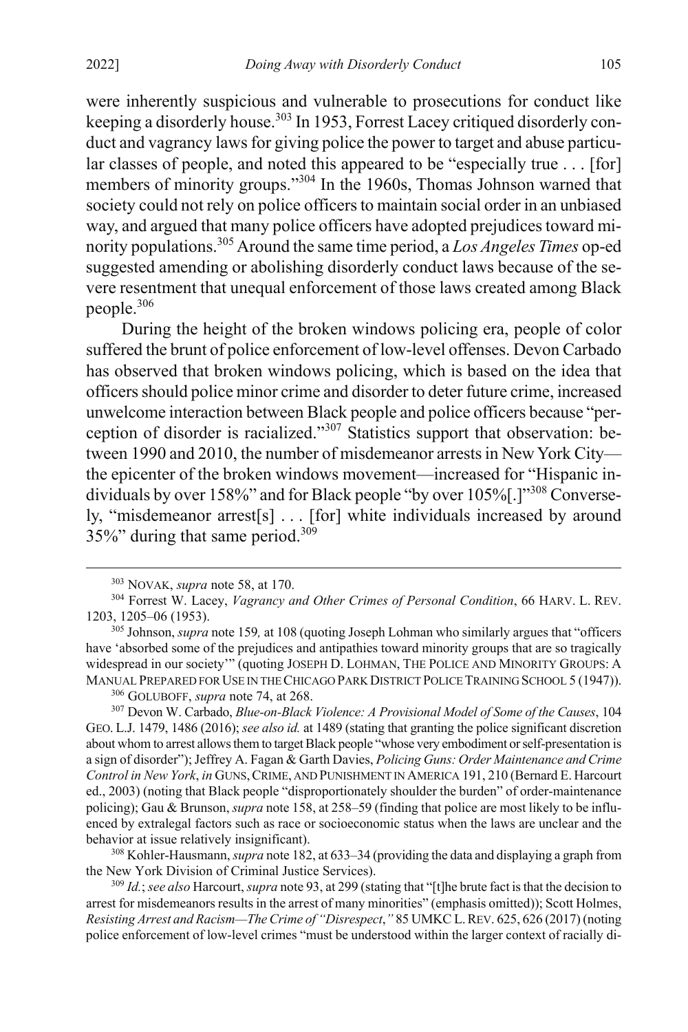were inherently suspicious and vulnerable to prosecutions for conduct like keeping a disorderly house.[303] In 1953, Forrest Lacey critiqued disorderly conduct and vagrancy laws for giving police the power to target and abuse particular classes of people, and noted this appeared to be "especially true . . . [for] members of minority groups."[304] In the 1960s, Thomas Johnson warned that society could not rely on police officers to maintain social order in an unbiased way, and argued that many police officers have adopted prejudices toward minority populations.[305] Around the same time period, a *Los Angeles Times* op-ed suggested amending or abolishing disorderly conduct laws because of the severe resentment that unequal enforcement of those laws created among Black people.[306]

During the height of the broken windows policing era, people of color suffered the brunt of police enforcement of low-level offenses. Devon Carbado has observed that broken windows policing, which is based on the idea that officers should police minor crime and disorder to deter future crime, increased unwelcome interaction between Black people and police officers because "perception of disorder is racialized."[307] Statistics support that observation: between 1990 and 2010, the number of misdemeanor arrests in New York City—the epicenter of the broken windows movement—increased for "Hispanic individuals by over 158%" and for Black people "by over 105%[.]"[308] Conversely, "misdemeanor arrest[s] . . . [for] white individuals increased by around 35%" during that same period.[309]

---

[303] NOVAK, *supra* note 58, at 170.

[304] Forrest W. Lacey, *Vagrancy and Other Crimes of Personal Condition*, 66 HARV. L. REV. 1203, 1205–06 (1953).

[305] Johnson, *supra* note 159*,* at 108 (quoting Joseph Lohman who similarly argues that "officers have 'absorbed some of the prejudices and antipathies toward minority groups that are so tragically widespread in our society'" (quoting JOSEPH D. LOHMAN, THE POLICE AND MINORITY GROUPS: A MANUAL PREPARED FOR USE IN THE CHICAGO PARK DISTRICT POLICE TRAINING SCHOOL 5 (1947)).

[306] GOLUBOFF, *supra* note 74, at 268.

[307] Devon W. Carbado, *Blue-on-Black Violence: A Provisional Model of Some of the Causes*, 104 GEO. L.J. 1479, 1486 (2016); *see also id.* at 1489 (stating that granting the police significant discretion about whom to arrest allows them to target Black people "whose very embodiment or self-presentation is a sign of disorder"); Jeffrey A. Fagan & Garth Davies, *Policing Guns: Order Maintenance and Crime Control in New York*, *in* GUNS, CRIME, AND PUNISHMENT IN AMERICA 191, 210 (Bernard E. Harcourt ed., 2003) (noting that Black people "disproportionately shoulder the burden" of order-maintenance policing); Gau & Brunson, *supra* note 158, at 258–59 (finding that police are most likely to be influenced by extralegal factors such as race or socioeconomic status when the laws are unclear and the behavior at issue relatively insignificant).

[308] Kohler-Hausmann, *supra* note 182, at 633–34 (providing the data and displaying a graph from the New York Division of Criminal Justice Services).

[309] *Id.*; *see also* Harcourt, *supra* note 93, at 299 (stating that "[t]he brute fact is that the decision to arrest for misdemeanors results in the arrest of many minorities" (emphasis omitted)); Scott Holmes, *Resisting Arrest and Racism—The Crime of "Disrespect*,*"* 85 UMKC L. REV. 625, 626 (2017) (noting police enforcement of low-level crimes "must be understood within the larger context of racially di-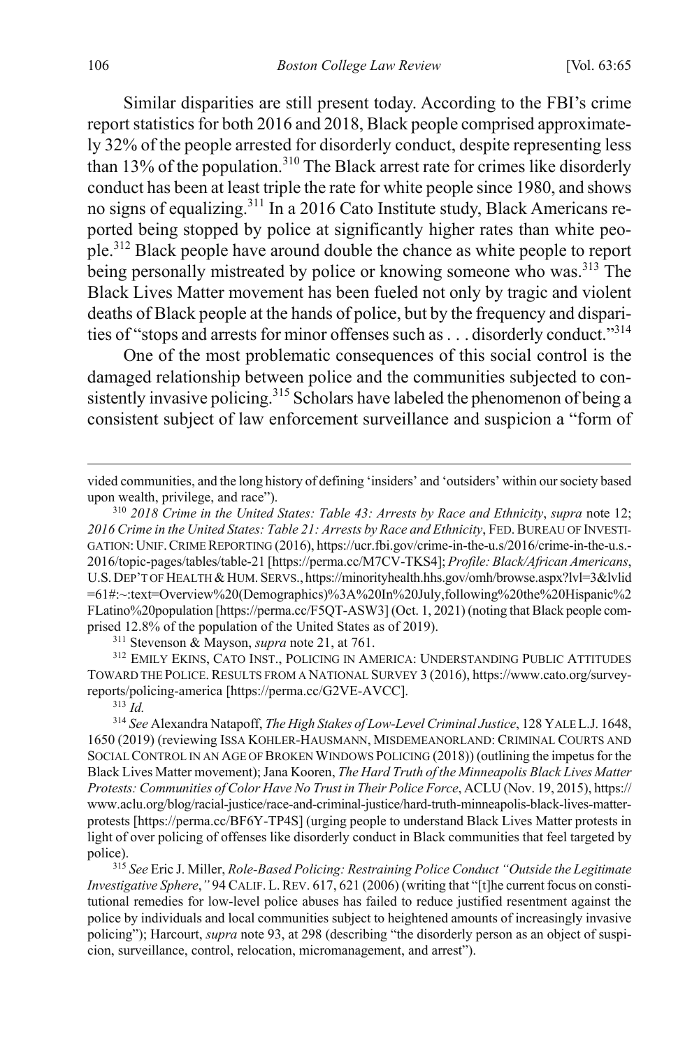Similar disparities are still present today. According to the FBI's crime report statistics for both 2016 and 2018, Black people comprised approximately 32% of the people arrested for disorderly conduct, despite representing less than 13% of the population.[310] The Black arrest rate for crimes like disorderly conduct has been at least triple the rate for white people since 1980, and shows no signs of equalizing.[311] In a 2016 Cato Institute study, Black Americans reported being stopped by police at significantly higher rates than white people.[312] Black people have around double the chance as white people to report being personally mistreated by police or knowing someone who was.[313] The Black Lives Matter movement has been fueled not only by tragic and violent deaths of Black people at the hands of police, but by the frequency and disparities of "stops and arrests for minor offenses such as . . . disorderly conduct."[314]

One of the most problematic consequences of this social control is the damaged relationship between police and the communities subjected to consistently invasive policing.[315] Scholars have labeled the phenomenon of being a consistent subject of law enforcement surveillance and suspicion a "form of

---

vided communities, and the long history of defining 'insiders' and 'outsiders' within our society based upon wealth, privilege, and race").

[310] *2018 Crime in the United States: Table 43: Arrests by Race and Ethnicity*, *supra* note 12; *2016 Crime in the United States: Table 21: Arrests by Race and Ethnicity*, FED. BUREAU OF INVESTIGATION: UNIF. CRIME REPORTING (2016), https://ucr.fbi.gov/crime-in-the-u.s/2016/crime-in-the-u.s.-2016/topic-pages/tables/table-21 [https://perma.cc/M7CV-TKS4]; *Profile: Black/African Americans*, U.S. DEP'T OF HEALTH & HUM. SERVS., https://minorityhealth.hhs.gov/omh/browse.aspx?lvl=3&lvlid=61#:~:text=Overview%20(Demographics)%3A%20In%20July,following%20the%20Hispanic%2FLatino%20population [https://perma.cc/F5QT-ASW3] (Oct. 1, 2021) (noting that Black people comprised 12.8% of the population of the United States as of 2019).

[311] Stevenson & Mayson, *supra* note 21, at 761.

[312] EMILY EKINS, CATO INST., POLICING IN AMERICA: UNDERSTANDING PUBLIC ATTITUDES TOWARD THE POLICE. RESULTS FROM A NATIONAL SURVEY 3 (2016), https://www.cato.org/survey-reports/policing-america [https://perma.cc/G2VE-AVCC].

[313] *Id.*

[314] *See* Alexandra Natapoff, *The High Stakes of Low-Level Criminal Justice*, 128 YALE L.J. 1648, 1650 (2019) (reviewing ISSA KOHLER-HAUSMANN, MISDEMEANORLAND: CRIMINAL COURTS AND SOCIAL CONTROL IN AN AGE OF BROKEN WINDOWS POLICING (2018)) (outlining the impetus for the Black Lives Matter movement); Jana Kooren, *The Hard Truth of the Minneapolis Black Lives Matter Protests: Communities of Color Have No Trust in Their Police Force*, ACLU (Nov. 19, 2015), https://www.aclu.org/blog/racial-justice/race-and-criminal-justice/hard-truth-minneapolis-black-lives-matter-protests [https://perma.cc/BF6Y-TP4S] (urging people to understand Black Lives Matter protests in light of over policing of offenses like disorderly conduct in Black communities that feel targeted by police).

[315] *See* Eric J. Miller, *Role-Based Policing: Restraining Police Conduct "Outside the Legitimate Investigative Sphere*,*"* 94 CALIF. L. REV. 617, 621 (2006) (writing that "[t]he current focus on constitutional remedies for low-level police abuses has failed to reduce justified resentment against the police by individuals and local communities subject to heightened amounts of increasingly invasive policing"); Harcourt, *supra* note 93, at 298 (describing "the disorderly person as an object of suspicion, surveillance, control, relocation, micromanagement, and arrest").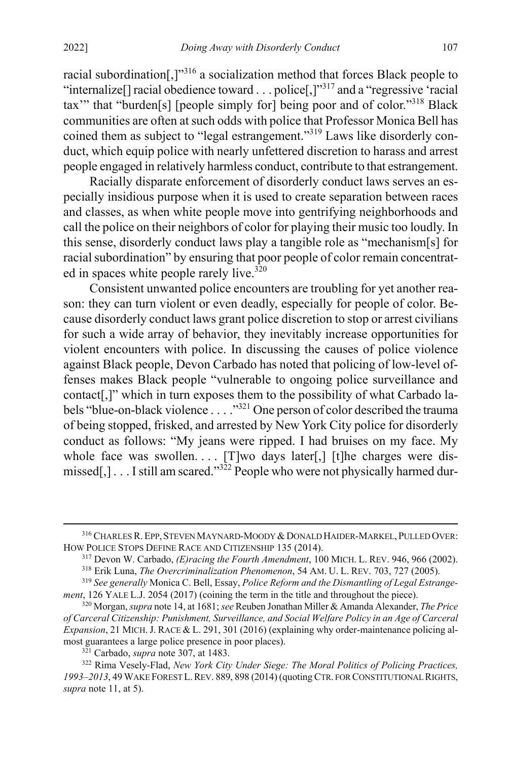racial subordination[,]"[316] a socialization method that forces Black people to "internalize[] racial obedience toward . . . police[,]"[317] and a "regressive 'racial tax'" that "burden[s] [people simply for] being poor and of color."[318] Black communities are often at such odds with police that Professor Monica Bell has coined them as subject to "legal estrangement."[319] Laws like disorderly conduct, which equip police with nearly unfettered discretion to harass and arrest people engaged in relatively harmless conduct, contribute to that estrangement.

Racially disparate enforcement of disorderly conduct laws serves an especially insidious purpose when it is used to create separation between races and classes, as when white people move into gentrifying neighborhoods and call the police on their neighbors of color for playing their music too loudly. In this sense, disorderly conduct laws play a tangible role as "mechanism[s] for racial subordination" by ensuring that poor people of color remain concentrated in spaces white people rarely live.[320]

Consistent unwanted police encounters are troubling for yet another reason: they can turn violent or even deadly, especially for people of color. Because disorderly conduct laws grant police discretion to stop or arrest civilians for such a wide array of behavior, they inevitably increase opportunities for violent encounters with police. In discussing the causes of police violence against Black people, Devon Carbado has noted that policing of low-level offenses makes Black people "vulnerable to ongoing police surveillance and contact[,]" which in turn exposes them to the possibility of what Carbado labels "blue-on-black violence . . . ."[321] One person of color described the trauma of being stopped, frisked, and arrested by New York City police for disorderly conduct as follows: "My jeans were ripped. I had bruises on my face. My whole face was swollen. . . . [T]wo days later[,] [t]he charges were dismissed[,] . . . I still am scared."[322] People who were not physically harmed dur-

---

[316] CHARLES R. EPP, STEVEN MAYNARD-MOODY & DONALD HAIDER-MARKEL, PULLED OVER: HOW POLICE STOPS DEFINE RACE AND CITIZENSHIP 135 (2014).

[317] Devon W. Carbado, *(E)racing the Fourth Amendment*, 100 MICH. L. REV. 946, 966 (2002).

[318] Erik Luna, *The Overcriminalization Phenomenon*, 54 AM. U. L. REV. 703, 727 (2005).

[319] *See generally* Monica C. Bell, Essay, *Police Reform and the Dismantling of Legal Estrangement*, 126 YALE L.J. 2054 (2017) (coining the term in the title and throughout the piece).

[320] Morgan, *supra* note 14, at 1681; *see* Reuben Jonathan Miller & Amanda Alexander, *The Price of Carceral Citizenship: Punishment, Surveillance, and Social Welfare Policy in an Age of Carceral Expansion*, 21 MICH. J. RACE & L. 291, 301 (2016) (explaining why order-maintenance policing almost guarantees a large police presence in poor places).

[321] Carbado, *supra* note 307, at 1483.

[322] Rima Vesely-Flad, *New York City Under Siege: The Moral Politics of Policing Practices, 1993–2013*, 49 WAKE FOREST L. REV. 889, 898 (2014) (quoting CTR. FOR CONSTITUTIONAL RIGHTS, *supra* note 11, at 5).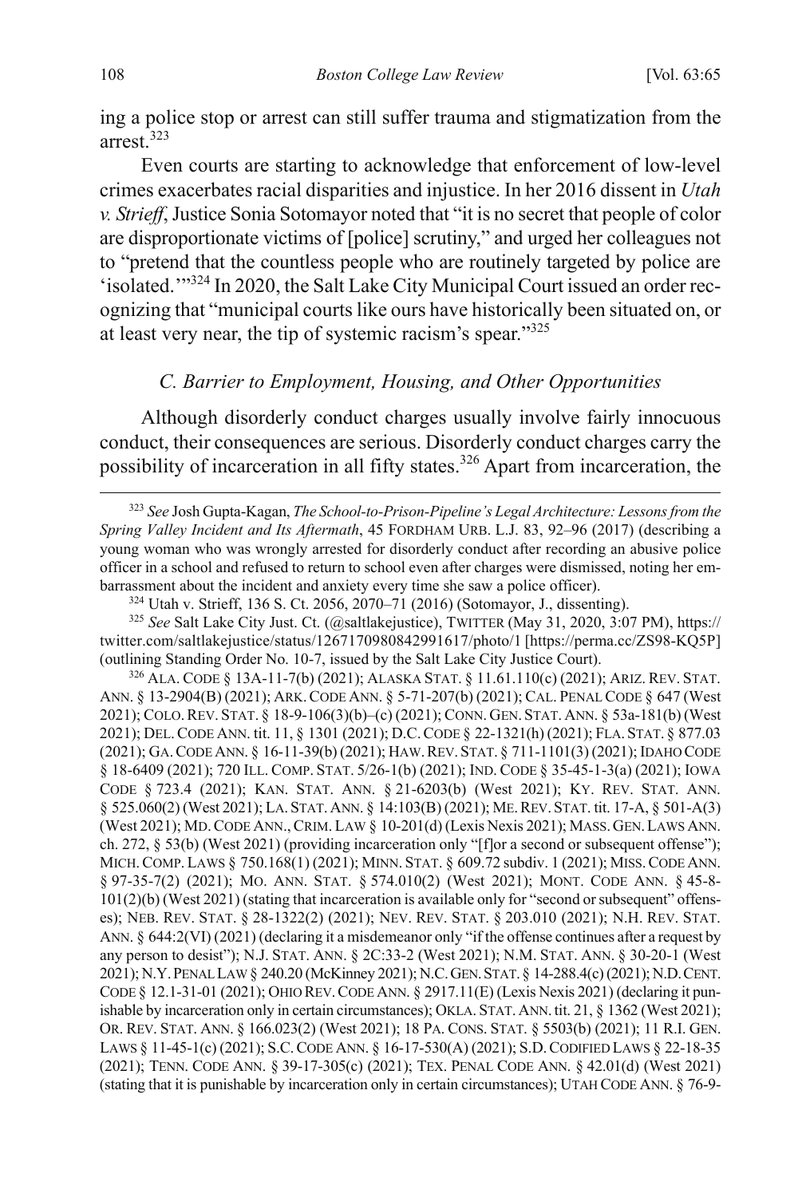ing a police stop or arrest can still suffer trauma and stigmatization from the arrest.[323]

Even courts are starting to acknowledge that enforcement of low-level crimes exacerbates racial disparities and injustice. In her 2016 dissent in *Utah v. Strieff*, Justice Sonia Sotomayor noted that "it is no secret that people of color are disproportionate victims of [police] scrutiny," and urged her colleagues not to "pretend that the countless people who are routinely targeted by police are 'isolated.'"[324] In 2020, the Salt Lake City Municipal Court issued an order recognizing that "municipal courts like ours have historically been situated on, or at least very near, the tip of systemic racism's spear."[325]

### *C. Barrier to Employment, Housing, and Other Opportunities*

Although disorderly conduct charges usually involve fairly innocuous conduct, their consequences are serious. Disorderly conduct charges carry the possibility of incarceration in all fifty states.[326] Apart from incarceration, the

---

[323] *See* Josh Gupta-Kagan, *The School-to-Prison-Pipeline's Legal Architecture: Lessons from the Spring Valley Incident and Its Aftermath*, 45 FORDHAM URB. L.J. 83, 92–96 (2017) (describing a young woman who was wrongly arrested for disorderly conduct after recording an abusive police officer in a school and refused to return to school even after charges were dismissed, noting her embarrassment about the incident and anxiety every time she saw a police officer).

[324] Utah v. Strieff, 136 S. Ct. 2056, 2070–71 (2016) (Sotomayor, J., dissenting).

[325] *See* Salt Lake City Just. Ct. (@saltlakejustice), TWITTER (May 31, 2020, 3:07 PM), https://twitter.com/saltlakejustice/status/1267170980842991617/photo/1 [https://perma.cc/ZS98-KQ5P] (outlining Standing Order No. 10-7, issued by the Salt Lake City Justice Court).

[326] ALA. CODE § 13A-11-7(b) (2021); ALASKA STAT. § 11.61.110(c) (2021); ARIZ. REV. STAT. ANN. § 13-2904(B) (2021); ARK. CODE ANN. § 5-71-207(b) (2021); CAL. PENAL CODE § 647 (West 2021); COLO. REV. STAT. § 18-9-106(3)(b)–(c) (2021); CONN. GEN. STAT. ANN. § 53a-181(b) (West 2021); DEL. CODE ANN. tit. 11, § 1301 (2021); D.C. CODE § 22-1321(h) (2021); FLA. STAT. § 877.03 (2021); GA. CODE ANN. § 16-11-39(b) (2021); HAW. REV. STAT. § 711-1101(3) (2021); IDAHO CODE § 18-6409 (2021); 720 ILL. COMP. STAT. 5/26-1(b) (2021); IND. CODE § 35-45-1-3(a) (2021); IOWA CODE § 723.4 (2021); KAN. STAT. ANN. § 21-6203(b) (West 2021); KY. REV. STAT. ANN. § 525.060(2) (West 2021); LA. STAT. ANN. § 14:103(B) (2021); ME. REV. STAT. tit. 17-A, § 501-A(3) (West 2021); MD. CODE ANN., CRIM. LAW § 10-201(d) (Lexis Nexis 2021); MASS. GEN. LAWS ANN. ch. 272, § 53(b) (West 2021) (providing incarceration only "[f]or a second or subsequent offense"); MICH. COMP. LAWS § 750.168(1) (2021); MINN. STAT. § 609.72 subdiv. 1 (2021); MISS. CODE ANN. § 97-35-7(2) (2021); MO. ANN. STAT. § 574.010(2) (West 2021); MONT. CODE ANN. § 45-8-101(2)(b) (West 2021) (stating that incarceration is available only for "second or subsequent" offenses); NEB. REV. STAT. § 28-1322(2) (2021); NEV. REV. STAT. § 203.010 (2021); N.H. REV. STAT. ANN. § 644:2(VI) (2021) (declaring it a misdemeanor only "if the offense continues after a request by any person to desist"); N.J. STAT. ANN. § 2C:33-2 (West 2021); N.M. STAT. ANN. § 30-20-1 (West 2021); N.Y. PENAL LAW § 240.20 (McKinney 2021); N.C. GEN. STAT. § 14-288.4(c) (2021); N.D. CENT. CODE § 12.1-31-01 (2021); OHIO REV. CODE ANN. § 2917.11(E) (Lexis Nexis 2021) (declaring it punishable by incarceration only in certain circumstances); OKLA. STAT. ANN. tit. 21, § 1362 (West 2021); OR. REV. STAT. ANN. § 166.023(2) (West 2021); 18 PA. CONS. STAT. § 5503(b) (2021); 11 R.I. GEN. LAWS § 11-45-1(c) (2021); S.C. CODE ANN. § 16-17-530(A) (2021); S.D. CODIFIED LAWS § 22-18-35 (2021); TENN. CODE ANN. § 39-17-305(c) (2021); TEX. PENAL CODE ANN. § 42.01(d) (West 2021) (stating that it is punishable by incarceration only in certain circumstances); UTAH CODE ANN. § 76-9-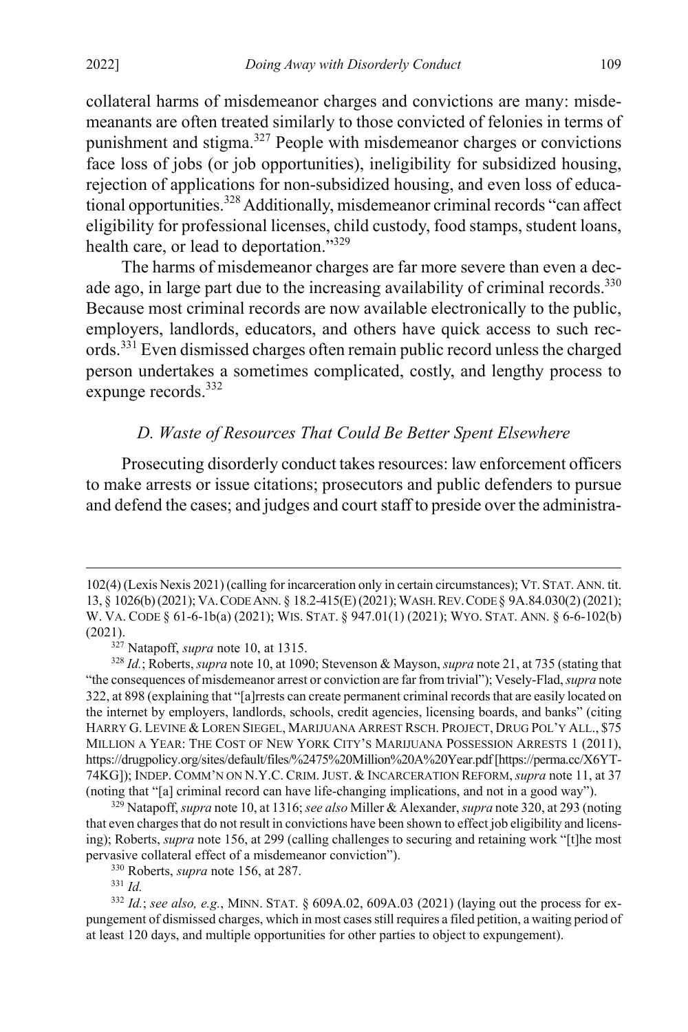collateral harms of misdemeanor charges and convictions are many: misdemeanants are often treated similarly to those convicted of felonies in terms of punishment and stigma.[327] People with misdemeanor charges or convictions face loss of jobs (or job opportunities), ineligibility for subsidized housing, rejection of applications for non-subsidized housing, and even loss of educational opportunities.[328] Additionally, misdemeanor criminal records "can affect eligibility for professional licenses, child custody, food stamps, student loans, health care, or lead to deportation."[329]

The harms of misdemeanor charges are far more severe than even a decade ago, in large part due to the increasing availability of criminal records.[330] Because most criminal records are now available electronically to the public, employers, landlords, educators, and others have quick access to such records.[331] Even dismissed charges often remain public record unless the charged person undertakes a sometimes complicated, costly, and lengthy process to expunge records.[332]

### *D. Waste of Resources That Could Be Better Spent Elsewhere*

Prosecuting disorderly conduct takes resources: law enforcement officers to make arrests or issue citations; prosecutors and public defenders to pursue and defend the cases; and judges and court staff to preside over the administra-

---

102(4) (Lexis Nexis 2021) (calling for incarceration only in certain circumstances); VT. STAT. ANN. tit. 13, § 1026(b) (2021); VA. CODE ANN. § 18.2-415(E) (2021); WASH. REV. CODE § 9A.84.030(2) (2021); W. VA. CODE § 61-6-1b(a) (2021); WIS. STAT. § 947.01(1) (2021); WYO. STAT. ANN. § 6-6-102(b) (2021).

[327] Natapoff, *supra* note 10, at 1315.

[328] *Id.*; Roberts, *supra* note 10, at 1090; Stevenson & Mayson, *supra* note 21, at 735 (stating that "the consequences of misdemeanor arrest or conviction are far from trivial"); Vesely-Flad, *supra* note 322, at 898 (explaining that "[a]rrests can create permanent criminal records that are easily located on the internet by employers, landlords, schools, credit agencies, licensing boards, and banks" (citing HARRY G. LEVINE & LOREN SIEGEL, MARIJUANA ARREST RSCH. PROJECT, DRUG POL'Y ALL., $75 MILLION A YEAR: THE COST OF NEW YORK CITY'S MARIJUANA POSSESSION ARRESTS 1 (2011), https://drugpolicy.org/sites/default/files/%2475%20Million%20A%20Year.pdf [https://perma.cc/X6YT-74KG]); INDEP. COMM'N ON N.Y.C. CRIM. JUST. & INCARCERATION REFORM, *supra* note 11, at 37 (noting that "[a] criminal record can have life-changing implications, and not in a good way").

[329] Natapoff, *supra* note 10, at 1316; *see also* Miller & Alexander, *supra* note 320, at 293 (noting that even charges that do not result in convictions have been shown to effect job eligibility and licensing); Roberts, *supra* note 156, at 299 (calling challenges to securing and retaining work "[t]he most pervasive collateral effect of a misdemeanor conviction").

[330] Roberts, *supra* note 156, at 287.

[331] *Id.*

[332] *Id.*; *see also, e.g.*, MINN. STAT. § 609A.02, 609A.03 (2021) (laying out the process for expungement of dismissed charges, which in most cases still requires a filed petition, a waiting period of at least 120 days, and multiple opportunities for other parties to object to expungement).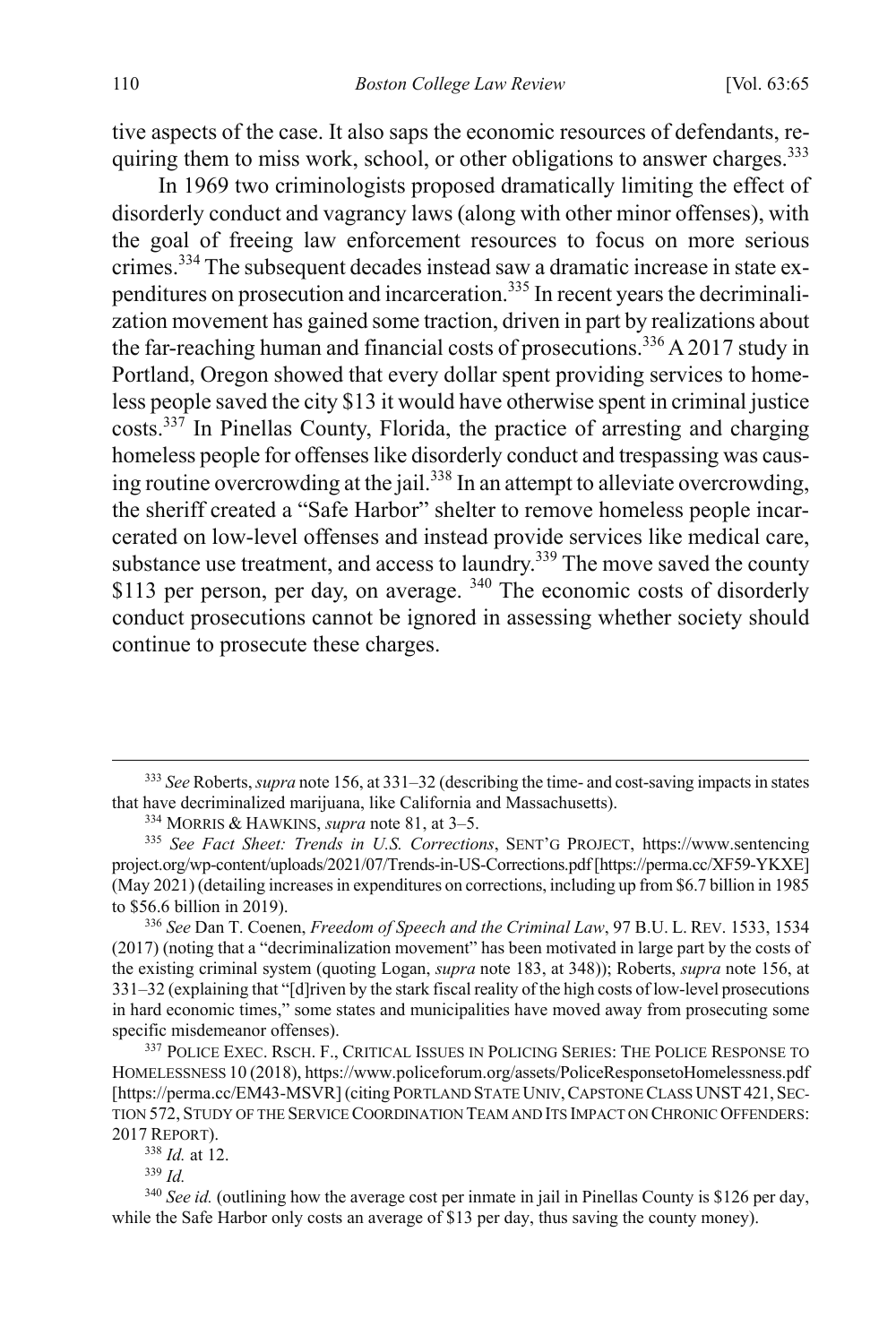tive aspects of the case. It also saps the economic resources of defendants, requiring them to miss work, school, or other obligations to answer charges.[333]

In 1969 two criminologists proposed dramatically limiting the effect of disorderly conduct and vagrancy laws (along with other minor offenses), with the goal of freeing law enforcement resources to focus on more serious crimes.[334] The subsequent decades instead saw a dramatic increase in state expenditures on prosecution and incarceration.[335] In recent years the decriminalization movement has gained some traction, driven in part by realizations about the far-reaching human and financial costs of prosecutions.[336] A 2017 study in Portland, Oregon showed that every dollar spent providing services to homeless people saved the city $13 it would have otherwise spent in criminal justice costs.[337] In Pinellas County, Florida, the practice of arresting and charging homeless people for offenses like disorderly conduct and trespassing was causing routine overcrowding at the jail.[338] In an attempt to alleviate overcrowding, the sheriff created a "Safe Harbor" shelter to remove homeless people incarcerated on low-level offenses and instead provide services like medical care, substance use treatment, and access to laundry.[339] The move saved the county $113 per person, per day, on average.[340] The economic costs of disorderly conduct prosecutions cannot be ignored in assessing whether society should continue to prosecute these charges.

---

[333] *See* Roberts, *supra* note 156, at 331–32 (describing the time- and cost-saving impacts in states that have decriminalized marijuana, like California and Massachusetts).

[334] MORRIS & HAWKINS, *supra* note 81, at 3–5.

[335] *See Fact Sheet: Trends in U.S. Corrections*, SENT'G PROJECT, https://www.sentencingproject.org/wp-content/uploads/2021/07/Trends-in-US-Corrections.pdf [https://perma.cc/XF59-YKXE] (May 2021) (detailing increases in expenditures on corrections, including up from $6.7 billion in 1985 to $56.6 billion in 2019).

[336] *See* Dan T. Coenen, *Freedom of Speech and the Criminal Law*, 97 B.U. L. REV. 1533, 1534 (2017) (noting that a "decriminalization movement" has been motivated in large part by the costs of the existing criminal system (quoting Logan, *supra* note 183, at 348)); Roberts, *supra* note 156, at 331–32 (explaining that "[d]riven by the stark fiscal reality of the high costs of low-level prosecutions in hard economic times," some states and municipalities have moved away from prosecuting some specific misdemeanor offenses).

[337] POLICE EXEC. RSCH. F., CRITICAL ISSUES IN POLICING SERIES: THE POLICE RESPONSE TO HOMELESSNESS 10 (2018), https://www.policeforum.org/assets/PoliceResponsetoHomelessness.pdf [https://perma.cc/EM43-MSVR] (citing PORTLAND STATE UNIV, CAPSTONE CLASS UNST 421, SECTION 572, STUDY OF THE SERVICE COORDINATION TEAM AND ITS IMPACT ON CHRONIC OFFENDERS: 2017 REPORT).

[338] *Id.* at 12.

[339] *Id.*

[340] *See id.* (outlining how the average cost per inmate in jail in Pinellas County is $126 per day, while the Safe Harbor only costs an average of $13 per day, thus saving the county money).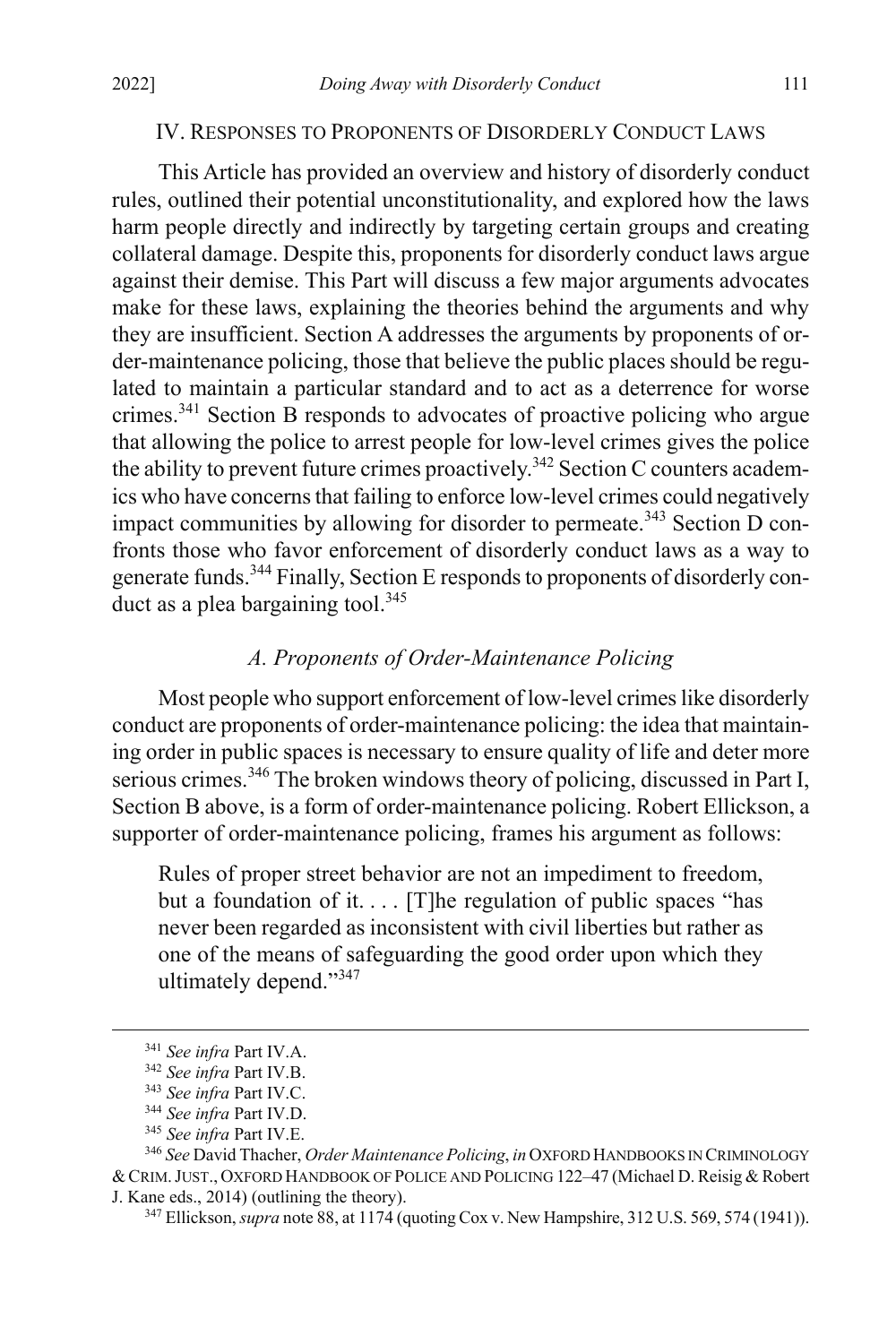## IV. RESPONSES TO PROPONENTS OF DISORDERLY CONDUCT LAWS

This Article has provided an overview and history of disorderly conduct rules, outlined their potential unconstitutionality, and explored how the laws harm people directly and indirectly by targeting certain groups and creating collateral damage. Despite this, proponents for disorderly conduct laws argue against their demise. This Part will discuss a few major arguments advocates make for these laws, explaining the theories behind the arguments and why they are insufficient. Section A addresses the arguments by proponents of order-maintenance policing, those that believe the public places should be regulated to maintain a particular standard and to act as a deterrence for worse crimes.[341] Section B responds to advocates of proactive policing who argue that allowing the police to arrest people for low-level crimes gives the police the ability to prevent future crimes proactively.[342] Section C counters academics who have concerns that failing to enforce low-level crimes could negatively impact communities by allowing for disorder to permeate.[343] Section D confronts those who favor enforcement of disorderly conduct laws as a way to generate funds.[344] Finally, Section E responds to proponents of disorderly conduct as a plea bargaining tool.[345]

### *A. Proponents of Order-Maintenance Policing*

Most people who support enforcement of low-level crimes like disorderly conduct are proponents of order-maintenance policing: the idea that maintaining order in public spaces is necessary to ensure quality of life and deter more serious crimes.[346] The broken windows theory of policing, discussed in Part I, Section B above, is a form of order-maintenance policing. Robert Ellickson, a supporter of order-maintenance policing, frames his argument as follows:

> Rules of proper street behavior are not an impediment to freedom, but a foundation of it. . . . [T]he regulation of public spaces "has never been regarded as inconsistent with civil liberties but rather as one of the means of safeguarding the good order upon which they ultimately depend."[347]

---

[341] *See infra* Part IV.A.

[342] *See infra* Part IV.B.

[343] *See infra* Part IV.C.

[344] *See infra* Part IV.D.

[345] *See infra* Part IV.E.

[346] *See* David Thacher, *Order Maintenance Policing*, *in* OXFORD HANDBOOKS IN CRIMINOLOGY & CRIM. JUST., OXFORD HANDBOOK OF POLICE AND POLICING 122–47 (Michael D. Reisig & Robert J. Kane eds., 2014) (outlining the theory).

[347] Ellickson, *supra* note 88, at 1174 (quoting Cox v. New Hampshire, 312 U.S. 569, 574 (1941)).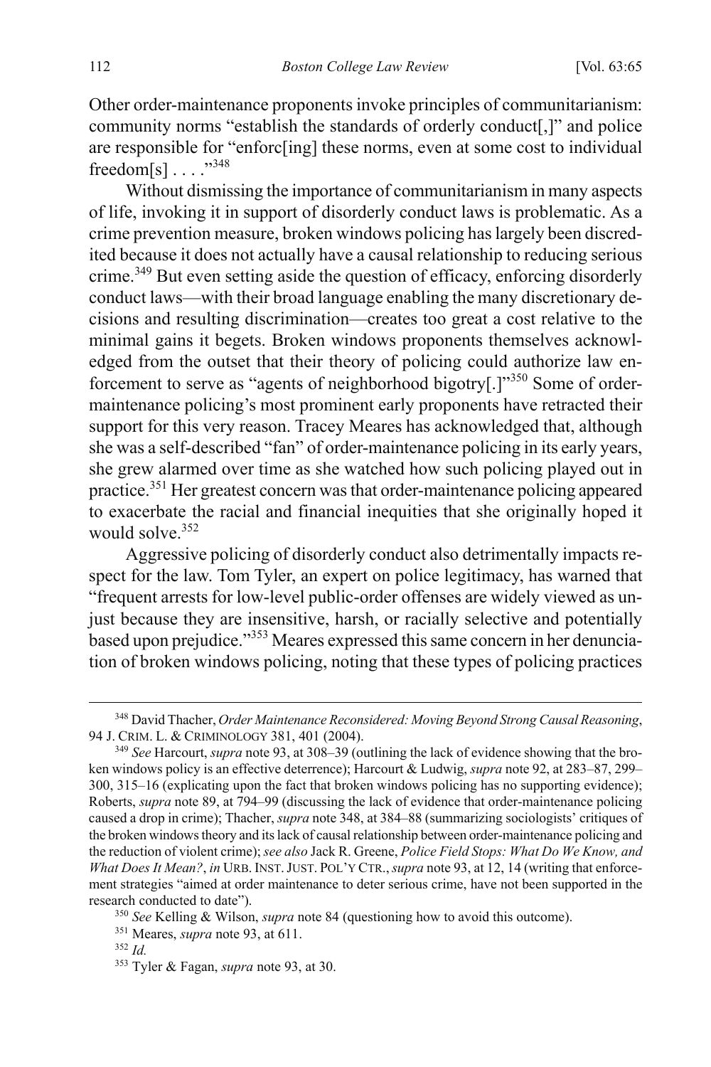Other order-maintenance proponents invoke principles of communitarianism: community norms "establish the standards of orderly conduct[,]" and police are responsible for "enforc[ing] these norms, even at some cost to individual freedom[s] . . . ."[348]

Without dismissing the importance of communitarianism in many aspects of life, invoking it in support of disorderly conduct laws is problematic. As a crime prevention measure, broken windows policing has largely been discredited because it does not actually have a causal relationship to reducing serious crime.[349] But even setting aside the question of efficacy, enforcing disorderly conduct laws—with their broad language enabling the many discretionary decisions and resulting discrimination—creates too great a cost relative to the minimal gains it begets. Broken windows proponents themselves acknowledged from the outset that their theory of policing could authorize law enforcement to serve as "agents of neighborhood bigotry[.]"[350] Some of order-maintenance policing's most prominent early proponents have retracted their support for this very reason. Tracey Meares has acknowledged that, although she was a self-described "fan" of order-maintenance policing in its early years, she grew alarmed over time as she watched how such policing played out in practice.[351] Her greatest concern was that order-maintenance policing appeared to exacerbate the racial and financial inequities that she originally hoped it would solve.[352]

Aggressive policing of disorderly conduct also detrimentally impacts respect for the law. Tom Tyler, an expert on police legitimacy, has warned that "frequent arrests for low-level public-order offenses are widely viewed as unjust because they are insensitive, harsh, or racially selective and potentially based upon prejudice."[353] Meares expressed this same concern in her denunciation of broken windows policing, noting that these types of policing practices

---

[348] David Thacher, *Order Maintenance Reconsidered: Moving Beyond Strong Causal Reasoning*, 94 J. CRIM. L. & CRIMINOLOGY 381, 401 (2004).

[349] *See* Harcourt, *supra* note 93, at 308–39 (outlining the lack of evidence showing that the broken windows policy is an effective deterrence); Harcourt & Ludwig, *supra* note 92, at 283–87, 299–300, 315–16 (explicating upon the fact that broken windows policing has no supporting evidence); Roberts, *supra* note 89, at 794–99 (discussing the lack of evidence that order-maintenance policing caused a drop in crime); Thacher, *supra* note 348, at 384–88 (summarizing sociologists' critiques of the broken windows theory and its lack of causal relationship between order-maintenance policing and the reduction of violent crime); *see also* Jack R. Greene, *Police Field Stops: What Do We Know, and What Does It Mean?*, *in* URB. INST. JUST. POL'Y CTR., *supra* note 93, at 12, 14 (writing that enforcement strategies "aimed at order maintenance to deter serious crime, have not been supported in the research conducted to date").

[350] *See* Kelling & Wilson, *supra* note 84 (questioning how to avoid this outcome).

[351] Meares, *supra* note 93, at 611.

[352] *Id.*

[353] Tyler & Fagan, *supra* note 93, at 30.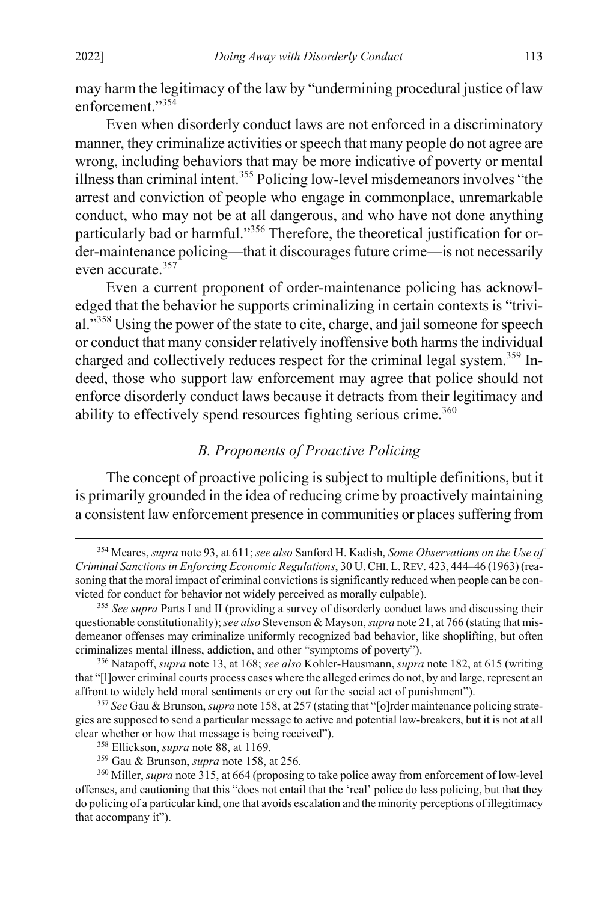may harm the legitimacy of the law by "undermining procedural justice of law enforcement."[354]

Even when disorderly conduct laws are not enforced in a discriminatory manner, they criminalize activities or speech that many people do not agree are wrong, including behaviors that may be more indicative of poverty or mental illness than criminal intent.[355] Policing low-level misdemeanors involves "the arrest and conviction of people who engage in commonplace, unremarkable conduct, who may not be at all dangerous, and who have not done anything particularly bad or harmful."[356] Therefore, the theoretical justification for order-maintenance policing—that it discourages future crime—is not necessarily even accurate.[357]

Even a current proponent of order-maintenance policing has acknowledged that the behavior he supports criminalizing in certain contexts is "trivial."[358] Using the power of the state to cite, charge, and jail someone for speech or conduct that many consider relatively inoffensive both harms the individual charged and collectively reduces respect for the criminal legal system.[359] Indeed, those who support law enforcement may agree that police should not enforce disorderly conduct laws because it detracts from their legitimacy and ability to effectively spend resources fighting serious crime.[360]

### *B. Proponents of Proactive Policing*

The concept of proactive policing is subject to multiple definitions, but it is primarily grounded in the idea of reducing crime by proactively maintaining a consistent law enforcement presence in communities or places suffering from

---

[354] Meares, *supra* note 93, at 611; *see also* Sanford H. Kadish, *Some Observations on the Use of Criminal Sanctions in Enforcing Economic Regulations*, 30 U. CHI. L. REV. 423, 444–46 (1963) (reasoning that the moral impact of criminal convictions is significantly reduced when people can be convicted for conduct for behavior not widely perceived as morally culpable).

[355] *See supra* Parts I and II (providing a survey of disorderly conduct laws and discussing their questionable constitutionality); *see also* Stevenson & Mayson, *supra* note 21, at 766 (stating that misdemeanor offenses may criminalize uniformly recognized bad behavior, like shoplifting, but often criminalizes mental illness, addiction, and other "symptoms of poverty").

[356] Natapoff, *supra* note 13, at 168; *see also* Kohler-Hausmann, *supra* note 182, at 615 (writing that "[l]ower criminal courts process cases where the alleged crimes do not, by and large, represent an affront to widely held moral sentiments or cry out for the social act of punishment").

[357] *See* Gau & Brunson, *supra* note 158, at 257 (stating that "[o]rder maintenance policing strategies are supposed to send a particular message to active and potential law-breakers, but it is not at all clear whether or how that message is being received").

[358] Ellickson, *supra* note 88, at 1169.

[359] Gau & Brunson, *supra* note 158, at 256.

[360] Miller, *supra* note 315, at 664 (proposing to take police away from enforcement of low-level offenses, and cautioning that this "does not entail that the 'real' police do less policing, but that they do policing of a particular kind, one that avoids escalation and the minority perceptions of illegitimacy that accompany it").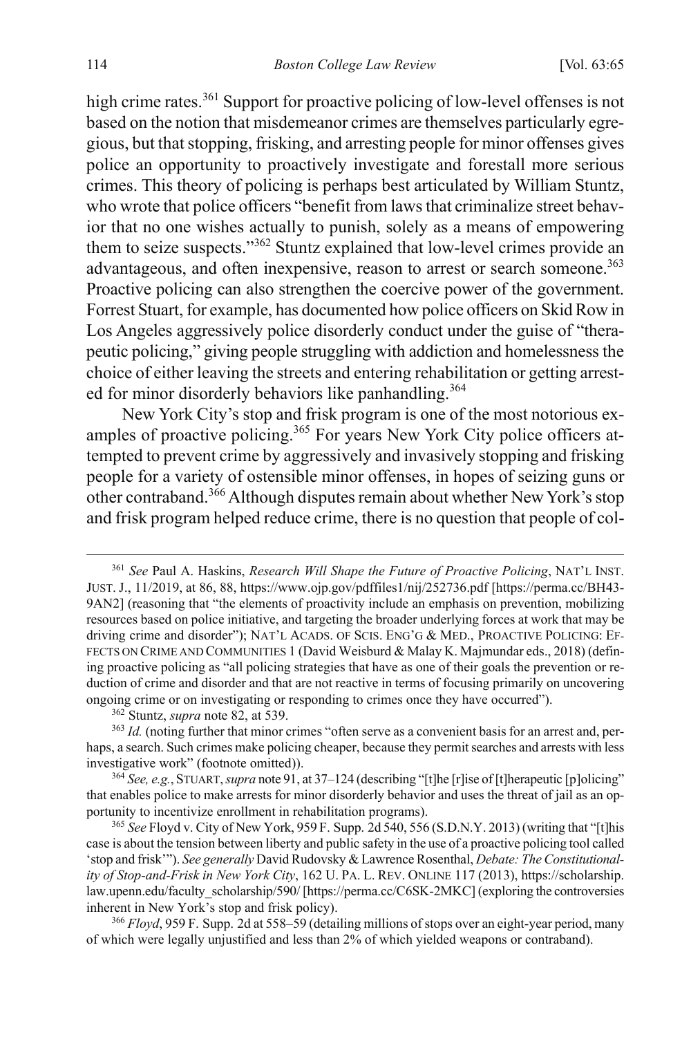high crime rates.[361] Support for proactive policing of low-level offenses is not based on the notion that misdemeanor crimes are themselves particularly egregious, but that stopping, frisking, and arresting people for minor offenses gives police an opportunity to proactively investigate and forestall more serious crimes. This theory of policing is perhaps best articulated by William Stuntz, who wrote that police officers "benefit from laws that criminalize street behavior that no one wishes actually to punish, solely as a means of empowering them to seize suspects."[362] Stuntz explained that low-level crimes provide an advantageous, and often inexpensive, reason to arrest or search someone.[363] Proactive policing can also strengthen the coercive power of the government. Forrest Stuart, for example, has documented how police officers on Skid Row in Los Angeles aggressively police disorderly conduct under the guise of "therapeutic policing," giving people struggling with addiction and homelessness the choice of either leaving the streets and entering rehabilitation or getting arrested for minor disorderly behaviors like panhandling.[364]

New York City's stop and frisk program is one of the most notorious examples of proactive policing.[365] For years New York City police officers attempted to prevent crime by aggressively and invasively stopping and frisking people for a variety of ostensible minor offenses, in hopes of seizing guns or other contraband.[366] Although disputes remain about whether New York's stop and frisk program helped reduce crime, there is no question that people of col-

---

[361] *See* Paul A. Haskins, *Research Will Shape the Future of Proactive Policing*, NAT'L INST. JUST. J., 11/2019, at 86, 88, https://www.ojp.gov/pdffiles1/nij/252736.pdf [https://perma.cc/BH43-9AN2] (reasoning that "the elements of proactivity include an emphasis on prevention, mobilizing resources based on police initiative, and targeting the broader underlying forces at work that may be driving crime and disorder"); NAT'L ACADS. OF SCIS. ENG'G & MED., PROACTIVE POLICING: EFFECTS ON CRIME AND COMMUNITIES 1 (David Weisburd & Malay K. Majmundar eds., 2018) (defining proactive policing as "all policing strategies that have as one of their goals the prevention or reduction of crime and disorder and that are not reactive in terms of focusing primarily on uncovering ongoing crime or on investigating or responding to crimes once they have occurred").

[362] Stuntz, *supra* note 82, at 539.

[363] *Id.* (noting further that minor crimes "often serve as a convenient basis for an arrest and, perhaps, a search. Such crimes make policing cheaper, because they permit searches and arrests with less investigative work" (footnote omitted)).

[364] *See, e.g.*, STUART, *supra* note 91, at 37–124 (describing "[t]he [r]ise of [t]herapeutic [p]olicing" that enables police to make arrests for minor disorderly behavior and uses the threat of jail as an opportunity to incentivize enrollment in rehabilitation programs).

[365] *See* Floyd v. City of New York, 959 F. Supp. 2d 540, 556 (S.D.N.Y. 2013) (writing that "[t]his case is about the tension between liberty and public safety in the use of a proactive policing tool called 'stop and frisk'"). *See generally* David Rudovsky & Lawrence Rosenthal, *Debate: The Constitutionality of Stop-and-Frisk in New York City*, 162 U. PA. L. REV. ONLINE 117 (2013), https://scholarship.law.upenn.edu/faculty_scholarship/590/ [https://perma.cc/C6SK-2MKC] (exploring the controversies inherent in New York's stop and frisk policy).

[366] *Floyd*, 959 F. Supp. 2d at 558–59 (detailing millions of stops over an eight-year period, many of which were legally unjustified and less than 2% of which yielded weapons or contraband).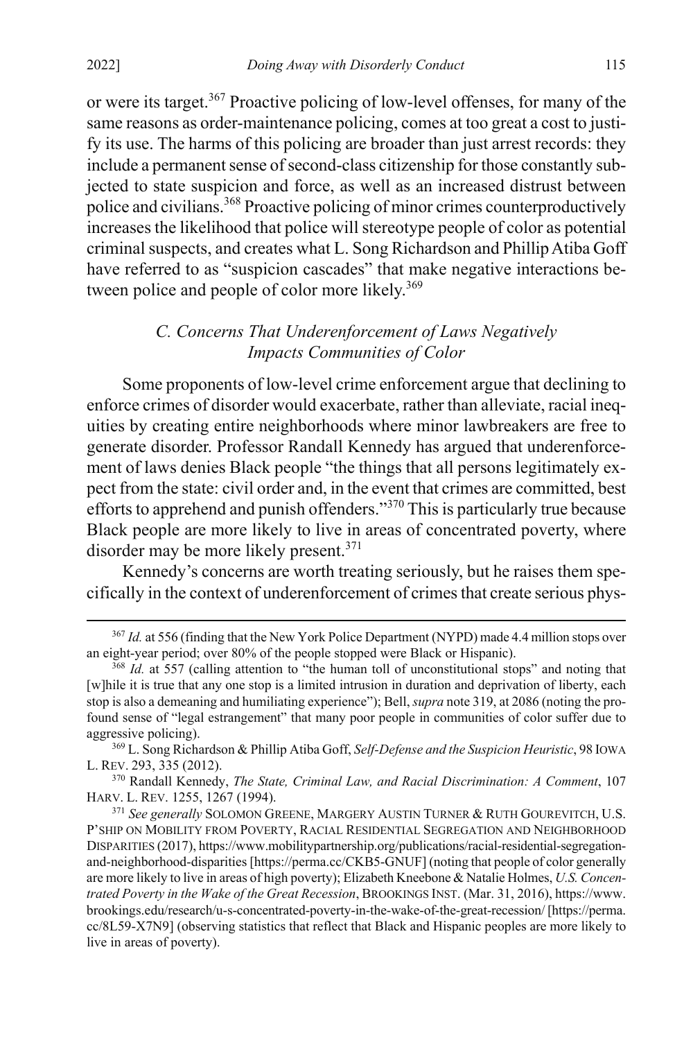or were its target.[367] Proactive policing of low-level offenses, for many of the same reasons as order-maintenance policing, comes at too great a cost to justify its use. The harms of this policing are broader than just arrest records: they include a permanent sense of second-class citizenship for those constantly subjected to state suspicion and force, as well as an increased distrust between police and civilians.[368] Proactive policing of minor crimes counterproductively increases the likelihood that police will stereotype people of color as potential criminal suspects, and creates what L. Song Richardson and Phillip Atiba Goff have referred to as "suspicion cascades" that make negative interactions between police and people of color more likely.[369]

### *C. Concerns That Underenforcement of Laws Negatively Impacts Communities of Color*

Some proponents of low-level crime enforcement argue that declining to enforce crimes of disorder would exacerbate, rather than alleviate, racial inequities by creating entire neighborhoods where minor lawbreakers are free to generate disorder. Professor Randall Kennedy has argued that underenforcement of laws denies Black people "the things that all persons legitimately expect from the state: civil order and, in the event that crimes are committed, best efforts to apprehend and punish offenders."[370] This is particularly true because Black people are more likely to live in areas of concentrated poverty, where disorder may be more likely present.[371]

Kennedy's concerns are worth treating seriously, but he raises them specifically in the context of underenforcement of crimes that create serious phys-

---

[367] *Id.* at 556 (finding that the New York Police Department (NYPD) made 4.4 million stops over an eight-year period; over 80% of the people stopped were Black or Hispanic).

[368] *Id.* at 557 (calling attention to "the human toll of unconstitutional stops" and noting that [w]hile it is true that any one stop is a limited intrusion in duration and deprivation of liberty, each stop is also a demeaning and humiliating experience"); Bell, *supra* note 319, at 2086 (noting the profound sense of "legal estrangement" that many poor people in communities of color suffer due to aggressive policing).

[369] L. Song Richardson & Phillip Atiba Goff, *Self-Defense and the Suspicion Heuristic*, 98 IOWA L. REV. 293, 335 (2012).

[370] Randall Kennedy, *The State, Criminal Law, and Racial Discrimination: A Comment*, 107 HARV. L. REV. 1255, 1267 (1994).

[371] *See generally* SOLOMON GREENE, MARGERY AUSTIN TURNER & RUTH GOUREVITCH, U.S. P'SHIP ON MOBILITY FROM POVERTY, RACIAL RESIDENTIAL SEGREGATION AND NEIGHBORHOOD DISPARITIES (2017), https://www.mobilitypartnership.org/publications/racial-residential-segregation-and-neighborhood-disparities [https://perma.cc/CKB5-GNUF] (noting that people of color generally are more likely to live in areas of high poverty); Elizabeth Kneebone & Natalie Holmes, *U.S. Concentrated Poverty in the Wake of the Great Recession*, BROOKINGS INST. (Mar. 31, 2016), https://www.brookings.edu/research/u-s-concentrated-poverty-in-the-wake-of-the-great-recession/ [https://perma.cc/8L59-X7N9] (observing statistics that reflect that Black and Hispanic peoples are more likely to live in areas of poverty).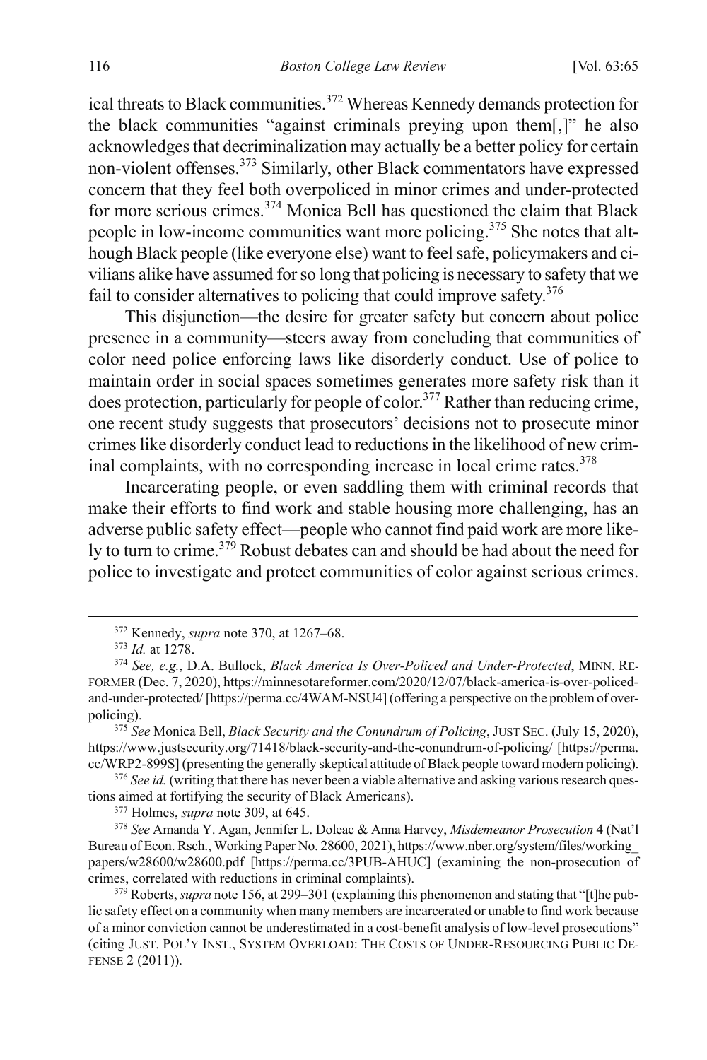ical threats to Black communities.[372] Whereas Kennedy demands protection for the black communities "against criminals preying upon them[,]" he also acknowledges that decriminalization may actually be a better policy for certain non-violent offenses.[373] Similarly, other Black commentators have expressed concern that they feel both overpoliced in minor crimes and under-protected for more serious crimes.[374] Monica Bell has questioned the claim that Black people in low-income communities want more policing.[375] She notes that although Black people (like everyone else) want to feel safe, policymakers and civilians alike have assumed for so long that policing is necessary to safety that we fail to consider alternatives to policing that could improve safety.[376]

This disjunction—the desire for greater safety but concern about police presence in a community—steers away from concluding that communities of color need police enforcing laws like disorderly conduct. Use of police to maintain order in social spaces sometimes generates more safety risk than it does protection, particularly for people of color.[377] Rather than reducing crime, one recent study suggests that prosecutors' decisions not to prosecute minor crimes like disorderly conduct lead to reductions in the likelihood of new criminal complaints, with no corresponding increase in local crime rates.[378]

Incarcerating people, or even saddling them with criminal records that make their efforts to find work and stable housing more challenging, has an adverse public safety effect—people who cannot find paid work are more likely to turn to crime.[379] Robust debates can and should be had about the need for police to investigate and protect communities of color against serious crimes.

---

[372] Kennedy, *supra* note 370, at 1267–68.

[373] *Id.* at 1278.

[374] *See, e.g.*, D.A. Bullock, *Black America Is Over-Policed and Under-Protected*, MINN. REFORMER (Dec. 7, 2020), https://minnesotareformer.com/2020/12/07/black-america-is-over-policed-and-under-protected/ [https://perma.cc/4WAM-NSU4] (offering a perspective on the problem of overpolicing).

[375] *See* Monica Bell, *Black Security and the Conundrum of Policing*, JUST SEC. (July 15, 2020), https://www.justsecurity.org/71418/black-security-and-the-conundrum-of-policing/ [https://perma.cc/WRP2-899S] (presenting the generally skeptical attitude of Black people toward modern policing).

[376] *See id.* (writing that there has never been a viable alternative and asking various research questions aimed at fortifying the security of Black Americans).

[377] Holmes, *supra* note 309, at 645.

[378] *See* Amanda Y. Agan, Jennifer L. Doleac & Anna Harvey, *Misdemeanor Prosecution* 4 (Nat'l Bureau of Econ. Rsch., Working Paper No. 28600, 2021), https://www.nber.org/system/files/working_papers/w28600/w28600.pdf [https://perma.cc/3PUB-AHUC] (examining the non-prosecution of crimes, correlated with reductions in criminal complaints).

[379] Roberts, *supra* note 156, at 299–301 (explaining this phenomenon and stating that "[t]he public safety effect on a community when many members are incarcerated or unable to find work because of a minor conviction cannot be underestimated in a cost-benefit analysis of low-level prosecutions" (citing JUST. POL'Y INST., SYSTEM OVERLOAD: THE COSTS OF UNDER-RESOURCING PUBLIC DEFENSE 2 (2011)).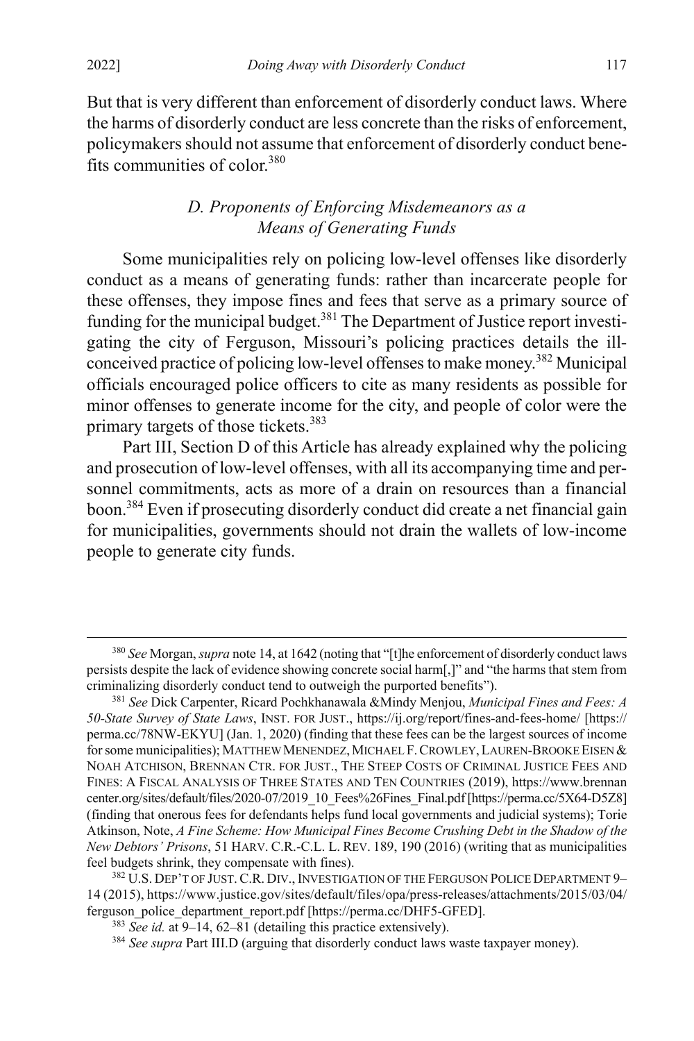But that is very different than enforcement of disorderly conduct laws. Where the harms of disorderly conduct are less concrete than the risks of enforcement, policymakers should not assume that enforcement of disorderly conduct benefits communities of color.[380]

### *D. Proponents of Enforcing Misdemeanors as a Means of Generating Funds*

Some municipalities rely on policing low-level offenses like disorderly conduct as a means of generating funds: rather than incarcerate people for these offenses, they impose fines and fees that serve as a primary source of funding for the municipal budget.[381] The Department of Justice report investigating the city of Ferguson, Missouri's policing practices details the ill-conceived practice of policing low-level offenses to make money.[382] Municipal officials encouraged police officers to cite as many residents as possible for minor offenses to generate income for the city, and people of color were the primary targets of those tickets.[383]

Part III, Section D of this Article has already explained why the policing and prosecution of low-level offenses, with all its accompanying time and personnel commitments, acts as more of a drain on resources than a financial boon.[384] Even if prosecuting disorderly conduct did create a net financial gain for municipalities, governments should not drain the wallets of low-income people to generate city funds.

---

[380] *See* Morgan, *supra* note 14, at 1642 (noting that "[t]he enforcement of disorderly conduct laws persists despite the lack of evidence showing concrete social harm[,]" and "the harms that stem from criminalizing disorderly conduct tend to outweigh the purported benefits").

[381] *See* Dick Carpenter, Ricard Pochkhanawala &Mindy Menjou, *Municipal Fines and Fees: A 50-State Survey of State Laws*, INST. FOR JUST., https://ij.org/report/fines-and-fees-home/ [https://perma.cc/78NW-EKYU] (Jan. 1, 2020) (finding that these fees can be the largest sources of income for some municipalities); MATTHEW MENENDEZ, MICHAEL F. CROWLEY, LAUREN-BROOKE EISEN & NOAH ATCHISON, BRENNAN CTR. FOR JUST., THE STEEP COSTS OF CRIMINAL JUSTICE FEES AND FINES: A FISCAL ANALYSIS OF THREE STATES AND TEN COUNTRIES (2019), https://www.brennancenter.org/sites/default/files/2020-07/2019_10_Fees%26Fines_Final.pdf [https://perma.cc/5X64-D5Z8] (finding that onerous fees for defendants helps fund local governments and judicial systems); Torie Atkinson, Note, *A Fine Scheme: How Municipal Fines Become Crushing Debt in the Shadow of the New Debtors' Prisons*, 51 HARV. C.R.-C.L. L. REV. 189, 190 (2016) (writing that as municipalities feel budgets shrink, they compensate with fines).

[382] U.S. DEP'T OF JUST. C.R. DIV., INVESTIGATION OF THE FERGUSON POLICE DEPARTMENT 9–14 (2015), https://www.justice.gov/sites/default/files/opa/press-releases/attachments/2015/03/04/ferguson_police_department_report.pdf [https://perma.cc/DHF5-GFED].

[383] *See id.* at 9–14, 62–81 (detailing this practice extensively).

[384] *See supra* Part III.D (arguing that disorderly conduct laws waste taxpayer money).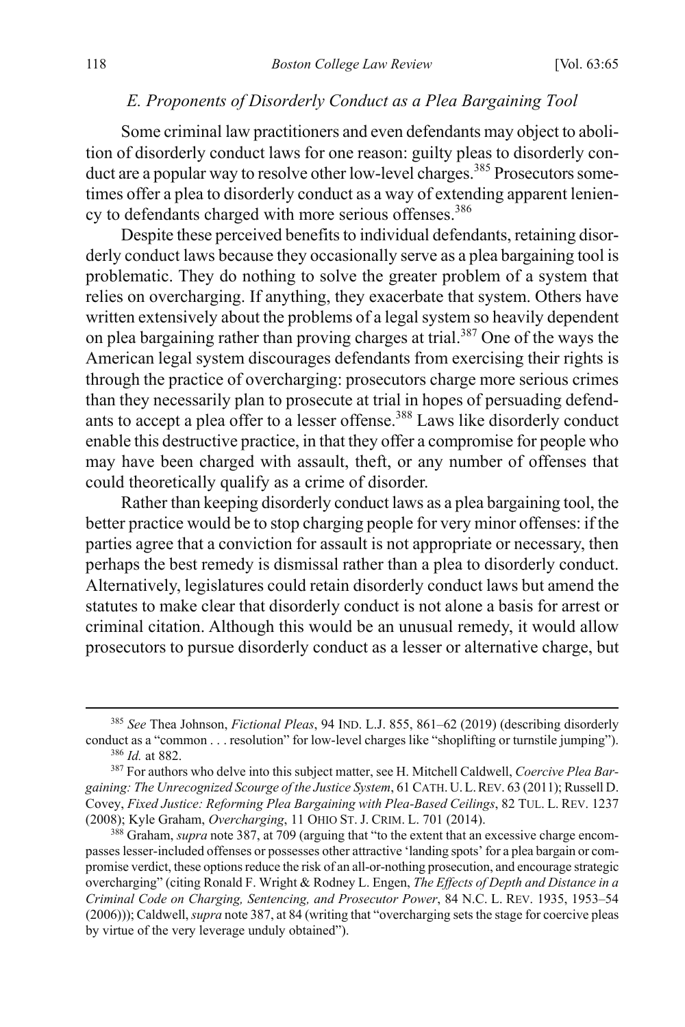### *E. Proponents of Disorderly Conduct as a Plea Bargaining Tool*

Some criminal law practitioners and even defendants may object to abolition of disorderly conduct laws for one reason: guilty pleas to disorderly conduct are a popular way to resolve other low-level charges.[385] Prosecutors sometimes offer a plea to disorderly conduct as a way of extending apparent leniency to defendants charged with more serious offenses.[386]

Despite these perceived benefits to individual defendants, retaining disorderly conduct laws because they occasionally serve as a plea bargaining tool is problematic. They do nothing to solve the greater problem of a system that relies on overcharging. If anything, they exacerbate that system. Others have written extensively about the problems of a legal system so heavily dependent on plea bargaining rather than proving charges at trial.[387] One of the ways the American legal system discourages defendants from exercising their rights is through the practice of overcharging: prosecutors charge more serious crimes than they necessarily plan to prosecute at trial in hopes of persuading defendants to accept a plea offer to a lesser offense.[388] Laws like disorderly conduct enable this destructive practice, in that they offer a compromise for people who may have been charged with assault, theft, or any number of offenses that could theoretically qualify as a crime of disorder.

Rather than keeping disorderly conduct laws as a plea bargaining tool, the better practice would be to stop charging people for very minor offenses: if the parties agree that a conviction for assault is not appropriate or necessary, then perhaps the best remedy is dismissal rather than a plea to disorderly conduct. Alternatively, legislatures could retain disorderly conduct laws but amend the statutes to make clear that disorderly conduct is not alone a basis for arrest or criminal citation. Although this would be an unusual remedy, it would allow prosecutors to pursue disorderly conduct as a lesser or alternative charge, but

---

[385] *See* Thea Johnson, *Fictional Pleas*, 94 IND. L.J. 855, 861–62 (2019) (describing disorderly conduct as a "common . . . resolution" for low-level charges like "shoplifting or turnstile jumping").

[386] *Id.* at 882.

[387] For authors who delve into this subject matter, see H. Mitchell Caldwell, *Coercive Plea Bargaining: The Unrecognized Scourge of the Justice System*, 61 CATH. U. L. REV. 63 (2011); Russell D. Covey, *Fixed Justice: Reforming Plea Bargaining with Plea-Based Ceilings*, 82 TUL. L. REV. 1237 (2008); Kyle Graham, *Overcharging*, 11 OHIO ST. J. CRIM. L. 701 (2014).

[388] Graham, *supra* note 387, at 709 (arguing that "to the extent that an excessive charge encompasses lesser-included offenses or possesses other attractive 'landing spots' for a plea bargain or compromise verdict, these options reduce the risk of an all-or-nothing prosecution, and encourage strategic overcharging" (citing Ronald F. Wright & Rodney L. Engen, *The Effects of Depth and Distance in a Criminal Code on Charging, Sentencing, and Prosecutor Power*, 84 N.C. L. REV. 1935, 1953–54 (2006))); Caldwell, *supra* note 387, at 84 (writing that "overcharging sets the stage for coercive pleas by virtue of the very leverage unduly obtained").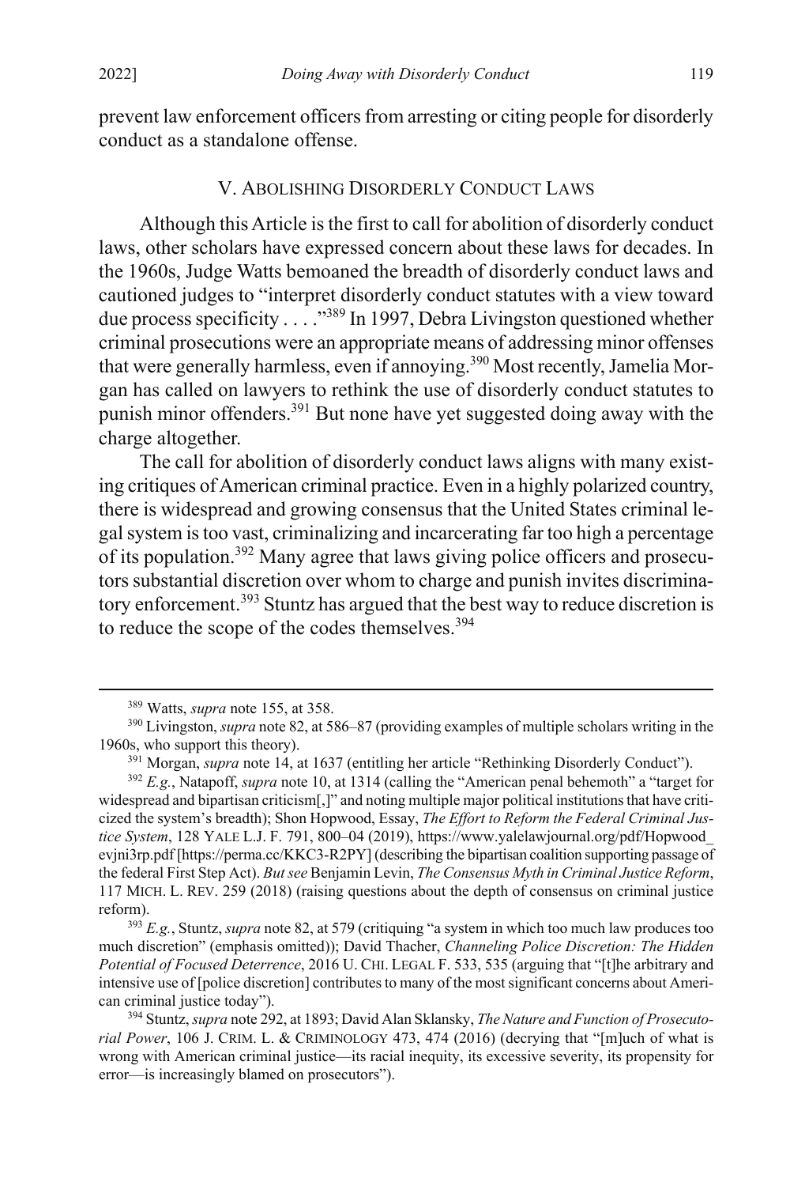prevent law enforcement officers from arresting or citing people for disorderly conduct as a standalone offense.

## V. ABOLISHING DISORDERLY CONDUCT LAWS

Although this Article is the first to call for abolition of disorderly conduct laws, other scholars have expressed concern about these laws for decades. In the 1960s, Judge Watts bemoaned the breadth of disorderly conduct laws and cautioned judges to "interpret disorderly conduct statutes with a view toward due process specificity . . . ."[389] In 1997, Debra Livingston questioned whether criminal prosecutions were an appropriate means of addressing minor offenses that were generally harmless, even if annoying.[390] Most recently, Jamelia Morgan has called on lawyers to rethink the use of disorderly conduct statutes to punish minor offenders.[391] But none have yet suggested doing away with the charge altogether.

The call for abolition of disorderly conduct laws aligns with many existing critiques of American criminal practice. Even in a highly polarized country, there is widespread and growing consensus that the United States criminal legal system is too vast, criminalizing and incarcerating far too high a percentage of its population.[392] Many agree that laws giving police officers and prosecutors substantial discretion over whom to charge and punish invites discriminatory enforcement.[393] Stuntz has argued that the best way to reduce discretion is to reduce the scope of the codes themselves.[394]

---

[389] Watts, *supra* note 155, at 358.

[390] Livingston, *supra* note 82, at 586–87 (providing examples of multiple scholars writing in the 1960s, who support this theory).

[391] Morgan, *supra* note 14, at 1637 (entitling her article "Rethinking Disorderly Conduct").

[392] *E.g.*, Natapoff, *supra* note 10, at 1314 (calling the "American penal behemoth" a "target for widespread and bipartisan criticism[,]" and noting multiple major political institutions that have criticized the system's breadth); Shon Hopwood, Essay, *The Effort to Reform the Federal Criminal Justice System*, 128 YALE L.J. F. 791, 800–04 (2019), https://www.yalelawjournal.org/pdf/Hopwood_evjni3rp.pdf [https://perma.cc/KKC3-R2PY] (describing the bipartisan coalition supporting passage of the federal First Step Act). *But see* Benjamin Levin, *The Consensus Myth in Criminal Justice Reform*, 117 MICH. L. REV. 259 (2018) (raising questions about the depth of consensus on criminal justice reform).

[393] *E.g.*, Stuntz, *supra* note 82, at 579 (critiquing "a system in which too much law produces too much discretion" (emphasis omitted)); David Thacher, *Channeling Police Discretion: The Hidden Potential of Focused Deterrence*, 2016 U. CHI. LEGAL F. 533, 535 (arguing that "[t]he arbitrary and intensive use of [police discretion] contributes to many of the most significant concerns about American criminal justice today").

[394] Stuntz, *supra* note 292, at 1893; David Alan Sklansky, *The Nature and Function of Prosecutorial Power*, 106 J. CRIM. L. & CRIMINOLOGY 473, 474 (2016) (decrying that "[m]uch of what is wrong with American criminal justice—its racial inequity, its excessive severity, its propensity for error—is increasingly blamed on prosecutors").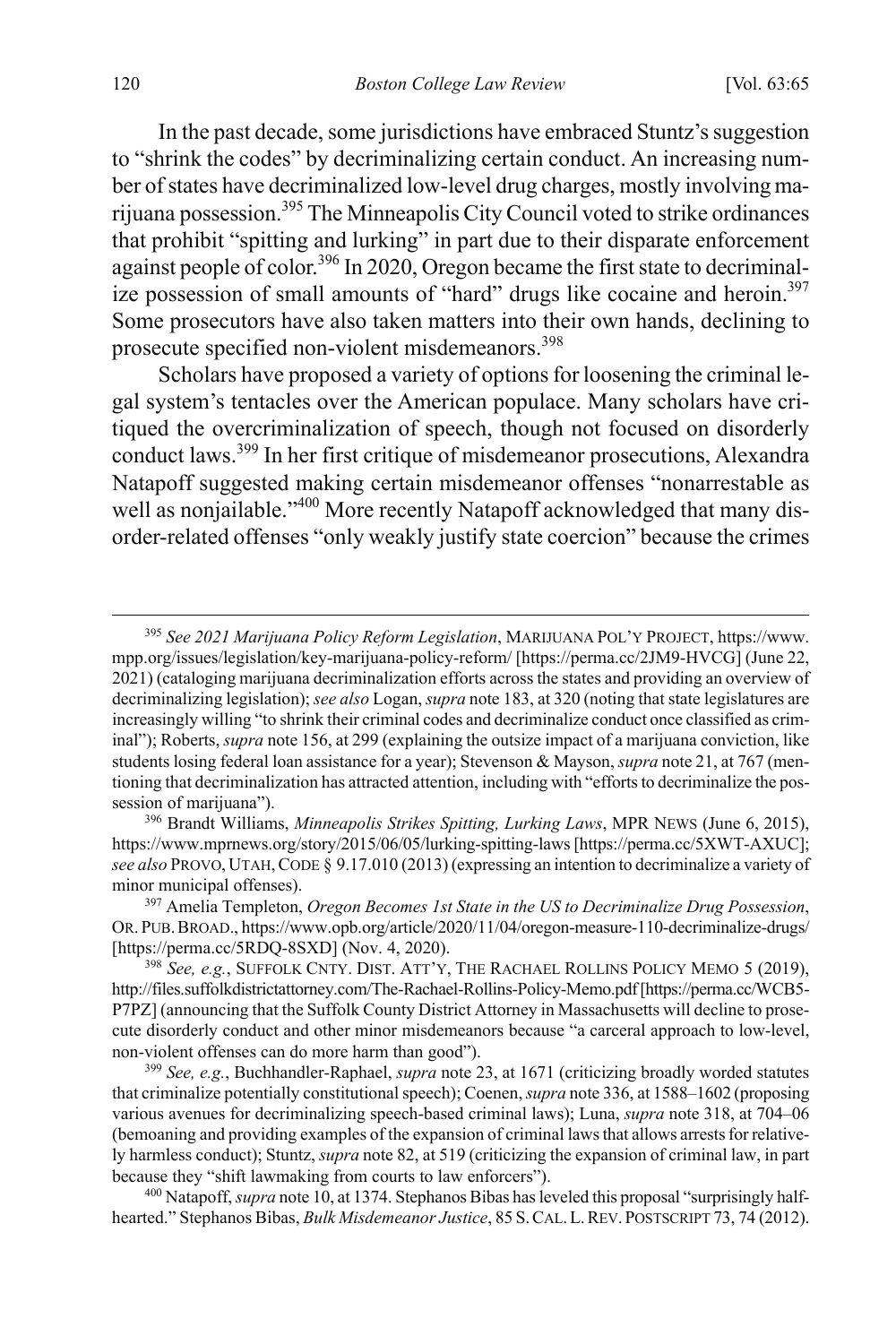In the past decade, some jurisdictions have embraced Stuntz's suggestion to "shrink the codes" by decriminalizing certain conduct. An increasing number of states have decriminalized low-level drug charges, mostly involving marijuana possession.[395] The Minneapolis City Council voted to strike ordinances that prohibit "spitting and lurking" in part due to their disparate enforcement against people of color.[396] In 2020, Oregon became the first state to decriminalize possession of small amounts of "hard" drugs like cocaine and heroin.[397] Some prosecutors have also taken matters into their own hands, declining to prosecute specified non-violent misdemeanors.[398]

Scholars have proposed a variety of options for loosening the criminal legal system's tentacles over the American populace. Many scholars have critiqued the overcriminalization of speech, though not focused on disorderly conduct laws.[399] In her first critique of misdemeanor prosecutions, Alexandra Natapoff suggested making certain misdemeanor offenses "nonarrestable as well as nonjailable."[400] More recently Natapoff acknowledged that many disorder-related offenses "only weakly justify state coercion" because the crimes

---

[395] *See 2021 Marijuana Policy Reform Legislation*, MARIJUANA POL'Y PROJECT, https://www.mpp.org/issues/legislation/key-marijuana-policy-reform/ [https://perma.cc/2JM9-HVCG] (June 22, 2021) (cataloging marijuana decriminalization efforts across the states and providing an overview of decriminalizing legislation); *see also* Logan, *supra* note 183, at 320 (noting that state legislatures are increasingly willing "to shrink their criminal codes and decriminalize conduct once classified as criminal"); Roberts, *supra* note 156, at 299 (explaining the outsize impact of a marijuana conviction, like students losing federal loan assistance for a year); Stevenson & Mayson, *supra* note 21, at 767 (mentioning that decriminalization has attracted attention, including with "efforts to decriminalize the possession of marijuana").

[396] Brandt Williams, *Minneapolis Strikes Spitting, Lurking Laws*, MPR NEWS (June 6, 2015), https://www.mprnews.org/story/2015/06/05/lurking-spitting-laws [https://perma.cc/5XWT-AXUC]; *see also* PROVO, UTAH, CODE § 9.17.010 (2013) (expressing an intention to decriminalize a variety of minor municipal offenses).

[397] Amelia Templeton, *Oregon Becomes 1st State in the US to Decriminalize Drug Possession*, OR. PUB. BROAD., https://www.opb.org/article/2020/11/04/oregon-measure-110-decriminalize-drugs/ [https://perma.cc/5RDQ-8SXD] (Nov. 4, 2020).

[398] *See, e.g.*, SUFFOLK CNTY. DIST. ATT'Y, THE RACHAEL ROLLINS POLICY MEMO 5 (2019), http://files.suffolkdistrictattorney.com/The-Rachael-Rollins-Policy-Memo.pdf [https://perma.cc/WCB5-P7PZ] (announcing that the Suffolk County District Attorney in Massachusetts will decline to prosecute disorderly conduct and other minor misdemeanors because "a carceral approach to low-level, non-violent offenses can do more harm than good").

[399] *See, e.g.*, Buchhandler-Raphael, *supra* note 23, at 1671 (criticizing broadly worded statutes that criminalize potentially constitutional speech); Coenen, *supra* note 336, at 1588–1602 (proposing various avenues for decriminalizing speech-based criminal laws); Luna, *supra* note 318, at 704–06 (bemoaning and providing examples of the expansion of criminal laws that allows arrests for relatively harmless conduct); Stuntz, *supra* note 82, at 519 (criticizing the expansion of criminal law, in part because they "shift lawmaking from courts to law enforcers").

[400] Natapoff, *supra* note 10, at 1374. Stephanos Bibas has leveled this proposal "surprisingly half-hearted." Stephanos Bibas, *Bulk Misdemeanor Justice*, 85 S. CAL. L. REV. POSTSCRIPT 73, 74 (2012).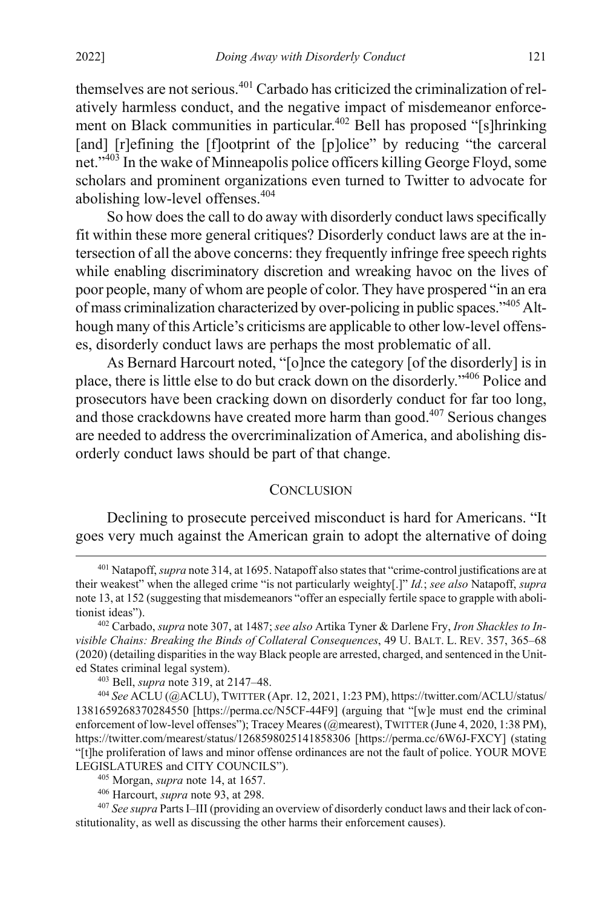themselves are not serious.[401] Carbado has criticized the criminalization of relatively harmless conduct, and the negative impact of misdemeanor enforcement on Black communities in particular.[402] Bell has proposed "[s]hrinking [and] [r]efining the [f]ootprint of the [p]olice" by reducing "the carceral net."[403] In the wake of Minneapolis police officers killing George Floyd, some scholars and prominent organizations even turned to Twitter to advocate for abolishing low-level offenses.[404]

So how does the call to do away with disorderly conduct laws specifically fit within these more general critiques? Disorderly conduct laws are at the intersection of all the above concerns: they frequently infringe free speech rights while enabling discriminatory discretion and wreaking havoc on the lives of poor people, many of whom are people of color. They have prospered "in an era of mass criminalization characterized by over-policing in public spaces."[405] Although many of this Article's criticisms are applicable to other low-level offenses, disorderly conduct laws are perhaps the most problematic of all.

As Bernard Harcourt noted, "[o]nce the category [of the disorderly] is in place, there is little else to do but crack down on the disorderly."[406] Police and prosecutors have been cracking down on disorderly conduct for far too long, and those crackdowns have created more harm than good.[407] Serious changes are needed to address the overcriminalization of America, and abolishing disorderly conduct laws should be part of that change.

## CONCLUSION

Declining to prosecute perceived misconduct is hard for Americans. "It goes very much against the American grain to adopt the alternative of doing

---

[401] Natapoff, *supra* note 314, at 1695. Natapoff also states that "crime-control justifications are at their weakest" when the alleged crime "is not particularly weighty[.]" *Id.*; *see also* Natapoff, *supra* note 13, at 152 (suggesting that misdemeanors "offer an especially fertile space to grapple with abolitionist ideas").

[402] Carbado, *supra* note 307, at 1487; *see also* Artika Tyner & Darlene Fry, *Iron Shackles to Invisible Chains: Breaking the Binds of Collateral Consequences*, 49 U. BALT. L. REV. 357, 365–68 (2020) (detailing disparities in the way Black people are arrested, charged, and sentenced in the United States criminal legal system).

[403] Bell, *supra* note 319, at 2147–48.

[404] *See* ACLU (@ACLU), TWITTER (Apr. 12, 2021, 1:23 PM), https://twitter.com/ACLU/status/1381659268370284550 [https://perma.cc/N5CF-44F9] (arguing that "[w]e must end the criminal enforcement of low-level offenses"); Tracey Meares (@mearest), TWITTER (June 4, 2020, 1:38 PM), https://twitter.com/mearest/status/1268598025141858306 [https://perma.cc/6W6J-FXCY] (stating "[t]he proliferation of laws and minor offense ordinances are not the fault of police. YOUR MOVE LEGISLATURES and CITY COUNCILS").

[405] Morgan, *supra* note 14, at 1657.

[406] Harcourt, *supra* note 93, at 298.

[407] *See supra* Parts I–III (providing an overview of disorderly conduct laws and their lack of constitutionality, as well as discussing the other harms their enforcement causes).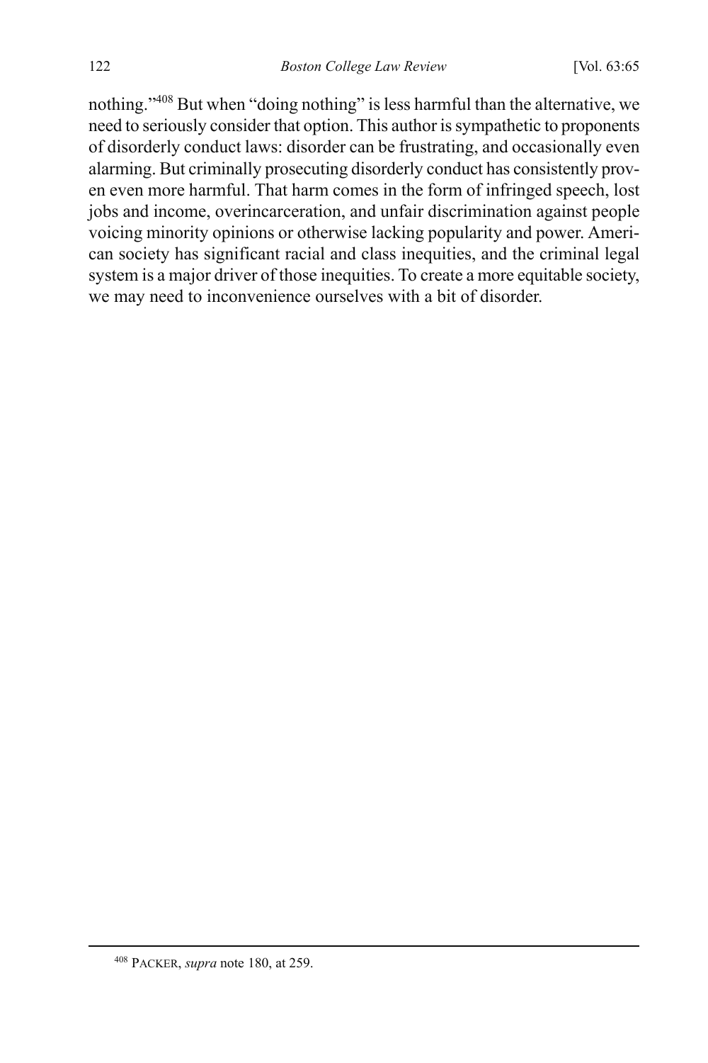nothing."[408] But when "doing nothing" is less harmful than the alternative, we need to seriously consider that option. This author is sympathetic to proponents of disorderly conduct laws: disorder can be frustrating, and occasionally even alarming. But criminally prosecuting disorderly conduct has consistently proven even more harmful. That harm comes in the form of infringed speech, lost jobs and income, overincarceration, and unfair discrimination against people voicing minority opinions or otherwise lacking popularity and power. American society has significant racial and class inequities, and the criminal legal system is a major driver of those inequities. To create a more equitable society, we may need to inconvenience ourselves with a bit of disorder.

[408] PACKER, *supra* note 180, at 259.